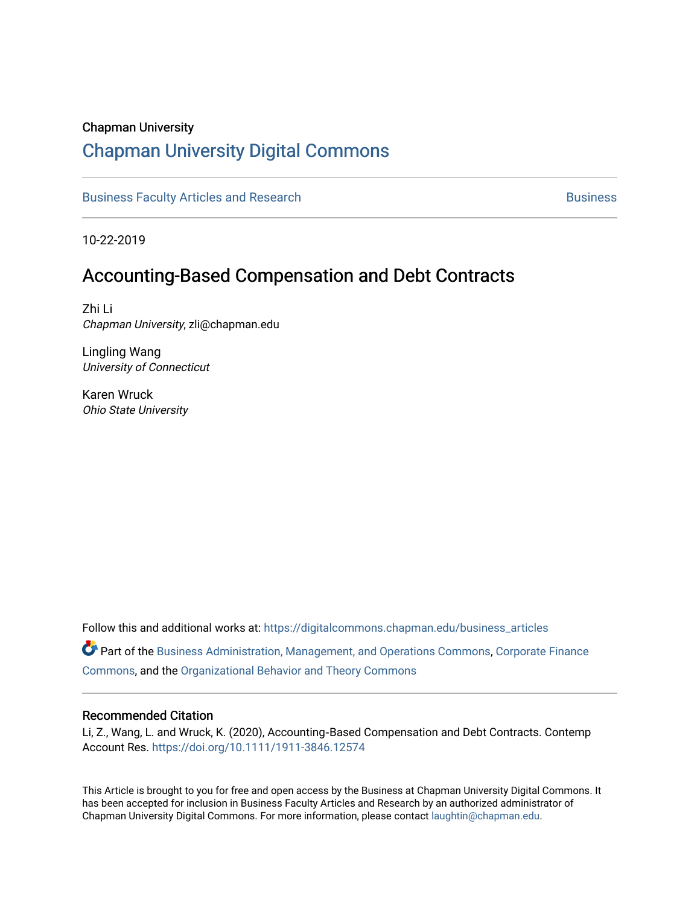Chapman University

# Chapman University Digital Commons

Business Faculty Articles and Research | Business

10-22-2019

## Accounting-Based Compensation and Debt Contracts

Zhi Li
*Chapman University*, zli@chapman.edu

Lingling Wang
*University of Connecticut*

Karen Wruck
*Ohio State University*

Follow this and additional works at: https://digitalcommons.chapman.edu/business_articles

Part of the Business Administration, Management, and Operations Commons, Corporate Finance Commons, and the Organizational Behavior and Theory Commons

### Recommended Citation

Li, Z., Wang, L. and Wruck, K. (2020), Accounting-Based Compensation and Debt Contracts. Contemp Account Res. https://doi.org/10.1111/1911-3846.12574

This Article is brought to you for free and open access by the Business at Chapman University Digital Commons. It has been accepted for inclusion in Business Faculty Articles and Research by an authorized administrator of Chapman University Digital Commons. For more information, please contact laughtin@chapman.edu.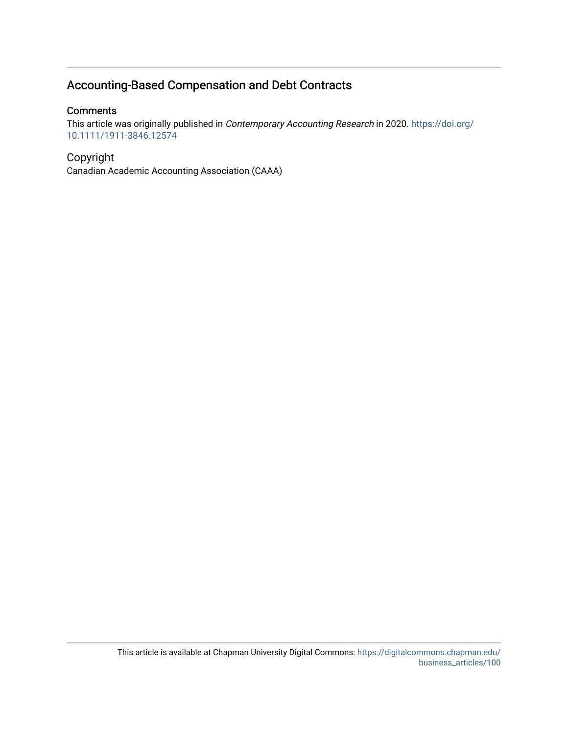## Accounting-Based Compensation and Debt Contracts

### Comments

This article was originally published in *Contemporary Accounting Research* in 2020. https://doi.org/10.1111/1911-3846.12574

### Copyright

Canadian Academic Accounting Association (CAAA)

This article is available at Chapman University Digital Commons: https://digitalcommons.chapman.edu/business_articles/100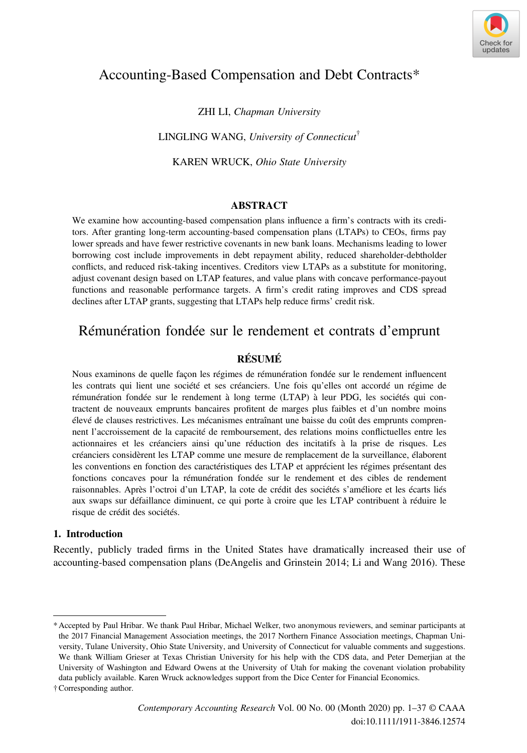# Accounting-Based Compensation and Debt Contracts*

ZHI LI, *Chapman University*

LINGLING WANG, *University of Connecticut*†

KAREN WRUCK, *Ohio State University*

## ABSTRACT

We examine how accounting-based compensation plans influence a firm's contracts with its creditors. After granting long-term accounting-based compensation plans (LTAPs) to CEOs, firms pay lower spreads and have fewer restrictive covenants in new bank loans. Mechanisms leading to lower borrowing cost include improvements in debt repayment ability, reduced shareholder-debtholder conflicts, and reduced risk-taking incentives. Creditors view LTAPs as a substitute for monitoring, adjust covenant design based on LTAP features, and value plans with concave performance-payout functions and reasonable performance targets. A firm's credit rating improves and CDS spread declines after LTAP grants, suggesting that LTAPs help reduce firms' credit risk.

# Rémunération fondée sur le rendement et contrats d'emprunt

## RÉSUMÉ

Nous examinons de quelle façon les régimes de rémunération fondée sur le rendement influencent les contrats qui lient une société et ses créanciers. Une fois qu'elles ont accordé un régime de rémunération fondée sur le rendement à long terme (LTAP) à leur PDG, les sociétés qui contractent de nouveaux emprunts bancaires profitent de marges plus faibles et d'un nombre moins élevé de clauses restrictives. Les mécanismes entraînant une baisse du coût des emprunts comprennent l'accroissement de la capacité de remboursement, des relations moins conflictuelles entre les actionnaires et les créanciers ainsi qu'une réduction des incitatifs à la prise de risques. Les créanciers considèrent les LTAP comme une mesure de remplacement de la surveillance, élaborent les conventions en fonction des caractéristiques des LTAP et apprécient les régimes présentant des fonctions concaves pour la rémunération fondée sur le rendement et des cibles de rendement raisonnables. Après l'octroi d'un LTAP, la cote de crédit des sociétés s'améliore et les écarts liés aux swaps sur défaillance diminuent, ce qui porte à croire que les LTAP contribuent à réduire le risque de crédit des sociétés.

## 1. Introduction

Recently, publicly traded firms in the United States have dramatically increased their use of accounting-based compensation plans (DeAngelis and Grinstein 2014; Li and Wang 2016). These

---

* Accepted by Paul Hribar. We thank Paul Hribar, Michael Welker, two anonymous reviewers, and seminar participants at the 2017 Financial Management Association meetings, the 2017 Northern Finance Association meetings, Chapman University, Tulane University, Ohio State University, and University of Connecticut for valuable comments and suggestions. We thank William Grieser at Texas Christian University for his help with the CDS data, and Peter Demerjian at the University of Washington and Edward Owens at the University of Utah for making the covenant violation probability data publicly available. Karen Wruck acknowledges support from the Dice Center for Financial Economics.

† Corresponding author.

*Contemporary Accounting Research* Vol. 00 No. 00 (Month 2020) pp. 1–37 © CAAA
doi:10.1111/1911-3846.12574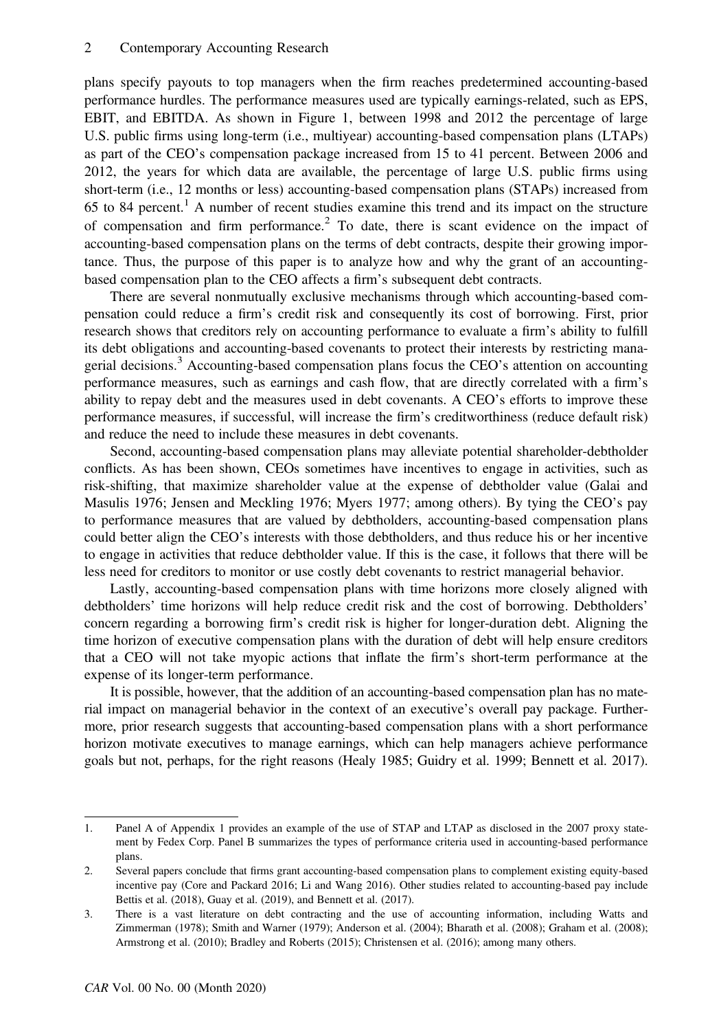plans specify payouts to top managers when the firm reaches predetermined accounting-based performance hurdles. The performance measures used are typically earnings-related, such as EPS, EBIT, and EBITDA. As shown in Figure 1, between 1998 and 2012 the percentage of large U.S. public firms using long-term (i.e., multiyear) accounting-based compensation plans (LTAPs) as part of the CEO's compensation package increased from 15 to 41 percent. Between 2006 and 2012, the years for which data are available, the percentage of large U.S. public firms using short-term (i.e., 12 months or less) accounting-based compensation plans (STAPs) increased from 65 to 84 percent.[1] A number of recent studies examine this trend and its impact on the structure of compensation and firm performance.[2] To date, there is scant evidence on the impact of accounting-based compensation plans on the terms of debt contracts, despite their growing importance. Thus, the purpose of this paper is to analyze how and why the grant of an accounting-based compensation plan to the CEO affects a firm's subsequent debt contracts.

There are several nonmutually exclusive mechanisms through which accounting-based compensation could reduce a firm's credit risk and consequently its cost of borrowing. First, prior research shows that creditors rely on accounting performance to evaluate a firm's ability to fulfill its debt obligations and accounting-based covenants to protect their interests by restricting managerial decisions.[3] Accounting-based compensation plans focus the CEO's attention on accounting performance measures, such as earnings and cash flow, that are directly correlated with a firm's ability to repay debt and the measures used in debt covenants. A CEO's efforts to improve these performance measures, if successful, will increase the firm's creditworthiness (reduce default risk) and reduce the need to include these measures in debt covenants.

Second, accounting-based compensation plans may alleviate potential shareholder-debtholder conflicts. As has been shown, CEOs sometimes have incentives to engage in activities, such as risk-shifting, that maximize shareholder value at the expense of debtholder value (Galai and Masulis 1976; Jensen and Meckling 1976; Myers 1977; among others). By tying the CEO's pay to performance measures that are valued by debtholders, accounting-based compensation plans could better align the CEO's interests with those debtholders, and thus reduce his or her incentive to engage in activities that reduce debtholder value. If this is the case, it follows that there will be less need for creditors to monitor or use costly debt covenants to restrict managerial behavior.

Lastly, accounting-based compensation plans with time horizons more closely aligned with debtholders' time horizons will help reduce credit risk and the cost of borrowing. Debtholders' concern regarding a borrowing firm's credit risk is higher for longer-duration debt. Aligning the time horizon of executive compensation plans with the duration of debt will help ensure creditors that a CEO will not take myopic actions that inflate the firm's short-term performance at the expense of its longer-term performance.

It is possible, however, that the addition of an accounting-based compensation plan has no material impact on managerial behavior in the context of an executive's overall pay package. Furthermore, prior research suggests that accounting-based compensation plans with a short performance horizon motivate executives to manage earnings, which can help managers achieve performance goals but not, perhaps, for the right reasons (Healy 1985; Guidry et al. 1999; Bennett et al. 2017).

---

1. Panel A of Appendix 1 provides an example of the use of STAP and LTAP as disclosed in the 2007 proxy statement by Fedex Corp. Panel B summarizes the types of performance criteria used in accounting-based performance plans.
2. Several papers conclude that firms grant accounting-based compensation plans to complement existing equity-based incentive pay (Core and Packard 2016; Li and Wang 2016). Other studies related to accounting-based pay include Bettis et al. (2018), Guay et al. (2019), and Bennett et al. (2017).
3. There is a vast literature on debt contracting and the use of accounting information, including Watts and Zimmerman (1978); Smith and Warner (1979); Anderson et al. (2004); Bharath et al. (2008); Graham et al. (2008); Armstrong et al. (2010); Bradley and Roberts (2015); Christensen et al. (2016); among many others.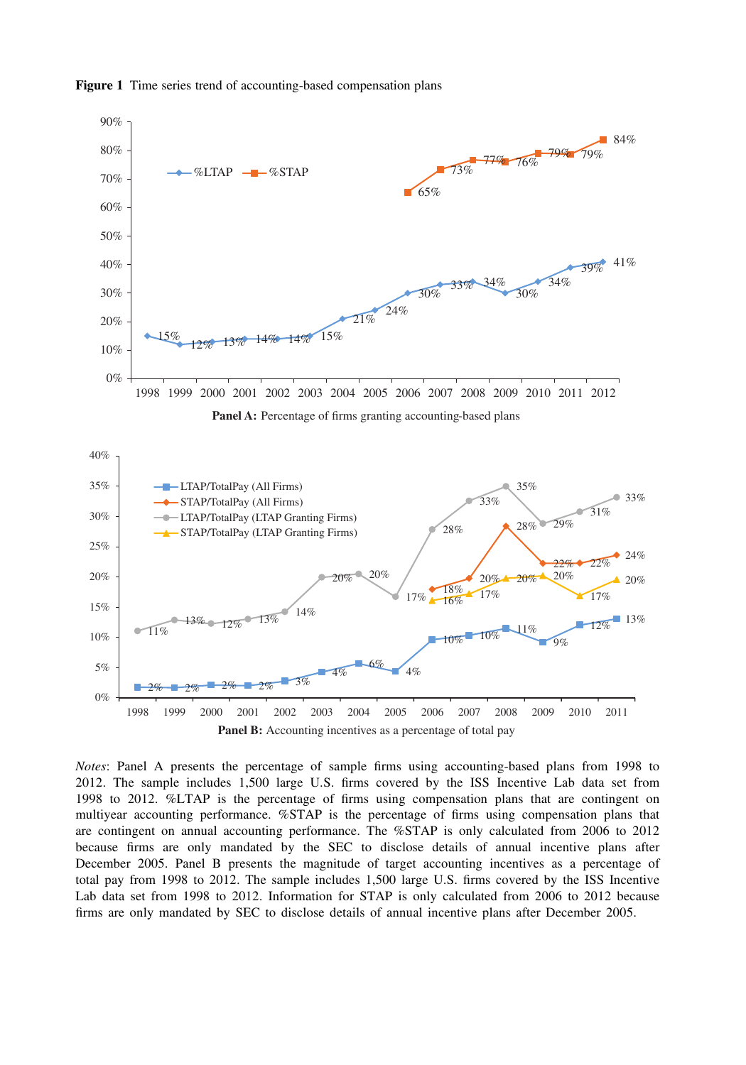**Figure 1** Time series trend of accounting-based compensation plans

**Panel A:** Percentage of firms granting accounting-based plans

**Panel B:** Accounting incentives as a percentage of total pay

*Notes*: Panel A presents the percentage of sample firms using accounting-based plans from 1998 to 2012. The sample includes 1,500 large U.S. firms covered by the ISS Incentive Lab data set from 1998 to 2012. %LTAP is the percentage of firms using compensation plans that are contingent on multiyear accounting performance. %STAP is the percentage of firms using compensation plans that are contingent on annual accounting performance. The %STAP is only calculated from 2006 to 2012 because firms are only mandated by the SEC to disclose details of annual incentive plans after December 2005. Panel B presents the magnitude of target accounting incentives as a percentage of total pay from 1998 to 2012. The sample includes 1,500 large U.S. firms covered by the ISS Incentive Lab data set from 1998 to 2012. Information for STAP is only calculated from 2006 to 2012 because firms are only mandated by SEC to disclose details of annual incentive plans after December 2005.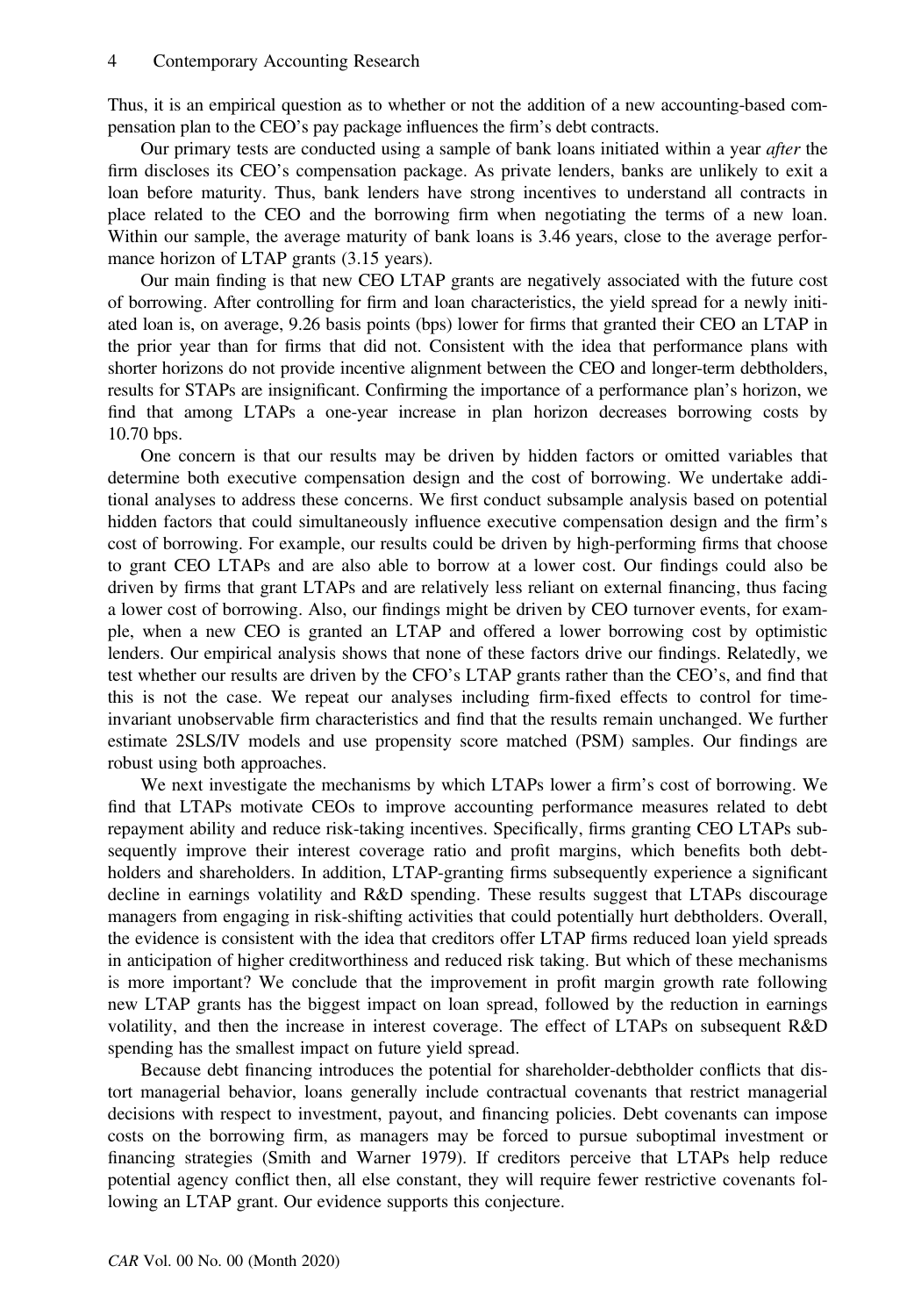Thus, it is an empirical question as to whether or not the addition of a new accounting-based compensation plan to the CEO's pay package influences the firm's debt contracts.

Our primary tests are conducted using a sample of bank loans initiated within a year *after* the firm discloses its CEO's compensation package. As private lenders, banks are unlikely to exit a loan before maturity. Thus, bank lenders have strong incentives to understand all contracts in place related to the CEO and the borrowing firm when negotiating the terms of a new loan. Within our sample, the average maturity of bank loans is 3.46 years, close to the average performance horizon of LTAP grants (3.15 years).

Our main finding is that new CEO LTAP grants are negatively associated with the future cost of borrowing. After controlling for firm and loan characteristics, the yield spread for a newly initiated loan is, on average, 9.26 basis points (bps) lower for firms that granted their CEO an LTAP in the prior year than for firms that did not. Consistent with the idea that performance plans with shorter horizons do not provide incentive alignment between the CEO and longer-term debtholders, results for STAPs are insignificant. Confirming the importance of a performance plan's horizon, we find that among LTAPs a one-year increase in plan horizon decreases borrowing costs by 10.70 bps.

One concern is that our results may be driven by hidden factors or omitted variables that determine both executive compensation design and the cost of borrowing. We undertake additional analyses to address these concerns. We first conduct subsample analysis based on potential hidden factors that could simultaneously influence executive compensation design and the firm's cost of borrowing. For example, our results could be driven by high-performing firms that choose to grant CEO LTAPs and are also able to borrow at a lower cost. Our findings could also be driven by firms that grant LTAPs and are relatively less reliant on external financing, thus facing a lower cost of borrowing. Also, our findings might be driven by CEO turnover events, for example, when a new CEO is granted an LTAP and offered a lower borrowing cost by optimistic lenders. Our empirical analysis shows that none of these factors drive our findings. Relatedly, we test whether our results are driven by the CFO's LTAP grants rather than the CEO's, and find that this is not the case. We repeat our analyses including firm-fixed effects to control for time-invariant unobservable firm characteristics and find that the results remain unchanged. We further estimate 2SLS/IV models and use propensity score matched (PSM) samples. Our findings are robust using both approaches.

We next investigate the mechanisms by which LTAPs lower a firm's cost of borrowing. We find that LTAPs motivate CEOs to improve accounting performance measures related to debt repayment ability and reduce risk-taking incentives. Specifically, firms granting CEO LTAPs subsequently improve their interest coverage ratio and profit margins, which benefits both debtholders and shareholders. In addition, LTAP-granting firms subsequently experience a significant decline in earnings volatility and R&D spending. These results suggest that LTAPs discourage managers from engaging in risk-shifting activities that could potentially hurt debtholders. Overall, the evidence is consistent with the idea that creditors offer LTAP firms reduced loan yield spreads in anticipation of higher creditworthiness and reduced risk taking. But which of these mechanisms is more important? We conclude that the improvement in profit margin growth rate following new LTAP grants has the biggest impact on loan spread, followed by the reduction in earnings volatility, and then the increase in interest coverage. The effect of LTAPs on subsequent R&D spending has the smallest impact on future yield spread.

Because debt financing introduces the potential for shareholder-debtholder conflicts that distort managerial behavior, loans generally include contractual covenants that restrict managerial decisions with respect to investment, payout, and financing policies. Debt covenants can impose costs on the borrowing firm, as managers may be forced to pursue suboptimal investment or financing strategies (Smith and Warner 1979). If creditors perceive that LTAPs help reduce potential agency conflict then, all else constant, they will require fewer restrictive covenants following an LTAP grant. Our evidence supports this conjecture.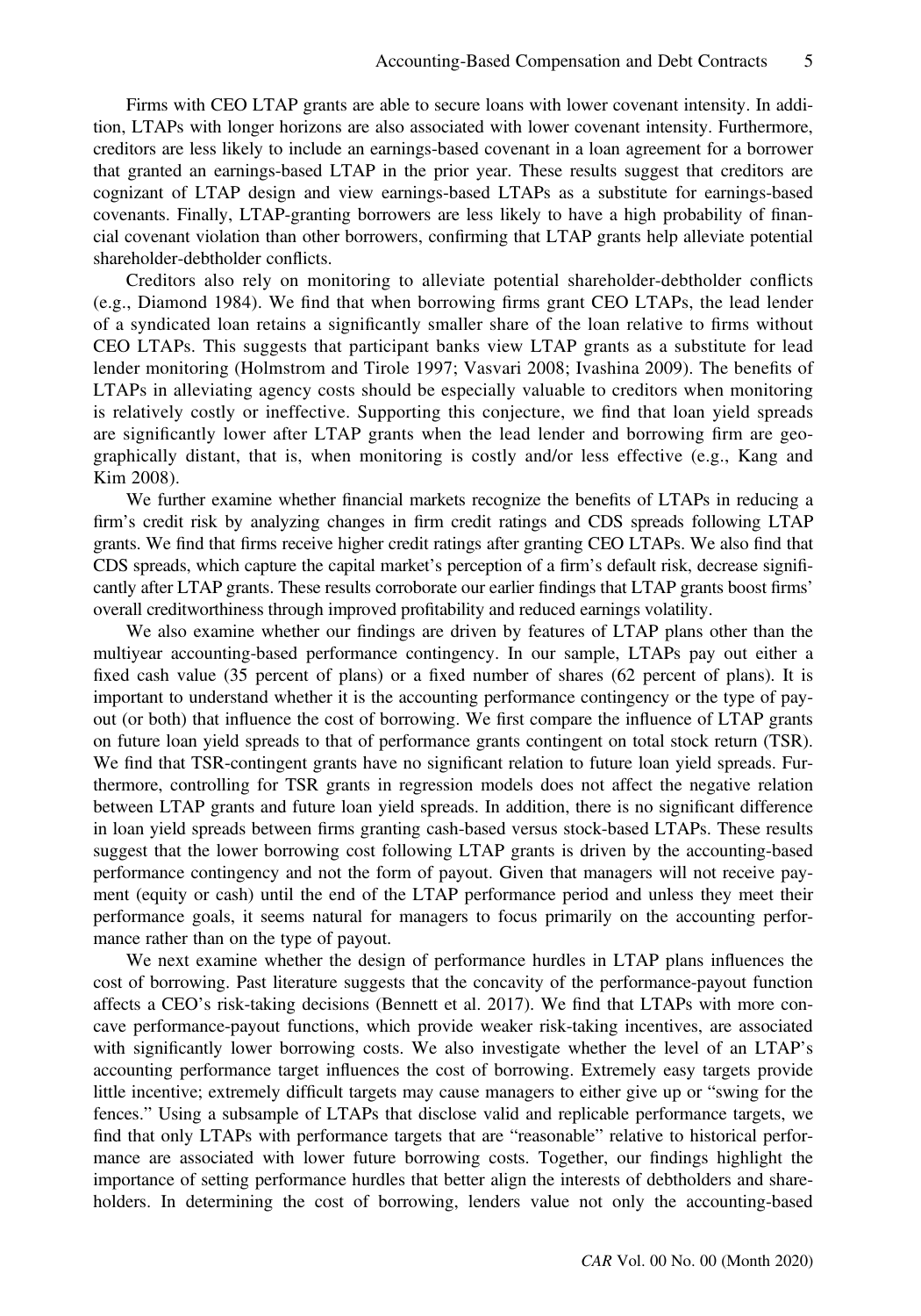Firms with CEO LTAP grants are able to secure loans with lower covenant intensity. In addition, LTAPs with longer horizons are also associated with lower covenant intensity. Furthermore, creditors are less likely to include an earnings-based covenant in a loan agreement for a borrower that granted an earnings-based LTAP in the prior year. These results suggest that creditors are cognizant of LTAP design and view earnings-based LTAPs as a substitute for earnings-based covenants. Finally, LTAP-granting borrowers are less likely to have a high probability of financial covenant violation than other borrowers, confirming that LTAP grants help alleviate potential shareholder-debtholder conflicts.

Creditors also rely on monitoring to alleviate potential shareholder-debtholder conflicts (e.g., Diamond 1984). We find that when borrowing firms grant CEO LTAPs, the lead lender of a syndicated loan retains a significantly smaller share of the loan relative to firms without CEO LTAPs. This suggests that participant banks view LTAP grants as a substitute for lead lender monitoring (Holmstrom and Tirole 1997; Vasvari 2008; Ivashina 2009). The benefits of LTAPs in alleviating agency costs should be especially valuable to creditors when monitoring is relatively costly or ineffective. Supporting this conjecture, we find that loan yield spreads are significantly lower after LTAP grants when the lead lender and borrowing firm are geographically distant, that is, when monitoring is costly and/or less effective (e.g., Kang and Kim 2008).

We further examine whether financial markets recognize the benefits of LTAPs in reducing a firm's credit risk by analyzing changes in firm credit ratings and CDS spreads following LTAP grants. We find that firms receive higher credit ratings after granting CEO LTAPs. We also find that CDS spreads, which capture the capital market's perception of a firm's default risk, decrease significantly after LTAP grants. These results corroborate our earlier findings that LTAP grants boost firms' overall creditworthiness through improved profitability and reduced earnings volatility.

We also examine whether our findings are driven by features of LTAP plans other than the multiyear accounting-based performance contingency. In our sample, LTAPs pay out either a fixed cash value (35 percent of plans) or a fixed number of shares (62 percent of plans). It is important to understand whether it is the accounting performance contingency or the type of payout (or both) that influence the cost of borrowing. We first compare the influence of LTAP grants on future loan yield spreads to that of performance grants contingent on total stock return (TSR). We find that TSR-contingent grants have no significant relation to future loan yield spreads. Furthermore, controlling for TSR grants in regression models does not affect the negative relation between LTAP grants and future loan yield spreads. In addition, there is no significant difference in loan yield spreads between firms granting cash-based versus stock-based LTAPs. These results suggest that the lower borrowing cost following LTAP grants is driven by the accounting-based performance contingency and not the form of payout. Given that managers will not receive payment (equity or cash) until the end of the LTAP performance period and unless they meet their performance goals, it seems natural for managers to focus primarily on the accounting performance rather than on the type of payout.

We next examine whether the design of performance hurdles in LTAP plans influences the cost of borrowing. Past literature suggests that the concavity of the performance-payout function affects a CEO's risk-taking decisions (Bennett et al. 2017). We find that LTAPs with more concave performance-payout functions, which provide weaker risk-taking incentives, are associated with significantly lower borrowing costs. We also investigate whether the level of an LTAP's accounting performance target influences the cost of borrowing. Extremely easy targets provide little incentive; extremely difficult targets may cause managers to either give up or "swing for the fences." Using a subsample of LTAPs that disclose valid and replicable performance targets, we find that only LTAPs with performance targets that are "reasonable" relative to historical performance are associated with lower future borrowing costs. Together, our findings highlight the importance of setting performance hurdles that better align the interests of debtholders and shareholders. In determining the cost of borrowing, lenders value not only the accounting-based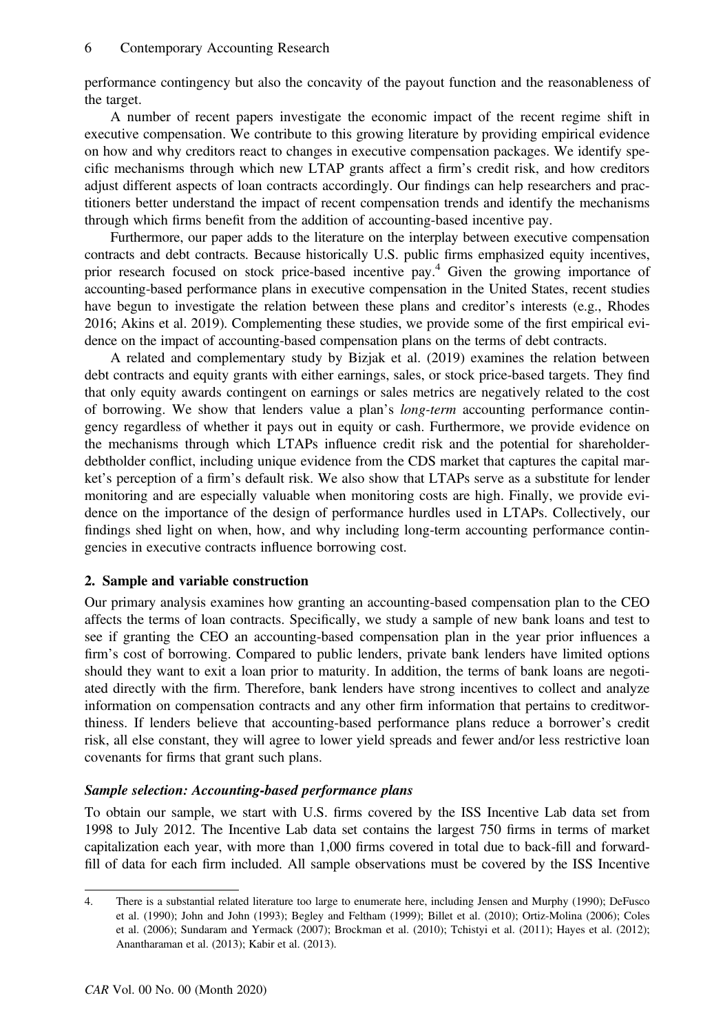performance contingency but also the concavity of the payout function and the reasonableness of the target.

A number of recent papers investigate the economic impact of the recent regime shift in executive compensation. We contribute to this growing literature by providing empirical evidence on how and why creditors react to changes in executive compensation packages. We identify specific mechanisms through which new LTAP grants affect a firm's credit risk, and how creditors adjust different aspects of loan contracts accordingly. Our findings can help researchers and practitioners better understand the impact of recent compensation trends and identify the mechanisms through which firms benefit from the addition of accounting-based incentive pay.

Furthermore, our paper adds to the literature on the interplay between executive compensation contracts and debt contracts. Because historically U.S. public firms emphasized equity incentives, prior research focused on stock price-based incentive pay.[4] Given the growing importance of accounting-based performance plans in executive compensation in the United States, recent studies have begun to investigate the relation between these plans and creditor's interests (e.g., Rhodes 2016; Akins et al. 2019). Complementing these studies, we provide some of the first empirical evidence on the impact of accounting-based compensation plans on the terms of debt contracts.

A related and complementary study by Bizjak et al. (2019) examines the relation between debt contracts and equity grants with either earnings, sales, or stock price-based targets. They find that only equity awards contingent on earnings or sales metrics are negatively related to the cost of borrowing. We show that lenders value a plan's *long-term* accounting performance contingency regardless of whether it pays out in equity or cash. Furthermore, we provide evidence on the mechanisms through which LTAPs influence credit risk and the potential for shareholder-debtholder conflict, including unique evidence from the CDS market that captures the capital market's perception of a firm's default risk. We also show that LTAPs serve as a substitute for lender monitoring and are especially valuable when monitoring costs are high. Finally, we provide evidence on the importance of the design of performance hurdles used in LTAPs. Collectively, our findings shed light on when, how, and why including long-term accounting performance contingencies in executive contracts influence borrowing cost.

## 2. Sample and variable construction

Our primary analysis examines how granting an accounting-based compensation plan to the CEO affects the terms of loan contracts. Specifically, we study a sample of new bank loans and test to see if granting the CEO an accounting-based compensation plan in the year prior influences a firm's cost of borrowing. Compared to public lenders, private bank lenders have limited options should they want to exit a loan prior to maturity. In addition, the terms of bank loans are negotiated directly with the firm. Therefore, bank lenders have strong incentives to collect and analyze information on compensation contracts and any other firm information that pertains to creditworthiness. If lenders believe that accounting-based performance plans reduce a borrower's credit risk, all else constant, they will agree to lower yield spreads and fewer and/or less restrictive loan covenants for firms that grant such plans.

### *Sample selection: Accounting-based performance plans*

To obtain our sample, we start with U.S. firms covered by the ISS Incentive Lab data set from 1998 to July 2012. The Incentive Lab data set contains the largest 750 firms in terms of market capitalization each year, with more than 1,000 firms covered in total due to back-fill and forward-fill of data for each firm included. All sample observations must be covered by the ISS Incentive

---

4. There is a substantial related literature too large to enumerate here, including Jensen and Murphy (1990); DeFusco et al. (1990); John and John (1993); Begley and Feltham (1999); Billet et al. (2010); Ortiz-Molina (2006); Coles et al. (2006); Sundaram and Yermack (2007); Brockman et al. (2010); Tchistyi et al. (2011); Hayes et al. (2012); Anantharaman et al. (2013); Kabir et al. (2013).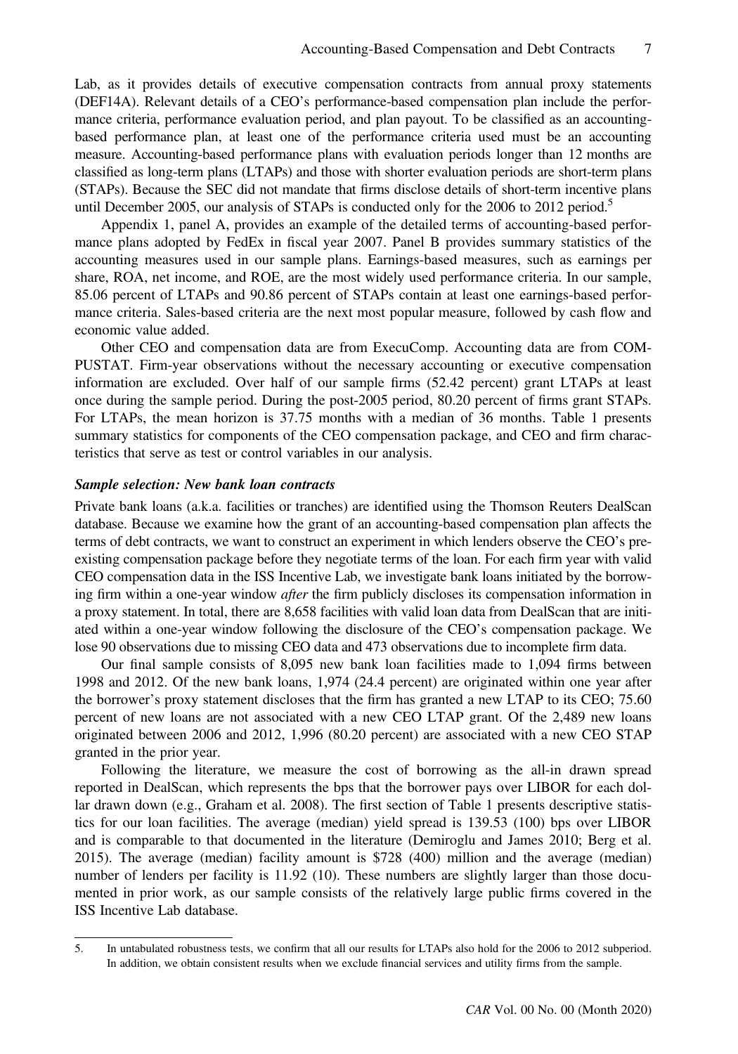Lab, as it provides details of executive compensation contracts from annual proxy statements (DEF14A). Relevant details of a CEO's performance-based compensation plan include the performance criteria, performance evaluation period, and plan payout. To be classified as an accounting-based performance plan, at least one of the performance criteria used must be an accounting measure. Accounting-based performance plans with evaluation periods longer than 12 months are classified as long-term plans (LTAPs) and those with shorter evaluation periods are short-term plans (STAPs). Because the SEC did not mandate that firms disclose details of short-term incentive plans until December 2005, our analysis of STAPs is conducted only for the 2006 to 2012 period.[5]

Appendix 1, panel A, provides an example of the detailed terms of accounting-based performance plans adopted by FedEx in fiscal year 2007. Panel B provides summary statistics of the accounting measures used in our sample plans. Earnings-based measures, such as earnings per share, ROA, net income, and ROE, are the most widely used performance criteria. In our sample, 85.06 percent of LTAPs and 90.86 percent of STAPs contain at least one earnings-based performance criteria. Sales-based criteria are the next most popular measure, followed by cash flow and economic value added.

Other CEO and compensation data are from ExecuComp. Accounting data are from COMPUSTAT. Firm-year observations without the necessary accounting or executive compensation information are excluded. Over half of our sample firms (52.42 percent) grant LTAPs at least once during the sample period. During the post-2005 period, 80.20 percent of firms grant STAPs. For LTAPs, the mean horizon is 37.75 months with a median of 36 months. Table 1 presents summary statistics for components of the CEO compensation package, and CEO and firm characteristics that serve as test or control variables in our analysis.

### *Sample selection: New bank loan contracts*

Private bank loans (a.k.a. facilities or tranches) are identified using the Thomson Reuters DealScan database. Because we examine how the grant of an accounting-based compensation plan affects the terms of debt contracts, we want to construct an experiment in which lenders observe the CEO's pre-existing compensation package before they negotiate terms of the loan. For each firm year with valid CEO compensation data in the ISS Incentive Lab, we investigate bank loans initiated by the borrowing firm within a one-year window *after* the firm publicly discloses its compensation information in a proxy statement. In total, there are 8,658 facilities with valid loan data from DealScan that are initiated within a one-year window following the disclosure of the CEO's compensation package. We lose 90 observations due to missing CEO data and 473 observations due to incomplete firm data.

Our final sample consists of 8,095 new bank loan facilities made to 1,094 firms between 1998 and 2012. Of the new bank loans, 1,974 (24.4 percent) are originated within one year after the borrower's proxy statement discloses that the firm has granted a new LTAP to its CEO; 75.60 percent of new loans are not associated with a new CEO LTAP grant. Of the 2,489 new loans originated between 2006 and 2012, 1,996 (80.20 percent) are associated with a new CEO STAP granted in the prior year.

Following the literature, we measure the cost of borrowing as the all-in drawn spread reported in DealScan, which represents the bps that the borrower pays over LIBOR for each dollar drawn down (e.g., Graham et al. 2008). The first section of Table 1 presents descriptive statistics for our loan facilities. The average (median) yield spread is 139.53 (100) bps over LIBOR and is comparable to that documented in the literature (Demiroglu and James 2010; Berg et al. 2015). The average (median) facility amount is $728 (400) million and the average (median) number of lenders per facility is 11.92 (10). These numbers are slightly larger than those documented in prior work, as our sample consists of the relatively large public firms covered in the ISS Incentive Lab database.

---

5. In untabulated robustness tests, we confirm that all our results for LTAPs also hold for the 2006 to 2012 subperiod. In addition, we obtain consistent results when we exclude financial services and utility firms from the sample.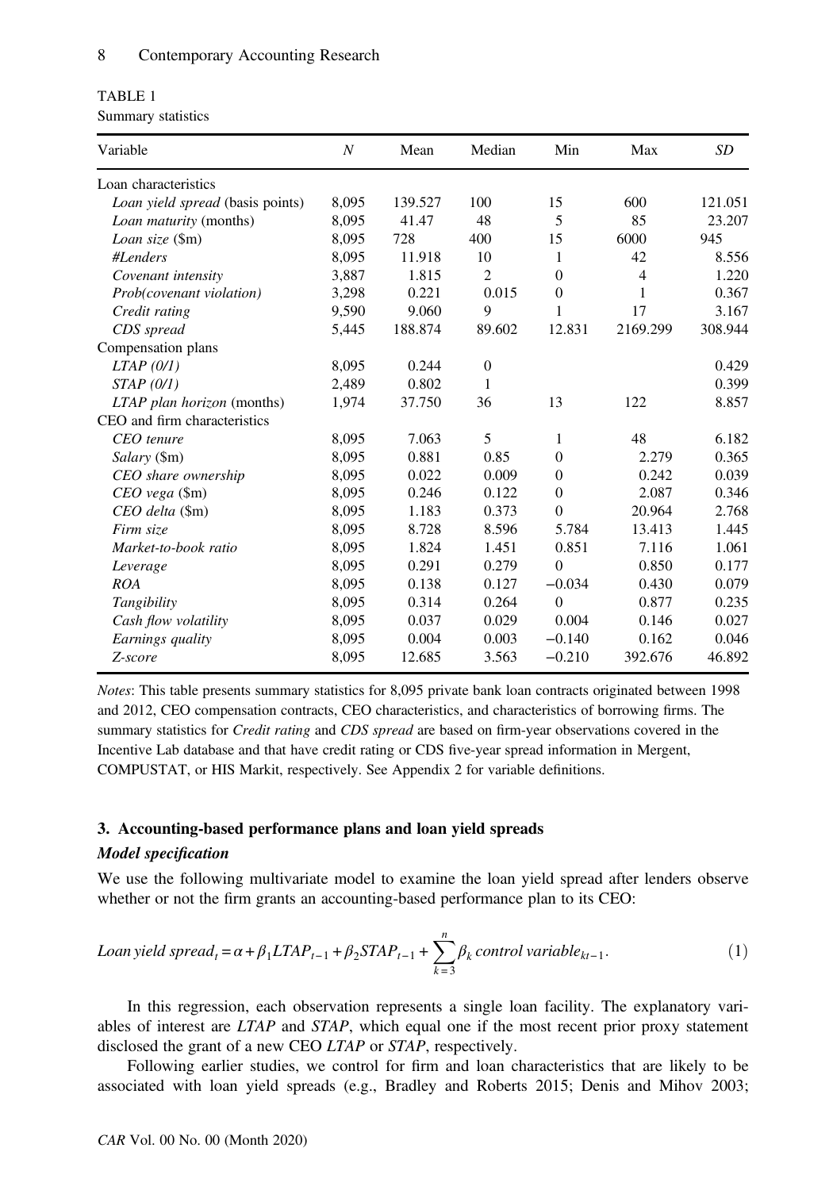TABLE 1
Summary statistics

| Variable | *N* | Mean | Median | Min | Max | *SD* |
|---|---|---|---|---|---|---|
| Loan characteristics | | | | | | |
| *Loan yield spread* (basis points) | 8,095 | 139.527 | 100 | 15 | 600 | 121.051 |
| *Loan maturity* (months) | 8,095 | 41.47 | 48 | 5 | 85 | 23.207 |
| *Loan size* ($m) | 8,095 | 728 | 400 | 15 | 6000 | 945 |
| *#Lenders* | 8,095 | 11.918 | 10 | 1 | 42 | 8.556 |
| *Covenant intensity* | 3,887 | 1.815 | 2 | 0 | 4 | 1.220 |
| *Prob(covenant violation)* | 3,298 | 0.221 | 0.015 | 0 | 1 | 0.367 |
| *Credit rating* | 9,590 | 9.060 | 9 | 1 | 17 | 3.167 |
| *CDS spread* | 5,445 | 188.874 | 89.602 | 12.831 | 2169.299 | 308.944 |
| Compensation plans | | | | | | |
| *LTAP (0/1)* | 8,095 | 0.244 | 0 | | | 0.429 |
| *STAP (0/1)* | 2,489 | 0.802 | 1 | | | 0.399 |
| *LTAP plan horizon* (months) | 1,974 | 37.750 | 36 | 13 | 122 | 8.857 |
| CEO and firm characteristics | | | | | | |
| *CEO tenure* | 8,095 | 7.063 | 5 | 1 | 48 | 6.182 |
| *Salary* ($m) | 8,095 | 0.881 | 0.85 | 0 | 2.279 | 0.365 |
| *CEO share ownership* | 8,095 | 0.022 | 0.009 | 0 | 0.242 | 0.039 |
| *CEO vega* ($m) | 8,095 | 0.246 | 0.122 | 0 | 2.087 | 0.346 |
| *CEO delta* ($m) | 8,095 | 1.183 | 0.373 | 0 | 20.964 | 2.768 |
| *Firm size* | 8,095 | 8.728 | 8.596 | 5.784 | 13.413 | 1.445 |
| *Market-to-book ratio* | 8,095 | 1.824 | 1.451 | 0.851 | 7.116 | 1.061 |
| *Leverage* | 8,095 | 0.291 | 0.279 | 0 | 0.850 | 0.177 |
| *ROA* | 8,095 | 0.138 | 0.127 | −0.034 | 0.430 | 0.079 |
| *Tangibility* | 8,095 | 0.314 | 0.264 | 0 | 0.877 | 0.235 |
| *Cash flow volatility* | 8,095 | 0.037 | 0.029 | 0.004 | 0.146 | 0.027 |
| *Earnings quality* | 8,095 | 0.004 | 0.003 | −0.140 | 0.162 | 0.046 |
| *Z-score* | 8,095 | 12.685 | 3.563 | −0.210 | 392.676 | 46.892 |

*Notes*: This table presents summary statistics for 8,095 private bank loan contracts originated between 1998 and 2012, CEO compensation contracts, CEO characteristics, and characteristics of borrowing firms. The summary statistics for *Credit rating* and *CDS spread* are based on firm-year observations covered in the Incentive Lab database and that have credit rating or CDS five-year spread information in Mergent, COMPUSTAT, or HIS Markit, respectively. See Appendix 2 for variable definitions.

## 3. Accounting-based performance plans and loan yield spreads

### *Model specification*

We use the following multivariate model to examine the loan yield spread after lenders observe whether or not the firm grants an accounting-based performance plan to its CEO:

$$Loan\,yield\,spread_t = \alpha + \beta_1 LTAP_{t-1} + \beta_2 STAP_{t-1} + \sum_{k=3}^{n} \beta_k\,control\,variable_{kt-1}. \tag{1}$$

In this regression, each observation represents a single loan facility. The explanatory variables of interest are *LTAP* and *STAP*, which equal one if the most recent prior proxy statement disclosed the grant of a new CEO *LTAP* or *STAP*, respectively.

Following earlier studies, we control for firm and loan characteristics that are likely to be associated with loan yield spreads (e.g., Bradley and Roberts 2015; Denis and Mihov 2003;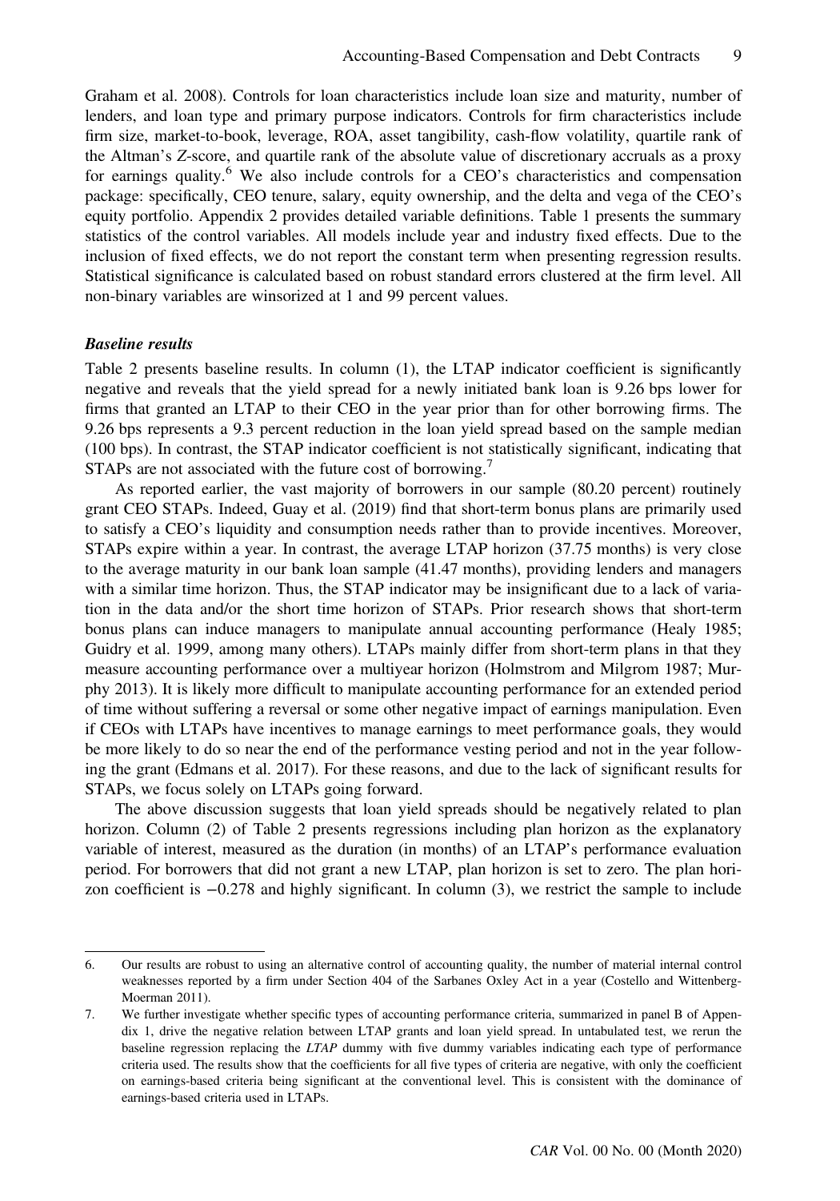Graham et al. 2008). Controls for loan characteristics include loan size and maturity, number of lenders, and loan type and primary purpose indicators. Controls for firm characteristics include firm size, market-to-book, leverage, ROA, asset tangibility, cash-flow volatility, quartile rank of the Altman's Z-score, and quartile rank of the absolute value of discretionary accruals as a proxy for earnings quality.[6] We also include controls for a CEO's characteristics and compensation package: specifically, CEO tenure, salary, equity ownership, and the delta and vega of the CEO's equity portfolio. Appendix 2 provides detailed variable definitions. Table 1 presents the summary statistics of the control variables. All models include year and industry fixed effects. Due to the inclusion of fixed effects, we do not report the constant term when presenting regression results. Statistical significance is calculated based on robust standard errors clustered at the firm level. All non-binary variables are winsorized at 1 and 99 percent values.

### *Baseline results*

Table 2 presents baseline results. In column (1), the LTAP indicator coefficient is significantly negative and reveals that the yield spread for a newly initiated bank loan is 9.26 bps lower for firms that granted an LTAP to their CEO in the year prior than for other borrowing firms. The 9.26 bps represents a 9.3 percent reduction in the loan yield spread based on the sample median (100 bps). In contrast, the STAP indicator coefficient is not statistically significant, indicating that STAPs are not associated with the future cost of borrowing.[7]

As reported earlier, the vast majority of borrowers in our sample (80.20 percent) routinely grant CEO STAPs. Indeed, Guay et al. (2019) find that short-term bonus plans are primarily used to satisfy a CEO's liquidity and consumption needs rather than to provide incentives. Moreover, STAPs expire within a year. In contrast, the average LTAP horizon (37.75 months) is very close to the average maturity in our bank loan sample (41.47 months), providing lenders and managers with a similar time horizon. Thus, the STAP indicator may be insignificant due to a lack of variation in the data and/or the short time horizon of STAPs. Prior research shows that short-term bonus plans can induce managers to manipulate annual accounting performance (Healy 1985; Guidry et al. 1999, among many others). LTAPs mainly differ from short-term plans in that they measure accounting performance over a multiyear horizon (Holmstrom and Milgrom 1987; Murphy 2013). It is likely more difficult to manipulate accounting performance for an extended period of time without suffering a reversal or some other negative impact of earnings manipulation. Even if CEOs with LTAPs have incentives to manage earnings to meet performance goals, they would be more likely to do so near the end of the performance vesting period and not in the year following the grant (Edmans et al. 2017). For these reasons, and due to the lack of significant results for STAPs, we focus solely on LTAPs going forward.

The above discussion suggests that loan yield spreads should be negatively related to plan horizon. Column (2) of Table 2 presents regressions including plan horizon as the explanatory variable of interest, measured as the duration (in months) of an LTAP's performance evaluation period. For borrowers that did not grant a new LTAP, plan horizon is set to zero. The plan horizon coefficient is −0.278 and highly significant. In column (3), we restrict the sample to include

---

6. Our results are robust to using an alternative control of accounting quality, the number of material internal control weaknesses reported by a firm under Section 404 of the Sarbanes Oxley Act in a year (Costello and Wittenberg-Moerman 2011).

7. We further investigate whether specific types of accounting performance criteria, summarized in panel B of Appendix 1, drive the negative relation between LTAP grants and loan yield spread. In untabulated test, we rerun the baseline regression replacing the *LTAP* dummy with five dummy variables indicating each type of performance criteria used. The results show that the coefficients for all five types of criteria are negative, with only the coefficient on earnings-based criteria being significant at the conventional level. This is consistent with the dominance of earnings-based criteria used in LTAPs.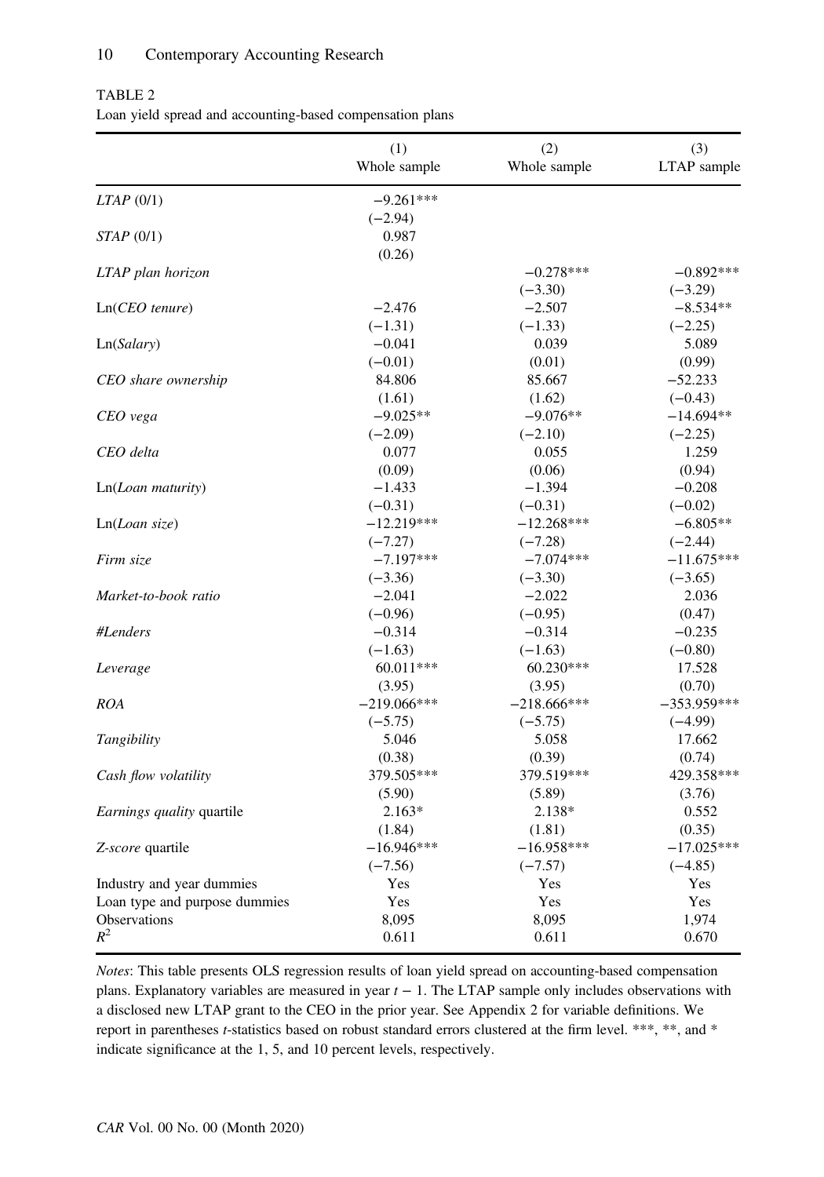TABLE 2

Loan yield spread and accounting-based compensation plans

| | (1) Whole sample | (2) Whole sample | (3) LTAP sample |
|---|---|---|---|
| *LTAP* (0/1) | −9.261*** | | |
| | (−2.94) | | |
| *STAP* (0/1) | 0.987 | | |
| | (0.26) | | |
| *LTAP plan horizon* | | −0.278*** | −0.892*** |
| | | (−3.30) | (−3.29) |
| Ln(*CEO tenure*) | −2.476 | −2.507 | −8.534** |
| | (−1.31) | (−1.33) | (−2.25) |
| Ln(*Salary*) | −0.041 | 0.039 | 5.089 |
| | (−0.01) | (0.01) | (0.99) |
| *CEO share ownership* | 84.806 | 85.667 | −52.233 |
| | (1.61) | (1.62) | (−0.43) |
| *CEO vega* | −9.025** | −9.076** | −14.694** |
| | (−2.09) | (−2.10) | (−2.25) |
| *CEO delta* | 0.077 | 0.055 | 1.259 |
| | (0.09) | (0.06) | (0.94) |
| Ln(*Loan maturity*) | −1.433 | −1.394 | −0.208 |
| | (−0.31) | (−0.31) | (−0.02) |
| Ln(*Loan size*) | −12.219*** | −12.268*** | −6.805** |
| | (−7.27) | (−7.28) | (−2.44) |
| *Firm size* | −7.197*** | −7.074*** | −11.675*** |
| | (−3.36) | (−3.30) | (−3.65) |
| *Market-to-book ratio* | −2.041 | −2.022 | 2.036 |
| | (−0.96) | (−0.95) | (0.47) |
| *#Lenders* | −0.314 | −0.314 | −0.235 |
| | (−1.63) | (−1.63) | (−0.80) |
| *Leverage* | 60.011*** | 60.230*** | 17.528 |
| | (3.95) | (3.95) | (0.70) |
| *ROA* | −219.066*** | −218.666*** | −353.959*** |
| | (−5.75) | (−5.75) | (−4.99) |
| *Tangibility* | 5.046 | 5.058 | 17.662 |
| | (0.38) | (0.39) | (0.74) |
| *Cash flow volatility* | 379.505*** | 379.519*** | 429.358*** |
| | (5.90) | (5.89) | (3.76) |
| *Earnings quality* quartile | 2.163* | 2.138* | 0.552 |
| | (1.84) | (1.81) | (0.35) |
| *Z-score* quartile | −16.946*** | −16.958*** | −17.025*** |
| | (−7.56) | (−7.57) | (−4.85) |
| Industry and year dummies | Yes | Yes | Yes |
| Loan type and purpose dummies | Yes | Yes | Yes |
| Observations | 8,095 | 8,095 | 1,974 |
| $R^2$ | 0.611 | 0.611 | 0.670 |

*Notes*: This table presents OLS regression results of loan yield spread on accounting-based compensation plans. Explanatory variables are measured in year $t - 1$. The LTAP sample only includes observations with a disclosed new LTAP grant to the CEO in the prior year. See Appendix 2 for variable definitions. We report in parentheses *t*-statistics based on robust standard errors clustered at the firm level. ***, **, and * indicate significance at the 1, 5, and 10 percent levels, respectively.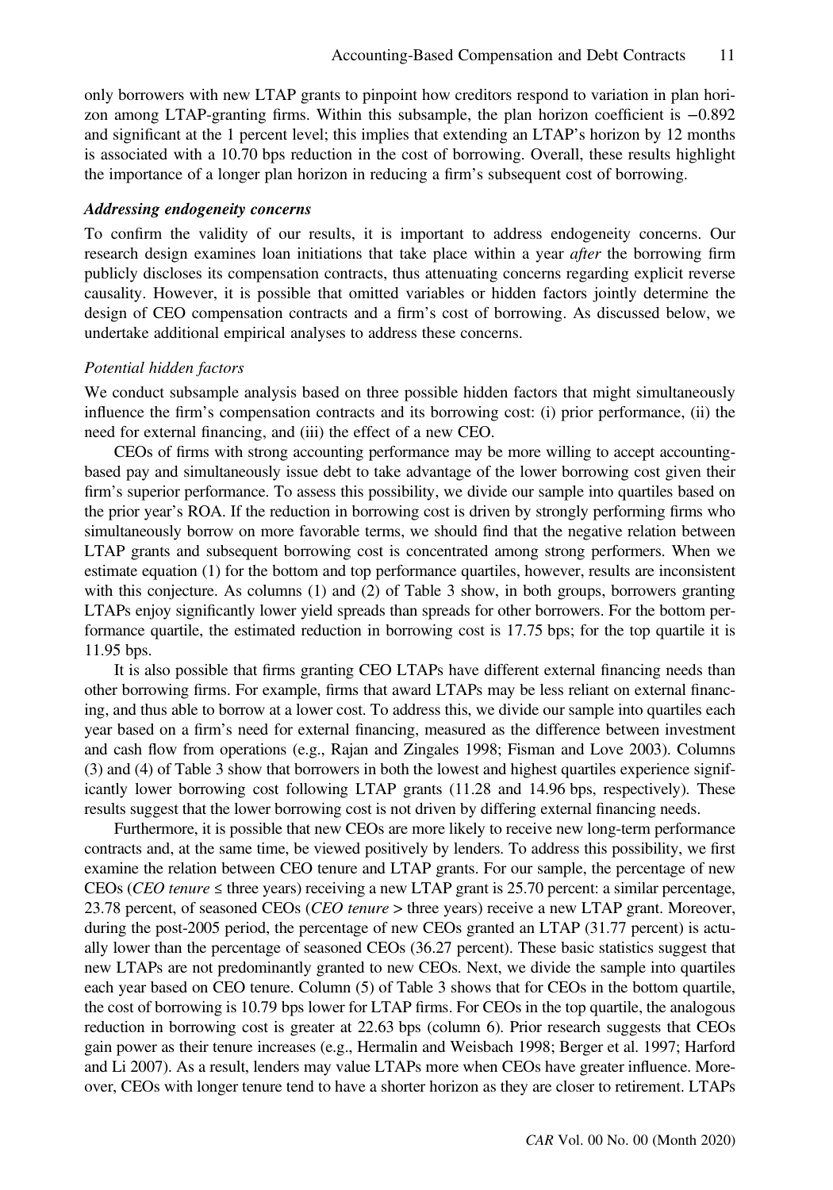only borrowers with new LTAP grants to pinpoint how creditors respond to variation in plan horizon among LTAP-granting firms. Within this subsample, the plan horizon coefficient is −0.892 and significant at the 1 percent level; this implies that extending an LTAP's horizon by 12 months is associated with a 10.70 bps reduction in the cost of borrowing. Overall, these results highlight the importance of a longer plan horizon in reducing a firm's subsequent cost of borrowing.

### *Addressing endogeneity concerns*

To confirm the validity of our results, it is important to address endogeneity concerns. Our research design examines loan initiations that take place within a year *after* the borrowing firm publicly discloses its compensation contracts, thus attenuating concerns regarding explicit reverse causality. However, it is possible that omitted variables or hidden factors jointly determine the design of CEO compensation contracts and a firm's cost of borrowing. As discussed below, we undertake additional empirical analyses to address these concerns.

#### *Potential hidden factors*

We conduct subsample analysis based on three possible hidden factors that might simultaneously influence the firm's compensation contracts and its borrowing cost: (i) prior performance, (ii) the need for external financing, and (iii) the effect of a new CEO.

CEOs of firms with strong accounting performance may be more willing to accept accounting-based pay and simultaneously issue debt to take advantage of the lower borrowing cost given their firm's superior performance. To assess this possibility, we divide our sample into quartiles based on the prior year's ROA. If the reduction in borrowing cost is driven by strongly performing firms who simultaneously borrow on more favorable terms, we should find that the negative relation between LTAP grants and subsequent borrowing cost is concentrated among strong performers. When we estimate equation (1) for the bottom and top performance quartiles, however, results are inconsistent with this conjecture. As columns (1) and (2) of Table 3 show, in both groups, borrowers granting LTAPs enjoy significantly lower yield spreads than spreads for other borrowers. For the bottom performance quartile, the estimated reduction in borrowing cost is 17.75 bps; for the top quartile it is 11.95 bps.

It is also possible that firms granting CEO LTAPs have different external financing needs than other borrowing firms. For example, firms that award LTAPs may be less reliant on external financing, and thus able to borrow at a lower cost. To address this, we divide our sample into quartiles each year based on a firm's need for external financing, measured as the difference between investment and cash flow from operations (e.g., Rajan and Zingales 1998; Fisman and Love 2003). Columns (3) and (4) of Table 3 show that borrowers in both the lowest and highest quartiles experience significantly lower borrowing cost following LTAP grants (11.28 and 14.96 bps, respectively). These results suggest that the lower borrowing cost is not driven by differing external financing needs.

Furthermore, it is possible that new CEOs are more likely to receive new long-term performance contracts and, at the same time, be viewed positively by lenders. To address this possibility, we first examine the relation between CEO tenure and LTAP grants. For our sample, the percentage of new CEOs (*CEO tenure* ≤ three years) receiving a new LTAP grant is 25.70 percent: a similar percentage, 23.78 percent, of seasoned CEOs (*CEO tenure* > three years) receive a new LTAP grant. Moreover, during the post-2005 period, the percentage of new CEOs granted an LTAP (31.77 percent) is actually lower than the percentage of seasoned CEOs (36.27 percent). These basic statistics suggest that new LTAPs are not predominantly granted to new CEOs. Next, we divide the sample into quartiles each year based on CEO tenure. Column (5) of Table 3 shows that for CEOs in the bottom quartile, the cost of borrowing is 10.79 bps lower for LTAP firms. For CEOs in the top quartile, the analogous reduction in borrowing cost is greater at 22.63 bps (column 6). Prior research suggests that CEOs gain power as their tenure increases (e.g., Hermalin and Weisbach 1998; Berger et al. 1997; Harford and Li 2007). As a result, lenders may value LTAPs more when CEOs have greater influence. Moreover, CEOs with longer tenure tend to have a shorter horizon as they are closer to retirement. LTAPs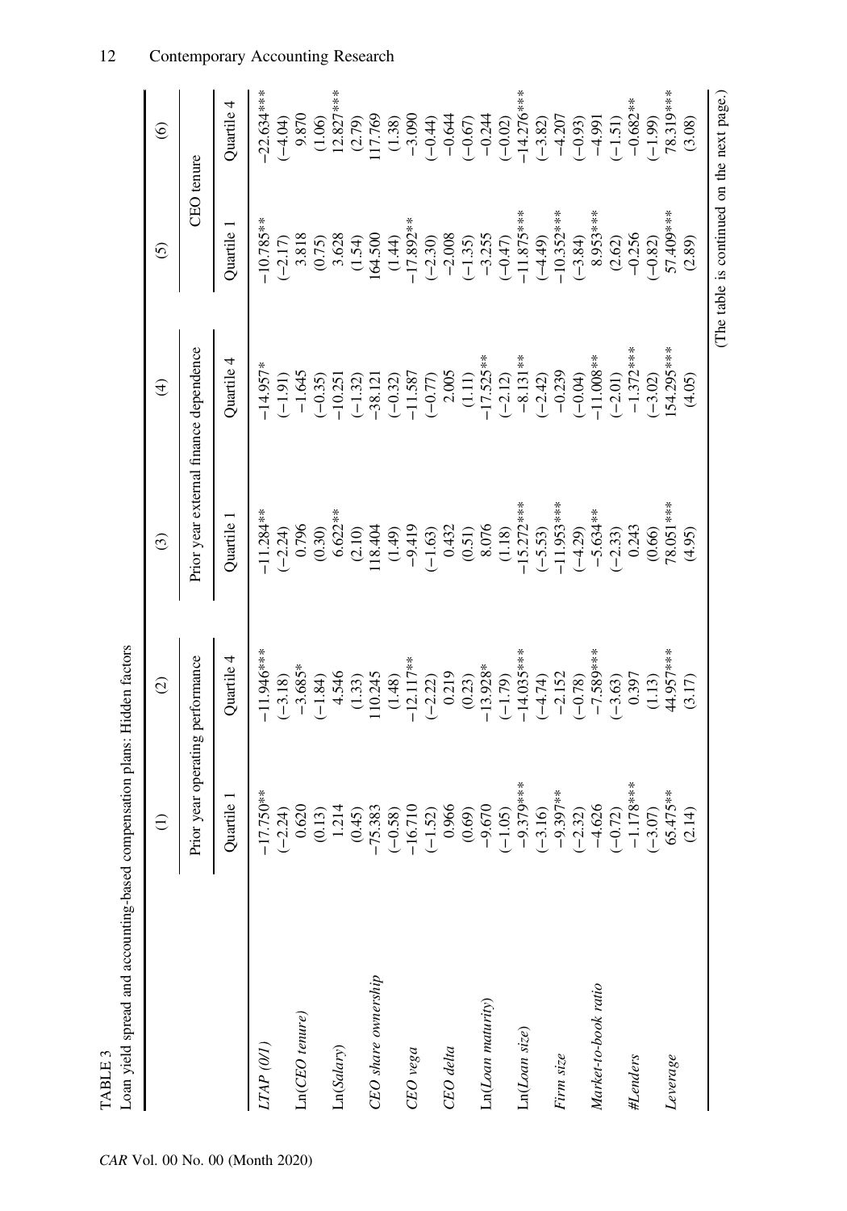TABLE 3

Loan yield spread and accounting-based compensation plans: Hidden factors

| | (1) | (2) | (3) | (4) | (5) | (6) |
|---|---|---|---|---|---|---|
| | Prior year operating performance | | Prior year external finance dependence | | CEO tenure | |
| | Quartile 1 | Quartile 4 | Quartile 1 | Quartile 4 | Quartile 1 | Quartile 4 |
| *LTAP (0/1)* | −17.750** | −11.946*** | −11.284** | −14.957* | −10.785** | −22.634*** |
| | (−2.24) | (−3.18) | (−2.24) | (−1.91) | (−2.17) | (−4.04) |
| Ln(*CEO tenure*) | 0.620 | −3.685* | 0.796 | −1.645 | 3.818 | 9.870 |
| | (0.13) | (−1.84) | (0.30) | (−0.35) | (0.75) | (1.06) |
| Ln(*Salary*) | 1.214 | 4.546 | 6.622** | −10.251 | 3.628 | 12.827*** |
| | (0.45) | (1.33) | (2.10) | (−1.32) | (1.54) | (2.79) |
| *CEO share ownership* | −75.383 | 110.245 | 118.404 | −38.121 | 164.500 | 117.769 |
| | (−0.58) | (1.48) | (1.49) | (−0.32) | (1.44) | (1.38) |
| *CEO vega* | −16.710 | −12.117** | −9.419 | −11.587 | −17.892** | −3.090 |
| | (−1.52) | (−2.22) | (−1.63) | (−0.77) | (−2.30) | (−0.44) |
| *CEO delta* | 0.966 | 0.219 | 0.432 | 2.005 | −2.008 | −0.644 |
| | (0.69) | (0.23) | (0.51) | (1.11) | (−1.35) | (−0.67) |
| Ln(*Loan maturity*) | −9.670 | −13.928* | 8.076 | −17.525** | −3.255 | −0.244 |
| | (−1.05) | (−1.79) | (1.18) | (−2.12) | (−0.47) | (−0.02) |
| Ln(*Loan size*) | −9.379*** | −14.035*** | −15.272*** | −8.131** | −11.875*** | −14.276*** |
| | (−3.16) | (−4.74) | (−5.53) | (−2.42) | (−4.49) | (−3.82) |
| *Firm size* | −9.397** | −2.152 | −11.953*** | −0.239 | −10.352*** | −4.207 |
| | (−2.32) | (−0.78) | (−4.29) | (−0.04) | (−3.84) | (−0.93) |
| *Market-to-book ratio* | −4.626 | −7.589*** | −5.634** | −11.008** | 8.953*** | −4.991 |
| | (−0.72) | (−3.63) | (−2.33) | (−2.01) | (2.62) | (−1.51) |
| *#Lenders* | −1.178*** | 0.397 | 0.243 | −1.372*** | −0.256 | −0.682** |
| | (−3.07) | (1.13) | (0.66) | (−3.02) | (−0.82) | (−1.99) |
| *Leverage* | 65.475** | 44.957*** | 78.051*** | 154.295*** | 57.409*** | 78.319*** |
| | (2.14) | (3.17) | (4.95) | (4.05) | (2.89) | (3.08) |

(The table is continued on the next page.)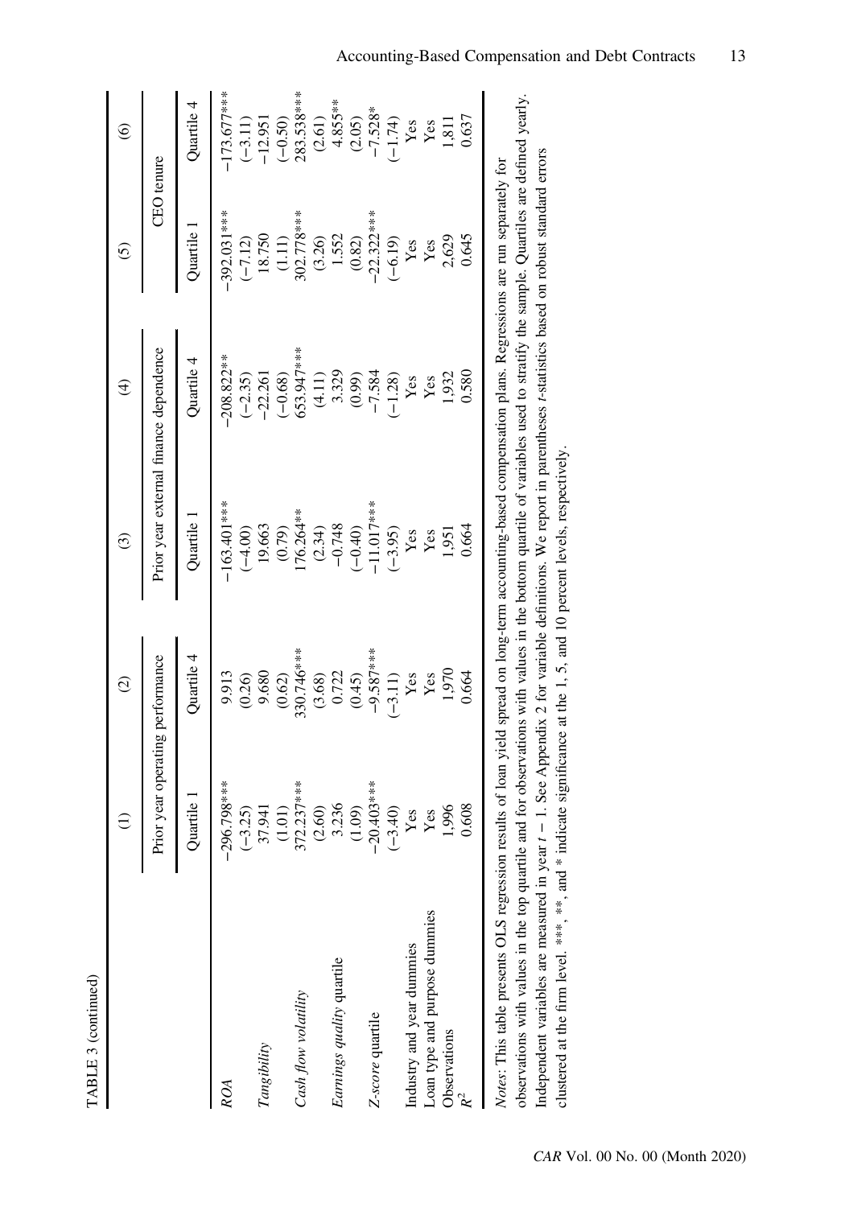TABLE 3 (continued)

| | (1) | (2) | (3) | (4) | (5) | (6) |
|---|---|---|---|---|---|---|
| | Prior year operating performance | | Prior year external finance dependence | | CEO tenure | |
| | Quartile 1 | Quartile 4 | Quartile 1 | Quartile 4 | Quartile 1 | Quartile 4 |
| *ROA* | −296.798*** | 9.913 | −163.401*** | −208.822** | −392.031*** | −173.677*** |
| | (−3.25) | (0.26) | (−4.00) | (−2.35) | (−7.12) | (−3.11) |
| *Tangibility* | 37.941 | 9.680 | 19.663 | −22.261 | 18.750 | −12.951 |
| | (1.01) | (0.62) | (0.79) | (−0.68) | (1.11) | (−0.50) |
| *Cash flow volatility* | 372.237*** | 330.746*** | 176.264** | 653.947*** | 302.778*** | 283.538*** |
| | (2.60) | (3.68) | (2.34) | (4.11) | (3.26) | (2.61) |
| *Earnings quality* quartile | 3.236 | 0.722 | −0.748 | 3.329 | 1.552 | 4.855** |
| | (1.09) | (0.45) | (−0.40) | (0.99) | (0.82) | (2.05) |
| *Z-score* quartile | −20.403*** | −9.587*** | −11.017*** | −7.584 | −22.322*** | −7.528* |
| | (−3.40) | (−3.11) | (−3.95) | (−1.28) | (−6.19) | (−1.74) |
| Industry and year dummies | Yes | Yes | Yes | Yes | Yes | Yes |
| Loan type and purpose dummies | Yes | Yes | Yes | Yes | Yes | Yes |
| Observations | 1,996 | 1,970 | 1,951 | 1,932 | 2,629 | 1,811 |
| $R^2$ | 0.608 | 0.664 | 0.664 | 0.580 | 0.645 | 0.637 |

*Notes*: This table presents OLS regression results of loan yield spread on long-term accounting-based compensation plans. Regressions are run separately for observations with values in the top quartile and for observations with values in the bottom quartile of variables used to stratify the sample. Quartiles are defined yearly. Independent variables are measured in year $t - 1$. See Appendix 2 for variable definitions. We report in parentheses *t*-statistics based on robust standard errors clustered at the firm level. ***, **, and * indicate significance at the 1, 5, and 10 percent levels, respectively.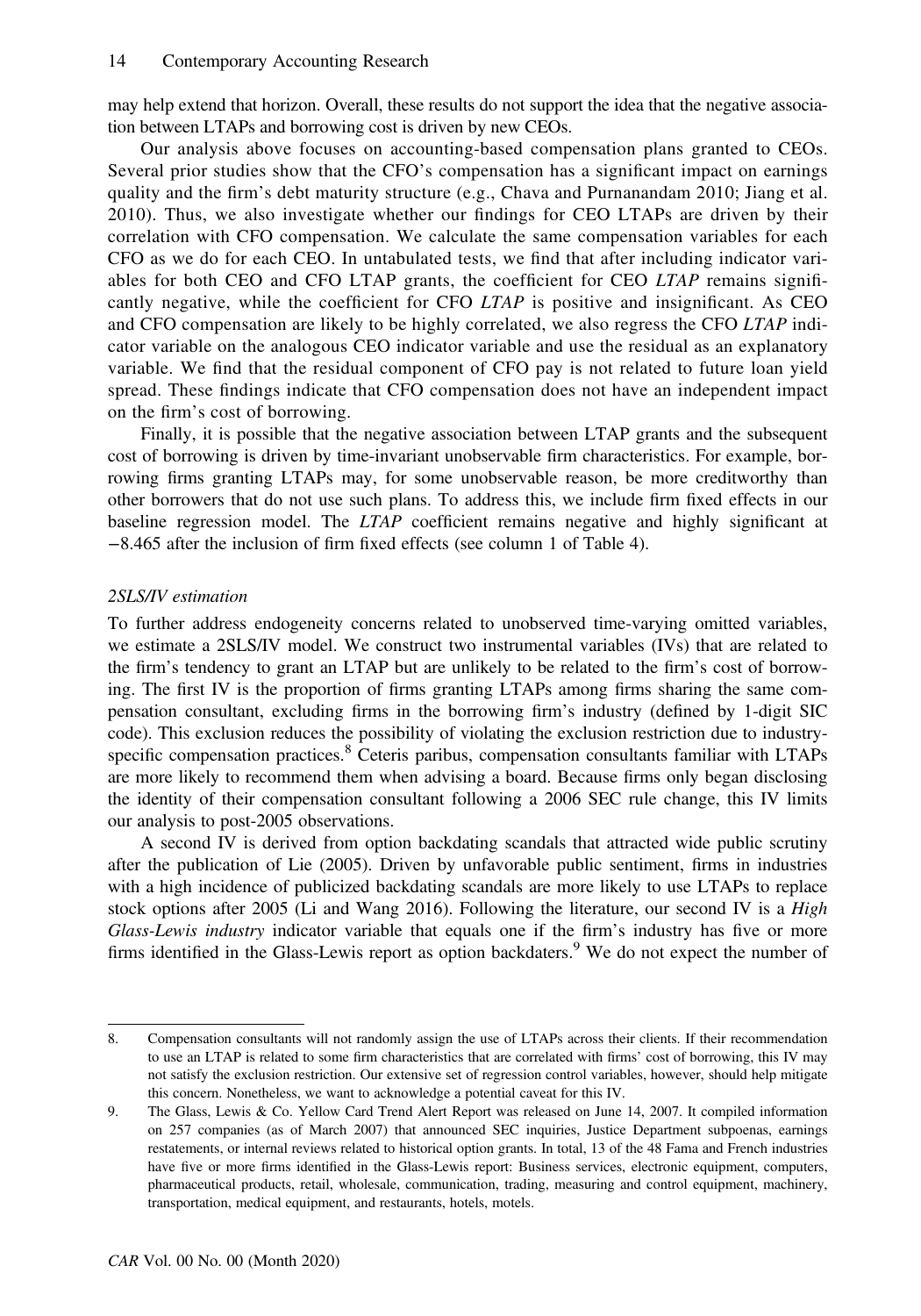may help extend that horizon. Overall, these results do not support the idea that the negative association between LTAPs and borrowing cost is driven by new CEOs.

Our analysis above focuses on accounting-based compensation plans granted to CEOs. Several prior studies show that the CFO's compensation has a significant impact on earnings quality and the firm's debt maturity structure (e.g., Chava and Purnanandam 2010; Jiang et al. 2010). Thus, we also investigate whether our findings for CEO LTAPs are driven by their correlation with CFO compensation. We calculate the same compensation variables for each CFO as we do for each CEO. In untabulated tests, we find that after including indicator variables for both CEO and CFO LTAP grants, the coefficient for CEO *LTAP* remains significantly negative, while the coefficient for CFO *LTAP* is positive and insignificant. As CEO and CFO compensation are likely to be highly correlated, we also regress the CFO *LTAP* indicator variable on the analogous CEO indicator variable and use the residual as an explanatory variable. We find that the residual component of CFO pay is not related to future loan yield spread. These findings indicate that CFO compensation does not have an independent impact on the firm's cost of borrowing.

Finally, it is possible that the negative association between LTAP grants and the subsequent cost of borrowing is driven by time-invariant unobservable firm characteristics. For example, borrowing firms granting LTAPs may, for some unobservable reason, be more creditworthy than other borrowers that do not use such plans. To address this, we include firm fixed effects in our baseline regression model. The *LTAP* coefficient remains negative and highly significant at −8.465 after the inclusion of firm fixed effects (see column 1 of Table 4).

*2SLS/IV estimation*

To further address endogeneity concerns related to unobserved time-varying omitted variables, we estimate a 2SLS/IV model. We construct two instrumental variables (IVs) that are related to the firm's tendency to grant an LTAP but are unlikely to be related to the firm's cost of borrowing. The first IV is the proportion of firms granting LTAPs among firms sharing the same compensation consultant, excluding firms in the borrowing firm's industry (defined by 1-digit SIC code). This exclusion reduces the possibility of violating the exclusion restriction due to industry-specific compensation practices.[8] Ceteris paribus, compensation consultants familiar with LTAPs are more likely to recommend them when advising a board. Because firms only began disclosing the identity of their compensation consultant following a 2006 SEC rule change, this IV limits our analysis to post-2005 observations.

A second IV is derived from option backdating scandals that attracted wide public scrutiny after the publication of Lie (2005). Driven by unfavorable public sentiment, firms in industries with a high incidence of publicized backdating scandals are more likely to use LTAPs to replace stock options after 2005 (Li and Wang 2016). Following the literature, our second IV is a *High Glass-Lewis industry* indicator variable that equals one if the firm's industry has five or more firms identified in the Glass-Lewis report as option backdaters.[9] We do not expect the number of

---

8. Compensation consultants will not randomly assign the use of LTAPs across their clients. If their recommendation to use an LTAP is related to some firm characteristics that are correlated with firms' cost of borrowing, this IV may not satisfy the exclusion restriction. Our extensive set of regression control variables, however, should help mitigate this concern. Nonetheless, we want to acknowledge a potential caveat for this IV.

9. The Glass, Lewis & Co. Yellow Card Trend Alert Report was released on June 14, 2007. It compiled information on 257 companies (as of March 2007) that announced SEC inquiries, Justice Department subpoenas, earnings restatements, or internal reviews related to historical option grants. In total, 13 of the 48 Fama and French industries have five or more firms identified in the Glass-Lewis report: Business services, electronic equipment, computers, pharmaceutical products, retail, wholesale, communication, trading, measuring and control equipment, machinery, transportation, medical equipment, and restaurants, hotels, motels.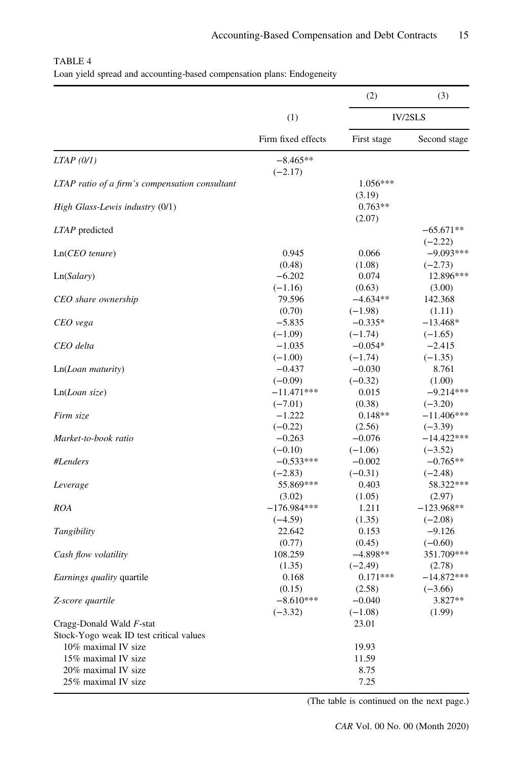TABLE 4
Loan yield spread and accounting-based compensation plans: Endogeneity

| | (1) | (2) | (3) |
|---|---|---|---|
| | | IV/2SLS | |
| | Firm fixed effects | First stage | Second stage |
| *LTAP (0/1)* | −8.465** | | |
| | (−2.17) | | |
| *LTAP ratio of a firm's compensation consultant* | | 1.056*** | |
| | | (3.19) | |
| *High Glass-Lewis industry* (0/1) | | 0.763** | |
| | | (2.07) | |
| *LTAP* predicted | | | −65.671** |
| | | | (−2.22) |
| Ln(*CEO tenure*) | 0.945 | 0.066 | −9.093*** |
| | (0.48) | (1.08) | (−2.73) |
| Ln(*Salary*) | −6.202 | 0.074 | 12.896*** |
| | (−1.16) | (0.63) | (3.00) |
| *CEO share ownership* | 79.596 | −4.634** | 142.368 |
| | (0.70) | (−1.98) | (1.11) |
| *CEO vega* | −5.835 | −0.335* | −13.468* |
| | (−1.09) | (−1.74) | (−1.65) |
| *CEO delta* | −1.035 | −0.054* | −2.415 |
| | (−1.00) | (−1.74) | (−1.35) |
| Ln(*Loan maturity*) | −0.437 | −0.030 | 8.761 |
| | (−0.09) | (−0.32) | (1.00) |
| Ln(*Loan size*) | −11.471*** | 0.015 | −9.214*** |
| | (−7.01) | (0.38) | (−3.20) |
| *Firm size* | −1.222 | 0.148** | −11.406*** |
| | (−0.22) | (2.56) | (−3.39) |
| *Market-to-book ratio* | −0.263 | −0.076 | −14.422*** |
| | (−0.10) | (−1.06) | (−3.52) |
| *#Lenders* | −0.533*** | −0.002 | −0.765** |
| | (−2.83) | (−0.31) | (−2.48) |
| *Leverage* | 55.869*** | 0.403 | 58.322*** |
| | (3.02) | (1.05) | (2.97) |
| *ROA* | −176.984*** | 1.211 | −123.968** |
| | (−4.59) | (1.35) | (−2.08) |
| *Tangibility* | 22.642 | 0.153 | −9.126 |
| | (0.77) | (0.45) | (−0.60) |
| *Cash flow volatility* | 108.259 | −4.898** | 351.709*** |
| | (1.35) | (−2.49) | (2.78) |
| *Earnings quality* quartile | 0.168 | 0.171*** | −14.872*** |
| | (0.15) | (2.58) | (−3.66) |
| *Z-score quartile* | −8.610*** | −0.040 | 3.827** |
| | (−3.32) | (−1.08) | (1.99) |
| Cragg-Donald Wald *F*-stat | | 23.01 | |
| Stock-Yogo weak ID test critical values | | | |
| 10% maximal IV size | | 19.93 | |
| 15% maximal IV size | | 11.59 | |
| 20% maximal IV size | | 8.75 | |
| 25% maximal IV size | | 7.25 | |

(The table is continued on the next page.)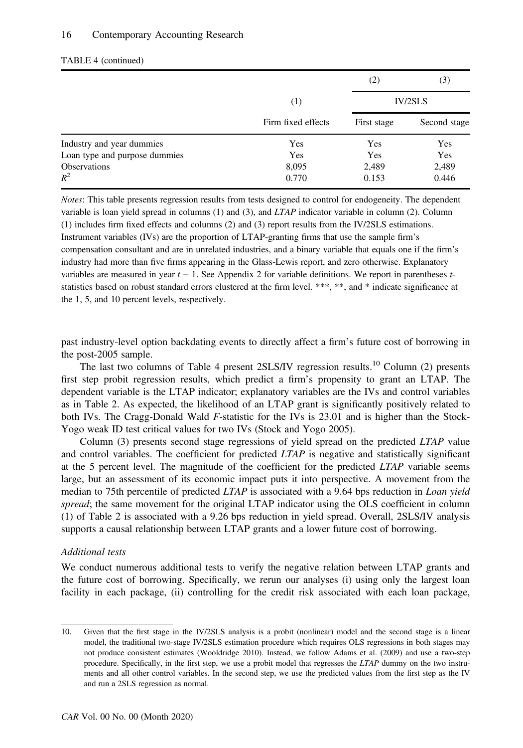TABLE 4 (continued)

| | (1) | (2) | (3) |
|---|---|---|---|
| | | IV/2SLS | |
| | Firm fixed effects | First stage | Second stage |
| Industry and year dummies | Yes | Yes | Yes |
| Loan type and purpose dummies | Yes | Yes | Yes |
| Observations | 8,095 | 2,489 | 2,489 |
| $R^2$ | 0.770 | 0.153 | 0.446 |

*Notes*: This table presents regression results from tests designed to control for endogeneity. The dependent variable is loan yield spread in columns (1) and (3), and *LTAP* indicator variable in column (2). Column (1) includes firm fixed effects and columns (2) and (3) report results from the IV/2SLS estimations. Instrument variables (IVs) are the proportion of LTAP-granting firms that use the sample firm's compensation consultant and are in unrelated industries, and a binary variable that equals one if the firm's industry had more than five firms appearing in the Glass-Lewis report, and zero otherwise. Explanatory variables are measured in year $t-1$. See Appendix 2 for variable definitions. We report in parentheses *t*-statistics based on robust standard errors clustered at the firm level. ***, **, and * indicate significance at the 1, 5, and 10 percent levels, respectively.

past industry-level option backdating events to directly affect a firm's future cost of borrowing in the post-2005 sample.

The last two columns of Table 4 present 2SLS/IV regression results.[10] Column (2) presents first step probit regression results, which predict a firm's propensity to grant an LTAP. The dependent variable is the LTAP indicator; explanatory variables are the IVs and control variables as in Table 2. As expected, the likelihood of an LTAP grant is significantly positively related to both IVs. The Cragg-Donald Wald *F*-statistic for the IVs is 23.01 and is higher than the Stock-Yogo weak ID test critical values for two IVs (Stock and Yogo 2005).

Column (3) presents second stage regressions of yield spread on the predicted *LTAP* value and control variables. The coefficient for predicted *LTAP* is negative and statistically significant at the 5 percent level. The magnitude of the coefficient for the predicted *LTAP* variable seems large, but an assessment of its economic impact puts it into perspective. A movement from the median to 75th percentile of predicted *LTAP* is associated with a 9.64 bps reduction in *Loan yield spread*; the same movement for the original LTAP indicator using the OLS coefficient in column (1) of Table 2 is associated with a 9.26 bps reduction in yield spread. Overall, 2SLS/IV analysis supports a causal relationship between LTAP grants and a lower future cost of borrowing.

### *Additional tests*

We conduct numerous additional tests to verify the negative relation between LTAP grants and the future cost of borrowing. Specifically, we rerun our analyses (i) using only the largest loan facility in each package, (ii) controlling for the credit risk associated with each loan package,

10. Given that the first stage in the IV/2SLS analysis is a probit (nonlinear) model and the second stage is a linear model, the traditional two-stage IV/2SLS estimation procedure which requires OLS regressions in both stages may not produce consistent estimates (Wooldridge 2010). Instead, we follow Adams et al. (2009) and use a two-step procedure. Specifically, in the first step, we use a probit model that regresses the *LTAP* dummy on the two instruments and all other control variables. In the second step, we use the predicted values from the first step as the IV and run a 2SLS regression as normal.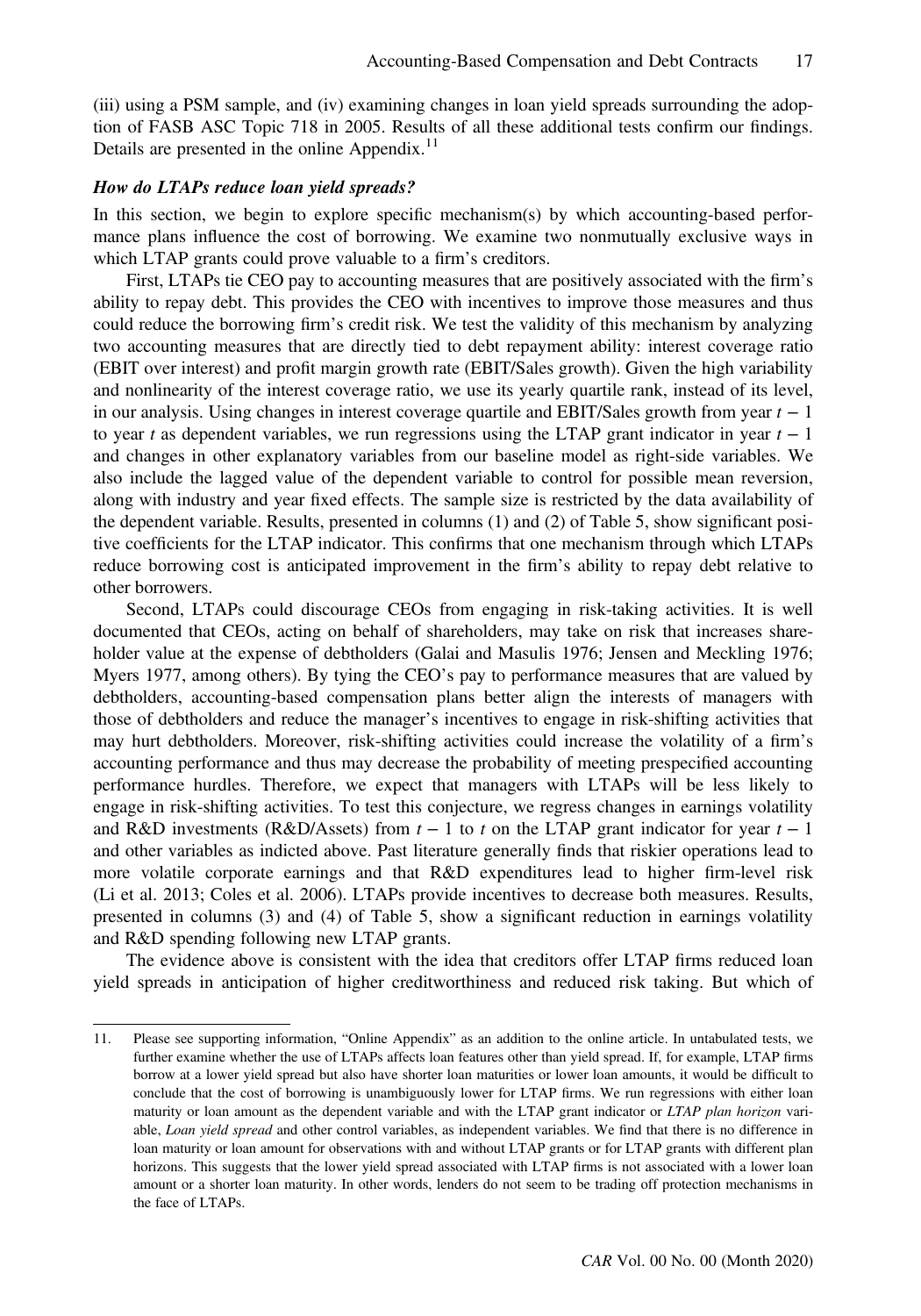(iii) using a PSM sample, and (iv) examining changes in loan yield spreads surrounding the adoption of FASB ASC Topic 718 in 2005. Results of all these additional tests confirm our findings. Details are presented in the online Appendix.[11]

### *How do LTAPs reduce loan yield spreads?*

In this section, we begin to explore specific mechanism(s) by which accounting-based performance plans influence the cost of borrowing. We examine two nonmutually exclusive ways in which LTAP grants could prove valuable to a firm's creditors.

First, LTAPs tie CEO pay to accounting measures that are positively associated with the firm's ability to repay debt. This provides the CEO with incentives to improve those measures and thus could reduce the borrowing firm's credit risk. We test the validity of this mechanism by analyzing two accounting measures that are directly tied to debt repayment ability: interest coverage ratio (EBIT over interest) and profit margin growth rate (EBIT/Sales growth). Given the high variability and nonlinearity of the interest coverage ratio, we use its yearly quartile rank, instead of its level, in our analysis. Using changes in interest coverage quartile and EBIT/Sales growth from year $t - 1$ to year $t$ as dependent variables, we run regressions using the LTAP grant indicator in year $t - 1$ and changes in other explanatory variables from our baseline model as right-side variables. We also include the lagged value of the dependent variable to control for possible mean reversion, along with industry and year fixed effects. The sample size is restricted by the data availability of the dependent variable. Results, presented in columns (1) and (2) of Table 5, show significant positive coefficients for the LTAP indicator. This confirms that one mechanism through which LTAPs reduce borrowing cost is anticipated improvement in the firm's ability to repay debt relative to other borrowers.

Second, LTAPs could discourage CEOs from engaging in risk-taking activities. It is well documented that CEOs, acting on behalf of shareholders, may take on risk that increases shareholder value at the expense of debtholders (Galai and Masulis 1976; Jensen and Meckling 1976; Myers 1977, among others). By tying the CEO's pay to performance measures that are valued by debtholders, accounting-based compensation plans better align the interests of managers with those of debtholders and reduce the manager's incentives to engage in risk-shifting activities that may hurt debtholders. Moreover, risk-shifting activities could increase the volatility of a firm's accounting performance and thus may decrease the probability of meeting prespecified accounting performance hurdles. Therefore, we expect that managers with LTAPs will be less likely to engage in risk-shifting activities. To test this conjecture, we regress changes in earnings volatility and R&D investments (R&D/Assets) from $t - 1$ to $t$ on the LTAP grant indicator for year $t - 1$ and other variables as indicted above. Past literature generally finds that riskier operations lead to more volatile corporate earnings and that R&D expenditures lead to higher firm-level risk (Li et al. 2013; Coles et al. 2006). LTAPs provide incentives to decrease both measures. Results, presented in columns (3) and (4) of Table 5, show a significant reduction in earnings volatility and R&D spending following new LTAP grants.

The evidence above is consistent with the idea that creditors offer LTAP firms reduced loan yield spreads in anticipation of higher creditworthiness and reduced risk taking. But which of

---

11. Please see supporting information, "Online Appendix" as an addition to the online article. In untabulated tests, we further examine whether the use of LTAPs affects loan features other than yield spread. If, for example, LTAP firms borrow at a lower yield spread but also have shorter loan maturities or lower loan amounts, it would be difficult to conclude that the cost of borrowing is unambiguously lower for LTAP firms. We run regressions with either loan maturity or loan amount as the dependent variable and with the LTAP grant indicator or *LTAP plan horizon* variable, *Loan yield spread* and other control variables, as independent variables. We find that there is no difference in loan maturity or loan amount for observations with and without LTAP grants or for LTAP grants with different plan horizons. This suggests that the lower yield spread associated with LTAP firms is not associated with a lower loan amount or a shorter loan maturity. In other words, lenders do not seem to be trading off protection mechanisms in the face of LTAPs.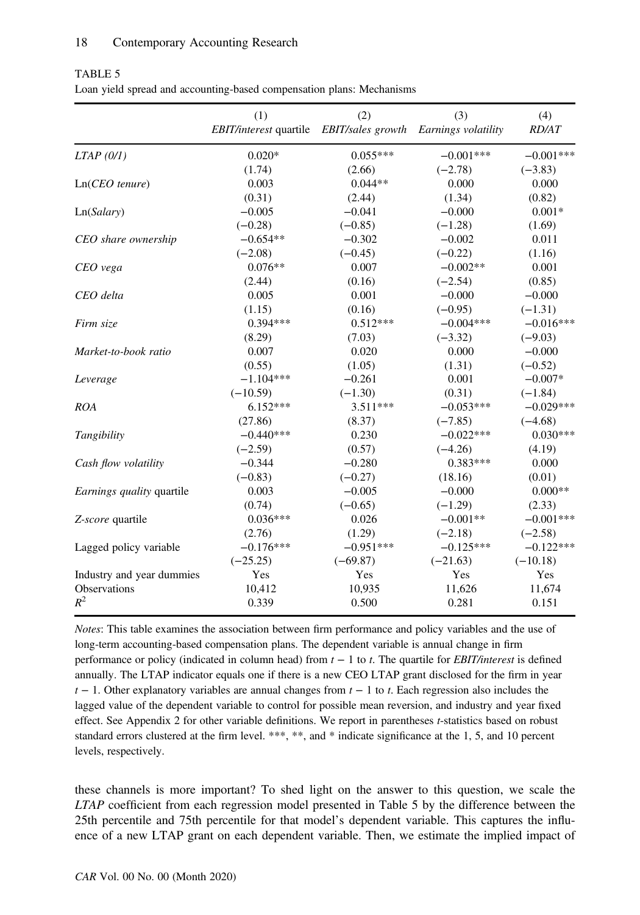TABLE 5

Loan yield spread and accounting-based compensation plans: Mechanisms

| | (1) *EBIT/interest* quartile | (2) *EBIT/sales growth* | (3) *Earnings volatility* | (4) *RD/AT* |
|---|---|---|---|---|
| *LTAP (0/1)* | 0.020* | 0.055*** | −0.001*** | −0.001*** |
| | (1.74) | (2.66) | (−2.78) | (−3.83) |
| Ln(*CEO tenure*) | 0.003 | 0.044** | 0.000 | 0.000 |
| | (0.31) | (2.44) | (1.34) | (0.82) |
| Ln(*Salary*) | −0.005 | −0.041 | −0.000 | 0.001* |
| | (−0.28) | (−0.85) | (−1.28) | (1.69) |
| *CEO share ownership* | −0.654** | −0.302 | −0.002 | 0.011 |
| | (−2.08) | (−0.45) | (−0.22) | (1.16) |
| *CEO vega* | 0.076** | 0.007 | −0.002** | 0.001 |
| | (2.44) | (0.16) | (−2.54) | (0.85) |
| *CEO delta* | 0.005 | 0.001 | −0.000 | −0.000 |
| | (1.15) | (0.16) | (−0.95) | (−1.31) |
| *Firm size* | 0.394*** | 0.512*** | −0.004*** | −0.016*** |
| | (8.29) | (7.03) | (−3.32) | (−9.03) |
| *Market-to-book ratio* | 0.007 | 0.020 | 0.000 | −0.000 |
| | (0.55) | (1.05) | (1.31) | (−0.52) |
| *Leverage* | −1.104*** | −0.261 | 0.001 | −0.007* |
| | (−10.59) | (−1.30) | (0.31) | (−1.84) |
| *ROA* | 6.152*** | 3.511*** | −0.053*** | −0.029*** |
| | (27.86) | (8.37) | (−7.85) | (−4.68) |
| *Tangibility* | −0.440*** | 0.230 | −0.022*** | 0.030*** |
| | (−2.59) | (0.57) | (−4.26) | (4.19) |
| *Cash flow volatility* | −0.344 | −0.280 | 0.383*** | 0.000 |
| | (−0.83) | (−0.27) | (18.16) | (0.01) |
| *Earnings quality* quartile | 0.003 | −0.005 | −0.000 | 0.000** |
| | (0.74) | (−0.65) | (−1.29) | (2.33) |
| *Z-score* quartile | 0.036*** | 0.026 | −0.001** | −0.001*** |
| | (2.76) | (1.29) | (−2.18) | (−2.58) |
| Lagged policy variable | −0.176*** | −0.951*** | −0.125*** | −0.122*** |
| | (−25.25) | (−69.87) | (−21.63) | (−10.18) |
| Industry and year dummies | Yes | Yes | Yes | Yes |
| Observations | 10,412 | 10,935 | 11,626 | 11,674 |
| $R^2$ | 0.339 | 0.500 | 0.281 | 0.151 |

*Notes*: This table examines the association between firm performance and policy variables and the use of long-term accounting-based compensation plans. The dependent variable is annual change in firm performance or policy (indicated in column head) from $t-1$ to $t$. The quartile for *EBIT/interest* is defined annually. The LTAP indicator equals one if there is a new CEO LTAP grant disclosed for the firm in year $t-1$. Other explanatory variables are annual changes from $t-1$ to $t$. Each regression also includes the lagged value of the dependent variable to control for possible mean reversion, and industry and year fixed effect. See Appendix 2 for other variable definitions. We report in parentheses $t$-statistics based on robust standard errors clustered at the firm level. ***, **, and * indicate significance at the 1, 5, and 10 percent levels, respectively.

these channels is more important? To shed light on the answer to this question, we scale the *LTAP* coefficient from each regression model presented in Table 5 by the difference between the 25th percentile and 75th percentile for that model's dependent variable. This captures the influence of a new LTAP grant on each dependent variable. Then, we estimate the implied impact of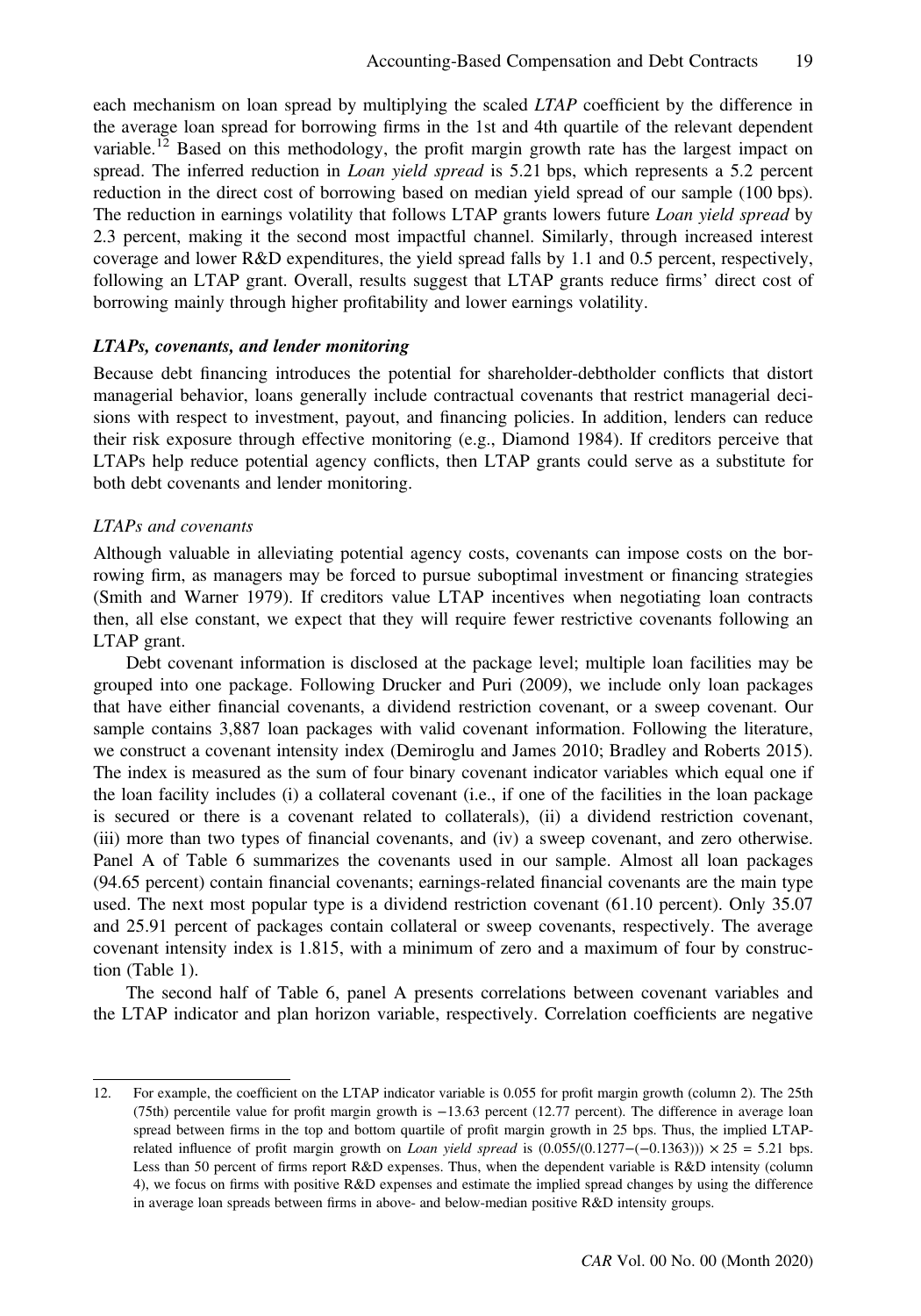each mechanism on loan spread by multiplying the scaled *LTAP* coefficient by the difference in the average loan spread for borrowing firms in the 1st and 4th quartile of the relevant dependent variable.[12] Based on this methodology, the profit margin growth rate has the largest impact on spread. The inferred reduction in *Loan yield spread* is 5.21 bps, which represents a 5.2 percent reduction in the direct cost of borrowing based on median yield spread of our sample (100 bps). The reduction in earnings volatility that follows LTAP grants lowers future *Loan yield spread* by 2.3 percent, making it the second most impactful channel. Similarly, through increased interest coverage and lower R&D expenditures, the yield spread falls by 1.1 and 0.5 percent, respectively, following an LTAP grant. Overall, results suggest that LTAP grants reduce firms' direct cost of borrowing mainly through higher profitability and lower earnings volatility.

### *LTAPs, covenants, and lender monitoring*

Because debt financing introduces the potential for shareholder-debtholder conflicts that distort managerial behavior, loans generally include contractual covenants that restrict managerial decisions with respect to investment, payout, and financing policies. In addition, lenders can reduce their risk exposure through effective monitoring (e.g., Diamond 1984). If creditors perceive that LTAPs help reduce potential agency conflicts, then LTAP grants could serve as a substitute for both debt covenants and lender monitoring.

#### *LTAPs and covenants*

Although valuable in alleviating potential agency costs, covenants can impose costs on the borrowing firm, as managers may be forced to pursue suboptimal investment or financing strategies (Smith and Warner 1979). If creditors value LTAP incentives when negotiating loan contracts then, all else constant, we expect that they will require fewer restrictive covenants following an LTAP grant.

Debt covenant information is disclosed at the package level; multiple loan facilities may be grouped into one package. Following Drucker and Puri (2009), we include only loan packages that have either financial covenants, a dividend restriction covenant, or a sweep covenant. Our sample contains 3,887 loan packages with valid covenant information. Following the literature, we construct a covenant intensity index (Demiroglu and James 2010; Bradley and Roberts 2015). The index is measured as the sum of four binary covenant indicator variables which equal one if the loan facility includes (i) a collateral covenant (i.e., if one of the facilities in the loan package is secured or there is a covenant related to collaterals), (ii) a dividend restriction covenant, (iii) more than two types of financial covenants, and (iv) a sweep covenant, and zero otherwise. Panel A of Table 6 summarizes the covenants used in our sample. Almost all loan packages (94.65 percent) contain financial covenants; earnings-related financial covenants are the main type used. The next most popular type is a dividend restriction covenant (61.10 percent). Only 35.07 and 25.91 percent of packages contain collateral or sweep covenants, respectively. The average covenant intensity index is 1.815, with a minimum of zero and a maximum of four by construction (Table 1).

The second half of Table 6, panel A presents correlations between covenant variables and the LTAP indicator and plan horizon variable, respectively. Correlation coefficients are negative

---

12. For example, the coefficient on the LTAP indicator variable is 0.055 for profit margin growth (column 2). The 25th (75th) percentile value for profit margin growth is −13.63 percent (12.77 percent). The difference in average loan spread between firms in the top and bottom quartile of profit margin growth in 25 bps. Thus, the implied LTAP-related influence of profit margin growth on *Loan yield spread* is $(0.055/(0.1277-(-0.1363))) \times 25 = 5.21$ bps. Less than 50 percent of firms report R&D expenses. Thus, when the dependent variable is R&D intensity (column 4), we focus on firms with positive R&D expenses and estimate the implied spread changes by using the difference in average loan spreads between firms in above- and below-median positive R&D intensity groups.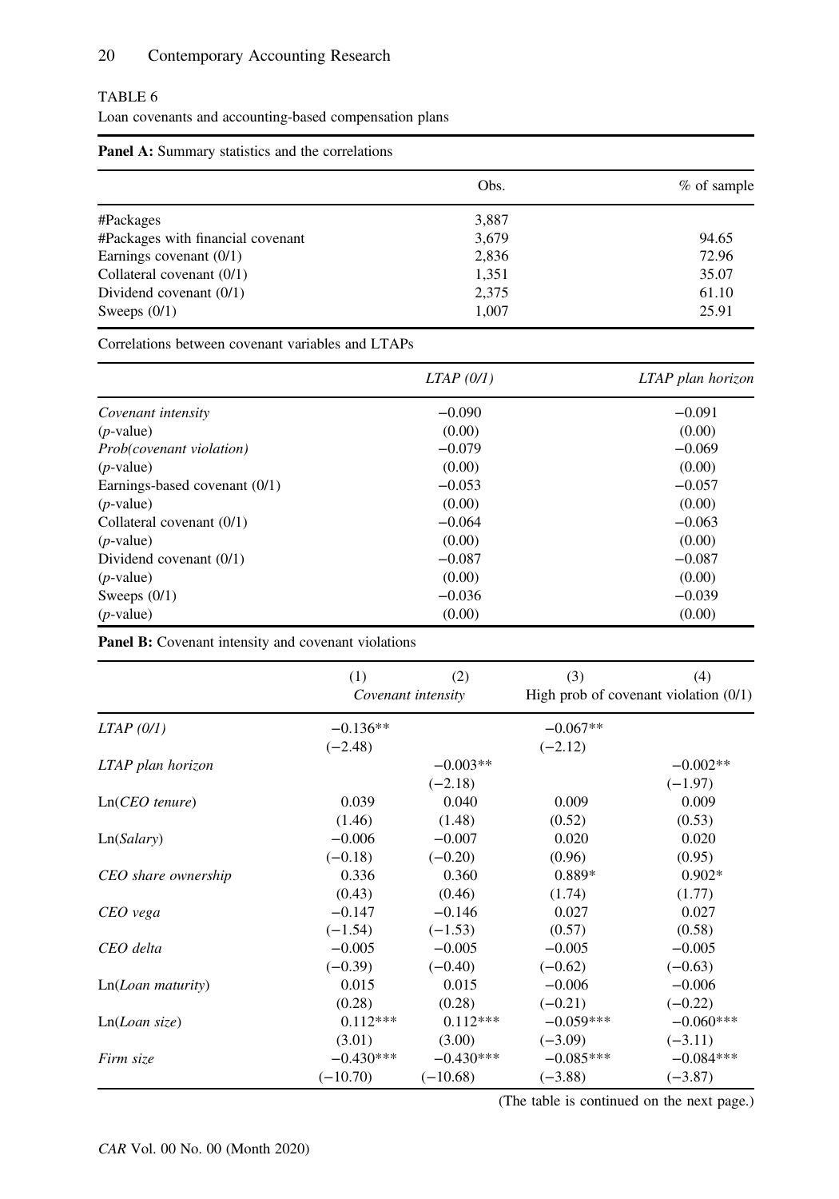TABLE 6

Loan covenants and accounting-based compensation plans

**Panel A:** Summary statistics and the correlations

| | Obs. | % of sample |
|---|---|---|
| #Packages | 3,887 | |
| #Packages with financial covenant | 3,679 | 94.65 |
| Earnings covenant (0/1) | 2,836 | 72.96 |
| Collateral covenant (0/1) | 1,351 | 35.07 |
| Dividend covenant (0/1) | 2,375 | 61.10 |
| Sweeps (0/1) | 1,007 | 25.91 |

Correlations between covenant variables and LTAPs

| | *LTAP (0/1)* | *LTAP plan horizon* |
|---|---|---|
| *Covenant intensity* | −0.090 | −0.091 |
| (*p*-value) | (0.00) | (0.00) |
| *Prob(covenant violation)* | −0.079 | −0.069 |
| (*p*-value) | (0.00) | (0.00) |
| Earnings-based covenant (0/1) | −0.053 | −0.057 |
| (*p*-value) | (0.00) | (0.00) |
| Collateral covenant (0/1) | −0.064 | −0.063 |
| (*p*-value) | (0.00) | (0.00) |
| Dividend covenant (0/1) | −0.087 | −0.087 |
| (*p*-value) | (0.00) | (0.00) |
| Sweeps (0/1) | −0.036 | −0.039 |
| (*p*-value) | (0.00) | (0.00) |

**Panel B:** Covenant intensity and covenant violations

| | (1) | (2) | (3) | (4) |
|---|---|---|---|---|
| | *Covenant intensity* | | High prob of covenant violation (0/1) | |
| *LTAP (0/1)* | −0.136** | | −0.067** | |
| | (−2.48) | | (−2.12) | |
| *LTAP plan horizon* | | −0.003** | | −0.002** |
| | | (−2.18) | | (−1.97) |
| Ln(*CEO tenure*) | 0.039 | 0.040 | 0.009 | 0.009 |
| | (1.46) | (1.48) | (0.52) | (0.53) |
| Ln(*Salary*) | −0.006 | −0.007 | 0.020 | 0.020 |
| | (−0.18) | (−0.20) | (0.96) | (0.95) |
| *CEO share ownership* | 0.336 | 0.360 | 0.889* | 0.902* |
| | (0.43) | (0.46) | (1.74) | (1.77) |
| *CEO vega* | −0.147 | −0.146 | 0.027 | 0.027 |
| | (−1.54) | (−1.53) | (0.57) | (0.58) |
| *CEO delta* | −0.005 | −0.005 | −0.005 | −0.005 |
| | (−0.39) | (−0.40) | (−0.62) | (−0.63) |
| Ln(*Loan maturity*) | 0.015 | 0.015 | −0.006 | −0.006 |
| | (0.28) | (0.28) | (−0.21) | (−0.22) |
| Ln(*Loan size*) | 0.112*** | 0.112*** | −0.059*** | −0.060*** |
| | (3.01) | (3.00) | (−3.09) | (−3.11) |
| *Firm size* | −0.430*** | −0.430*** | −0.085*** | −0.084*** |
| | (−10.70) | (−10.68) | (−3.88) | (−3.87) |

(The table is continued on the next page.)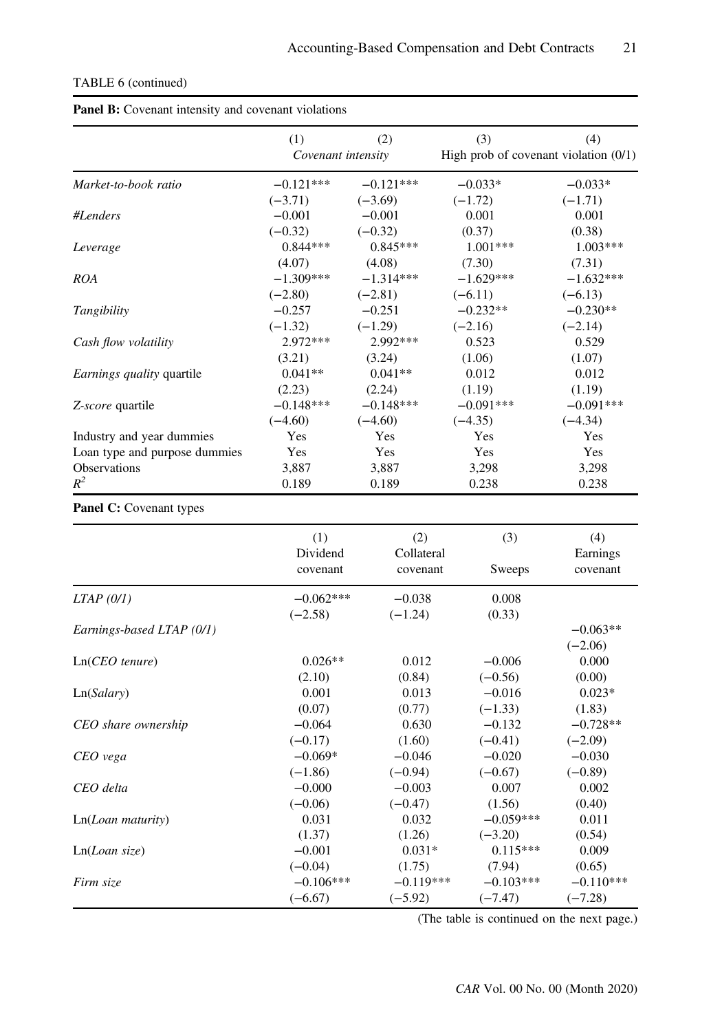TABLE 6 (continued)

**Panel B:** Covenant intensity and covenant violations

| | (1) | (2) | (3) | (4) |
|---|---|---|---|---|
| | *Covenant intensity* | | High prob of covenant violation (0/1) | |
| *Market-to-book ratio* | −0.121*** | −0.121*** | −0.033* | −0.033* |
| | (−3.71) | (−3.69) | (−1.72) | (−1.71) |
| *#Lenders* | −0.001 | −0.001 | 0.001 | 0.001 |
| | (−0.32) | (−0.32) | (0.37) | (0.38) |
| *Leverage* | 0.844*** | 0.845*** | 1.001*** | 1.003*** |
| | (4.07) | (4.08) | (7.30) | (7.31) |
| *ROA* | −1.309*** | −1.314*** | −1.629*** | −1.632*** |
| | (−2.80) | (−2.81) | (−6.11) | (−6.13) |
| *Tangibility* | −0.257 | −0.251 | −0.232** | −0.230** |
| | (−1.32) | (−1.29) | (−2.16) | (−2.14) |
| *Cash flow volatility* | 2.972*** | 2.992*** | 0.523 | 0.529 |
| | (3.21) | (3.24) | (1.06) | (1.07) |
| *Earnings quality* quartile | 0.041** | 0.041** | 0.012 | 0.012 |
| | (2.23) | (2.24) | (1.19) | (1.19) |
| *Z-score* quartile | −0.148*** | −0.148*** | −0.091*** | −0.091*** |
| | (−4.60) | (−4.60) | (−4.35) | (−4.34) |
| Industry and year dummies | Yes | Yes | Yes | Yes |
| Loan type and purpose dummies | Yes | Yes | Yes | Yes |
| Observations | 3,887 | 3,887 | 3,298 | 3,298 |
| $R^2$ | 0.189 | 0.189 | 0.238 | 0.238 |

**Panel C:** Covenant types

| | (1) Dividend covenant | (2) Collateral covenant | (3) Sweeps | (4) Earnings covenant |
|---|---|---|---|---|
| *LTAP (0/1)* | −0.062*** | −0.038 | 0.008 | |
| | (−2.58) | (−1.24) | (0.33) | |
| *Earnings-based LTAP (0/1)* | | | | −0.063** |
| | | | | (−2.06) |
| Ln(*CEO tenure*) | 0.026** | 0.012 | −0.006 | 0.000 |
| | (2.10) | (0.84) | (−0.56) | (0.00) |
| Ln(*Salary*) | 0.001 | 0.013 | −0.016 | 0.023* |
| | (0.07) | (0.77) | (−1.33) | (1.83) |
| *CEO share ownership* | −0.064 | 0.630 | −0.132 | −0.728** |
| | (−0.17) | (1.60) | (−0.41) | (−2.09) |
| *CEO vega* | −0.069* | −0.046 | −0.020 | −0.030 |
| | (−1.86) | (−0.94) | (−0.67) | (−0.89) |
| *CEO delta* | −0.000 | −0.003 | 0.007 | 0.002 |
| | (−0.06) | (−0.47) | (1.56) | (0.40) |
| Ln(*Loan maturity*) | 0.031 | 0.032 | −0.059*** | 0.011 |
| | (1.37) | (1.26) | (−3.20) | (0.54) |
| Ln(*Loan size*) | −0.001 | 0.031* | 0.115*** | 0.009 |
| | (−0.04) | (1.75) | (7.94) | (0.65) |
| *Firm size* | −0.106*** | −0.119*** | −0.103*** | −0.110*** |
| | (−6.67) | (−5.92) | (−7.47) | (−7.28) |

(The table is continued on the next page.)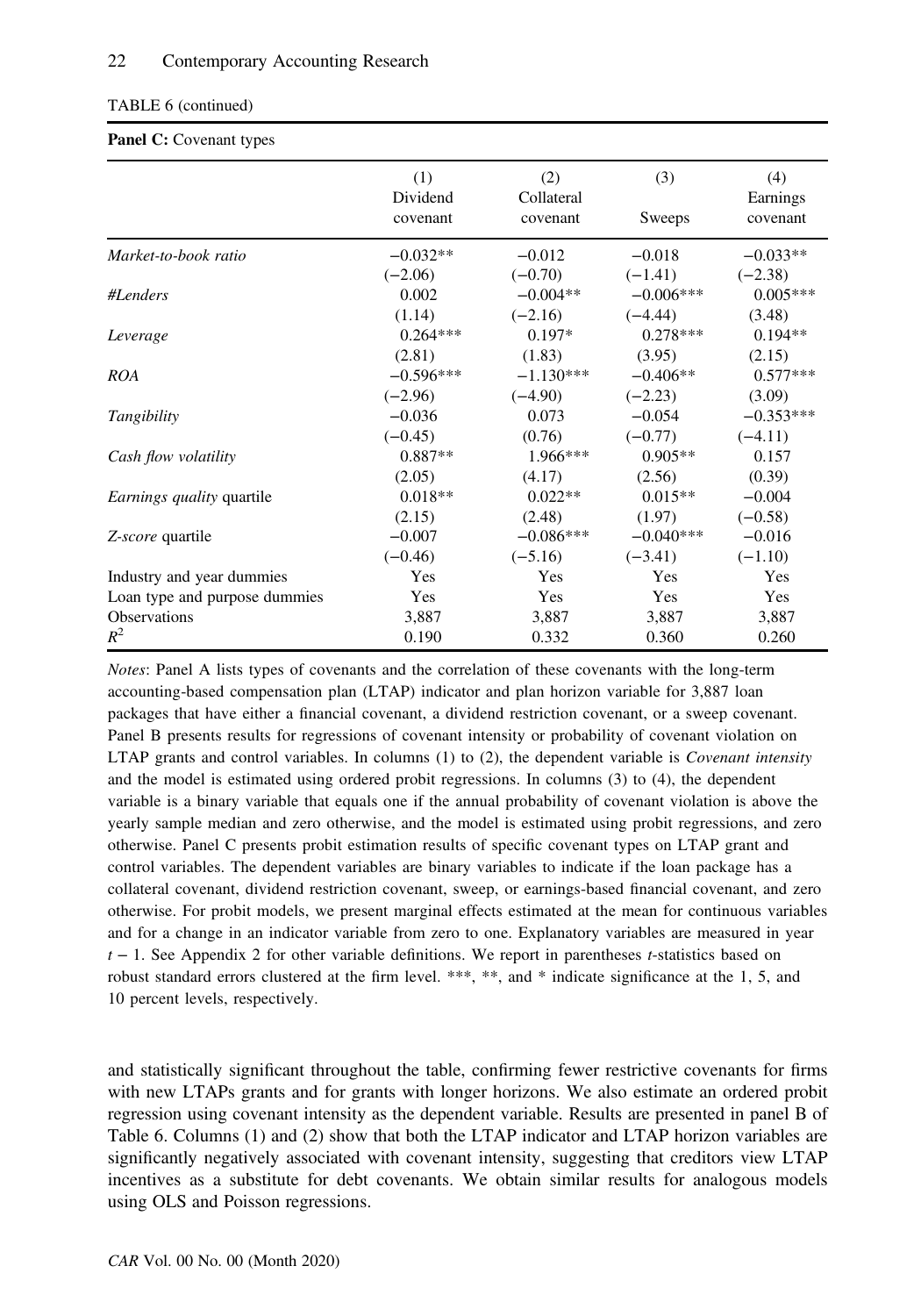TABLE 6 (continued)

**Panel C:** Covenant types

| | (1) Dividend covenant | (2) Collateral covenant | (3) Sweeps | (4) Earnings covenant |
|---|---|---|---|---|
| *Market-to-book ratio* | −0.032** | −0.012 | −0.018 | −0.033** |
| | (−2.06) | (−0.70) | (−1.41) | (−2.38) |
| *#Lenders* | 0.002 | −0.004** | −0.006*** | 0.005*** |
| | (1.14) | (−2.16) | (−4.44) | (3.48) |
| *Leverage* | 0.264*** | 0.197* | 0.278*** | 0.194** |
| | (2.81) | (1.83) | (3.95) | (2.15) |
| *ROA* | −0.596*** | −1.130*** | −0.406** | 0.577*** |
| | (−2.96) | (−4.90) | (−2.23) | (3.09) |
| *Tangibility* | −0.036 | 0.073 | −0.054 | −0.353*** |
| | (−0.45) | (0.76) | (−0.77) | (−4.11) |
| *Cash flow volatility* | 0.887** | 1.966*** | 0.905** | 0.157 |
| | (2.05) | (4.17) | (2.56) | (0.39) |
| *Earnings quality* quartile | 0.018** | 0.022** | 0.015** | −0.004 |
| | (2.15) | (2.48) | (1.97) | (−0.58) |
| *Z-score* quartile | −0.007 | −0.086*** | −0.040*** | −0.016 |
| | (−0.46) | (−5.16) | (−3.41) | (−1.10) |
| Industry and year dummies | Yes | Yes | Yes | Yes |
| Loan type and purpose dummies | Yes | Yes | Yes | Yes |
| Observations | 3,887 | 3,887 | 3,887 | 3,887 |
| $R^2$ | 0.190 | 0.332 | 0.360 | 0.260 |

*Notes*: Panel A lists types of covenants and the correlation of these covenants with the long-term accounting-based compensation plan (LTAP) indicator and plan horizon variable for 3,887 loan packages that have either a financial covenant, a dividend restriction covenant, or a sweep covenant. Panel B presents results for regressions of covenant intensity or probability of covenant violation on LTAP grants and control variables. In columns (1) to (2), the dependent variable is *Covenant intensity* and the model is estimated using ordered probit regressions. In columns (3) to (4), the dependent variable is a binary variable that equals one if the annual probability of covenant violation is above the yearly sample median and zero otherwise, and the model is estimated using probit regressions, and zero otherwise. Panel C presents probit estimation results of specific covenant types on LTAP grant and control variables. The dependent variables are binary variables to indicate if the loan package has a collateral covenant, dividend restriction covenant, sweep, or earnings-based financial covenant, and zero otherwise. For probit models, we present marginal effects estimated at the mean for continuous variables and for a change in an indicator variable from zero to one. Explanatory variables are measured in year $t-1$. See Appendix 2 for other variable definitions. We report in parentheses $t$-statistics based on robust standard errors clustered at the firm level. ***, **, and * indicate significance at the 1, 5, and 10 percent levels, respectively.

and statistically significant throughout the table, confirming fewer restrictive covenants for firms with new LTAPs grants and for grants with longer horizons. We also estimate an ordered probit regression using covenant intensity as the dependent variable. Results are presented in panel B of Table 6. Columns (1) and (2) show that both the LTAP indicator and LTAP horizon variables are significantly negatively associated with covenant intensity, suggesting that creditors view LTAP incentives as a substitute for debt covenants. We obtain similar results for analogous models using OLS and Poisson regressions.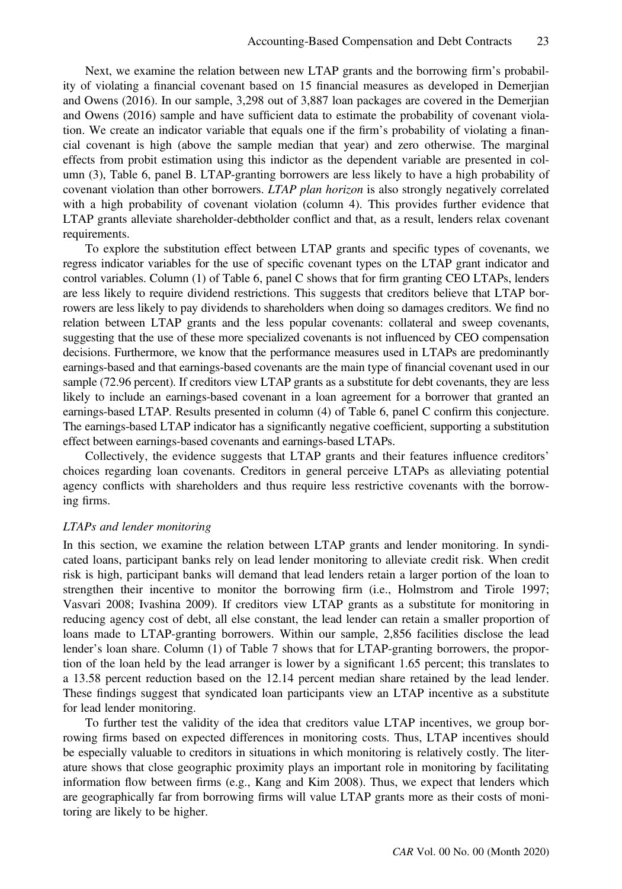Next, we examine the relation between new LTAP grants and the borrowing firm's probability of violating a financial covenant based on 15 financial measures as developed in Demerjian and Owens (2016). In our sample, 3,298 out of 3,887 loan packages are covered in the Demerjian and Owens (2016) sample and have sufficient data to estimate the probability of covenant violation. We create an indicator variable that equals one if the firm's probability of violating a financial covenant is high (above the sample median that year) and zero otherwise. The marginal effects from probit estimation using this indictor as the dependent variable are presented in column (3), Table 6, panel B. LTAP-granting borrowers are less likely to have a high probability of covenant violation than other borrowers. *LTAP plan horizon* is also strongly negatively correlated with a high probability of covenant violation (column 4). This provides further evidence that LTAP grants alleviate shareholder-debtholder conflict and that, as a result, lenders relax covenant requirements.

To explore the substitution effect between LTAP grants and specific types of covenants, we regress indicator variables for the use of specific covenant types on the LTAP grant indicator and control variables. Column (1) of Table 6, panel C shows that for firm granting CEO LTAPs, lenders are less likely to require dividend restrictions. This suggests that creditors believe that LTAP borrowers are less likely to pay dividends to shareholders when doing so damages creditors. We find no relation between LTAP grants and the less popular covenants: collateral and sweep covenants, suggesting that the use of these more specialized covenants is not influenced by CEO compensation decisions. Furthermore, we know that the performance measures used in LTAPs are predominantly earnings-based and that earnings-based covenants are the main type of financial covenant used in our sample (72.96 percent). If creditors view LTAP grants as a substitute for debt covenants, they are less likely to include an earnings-based covenant in a loan agreement for a borrower that granted an earnings-based LTAP. Results presented in column (4) of Table 6, panel C confirm this conjecture. The earnings-based LTAP indicator has a significantly negative coefficient, supporting a substitution effect between earnings-based covenants and earnings-based LTAPs.

Collectively, the evidence suggests that LTAP grants and their features influence creditors' choices regarding loan covenants. Creditors in general perceive LTAPs as alleviating potential agency conflicts with shareholders and thus require less restrictive covenants with the borrowing firms.

*LTAPs and lender monitoring*

In this section, we examine the relation between LTAP grants and lender monitoring. In syndicated loans, participant banks rely on lead lender monitoring to alleviate credit risk. When credit risk is high, participant banks will demand that lead lenders retain a larger portion of the loan to strengthen their incentive to monitor the borrowing firm (i.e., Holmstrom and Tirole 1997; Vasvari 2008; Ivashina 2009). If creditors view LTAP grants as a substitute for monitoring in reducing agency cost of debt, all else constant, the lead lender can retain a smaller proportion of loans made to LTAP-granting borrowers. Within our sample, 2,856 facilities disclose the lead lender's loan share. Column (1) of Table 7 shows that for LTAP-granting borrowers, the proportion of the loan held by the lead arranger is lower by a significant 1.65 percent; this translates to a 13.58 percent reduction based on the 12.14 percent median share retained by the lead lender. These findings suggest that syndicated loan participants view an LTAP incentive as a substitute for lead lender monitoring.

To further test the validity of the idea that creditors value LTAP incentives, we group borrowing firms based on expected differences in monitoring costs. Thus, LTAP incentives should be especially valuable to creditors in situations in which monitoring is relatively costly. The literature shows that close geographic proximity plays an important role in monitoring by facilitating information flow between firms (e.g., Kang and Kim 2008). Thus, we expect that lenders which are geographically far from borrowing firms will value LTAP grants more as their costs of monitoring are likely to be higher.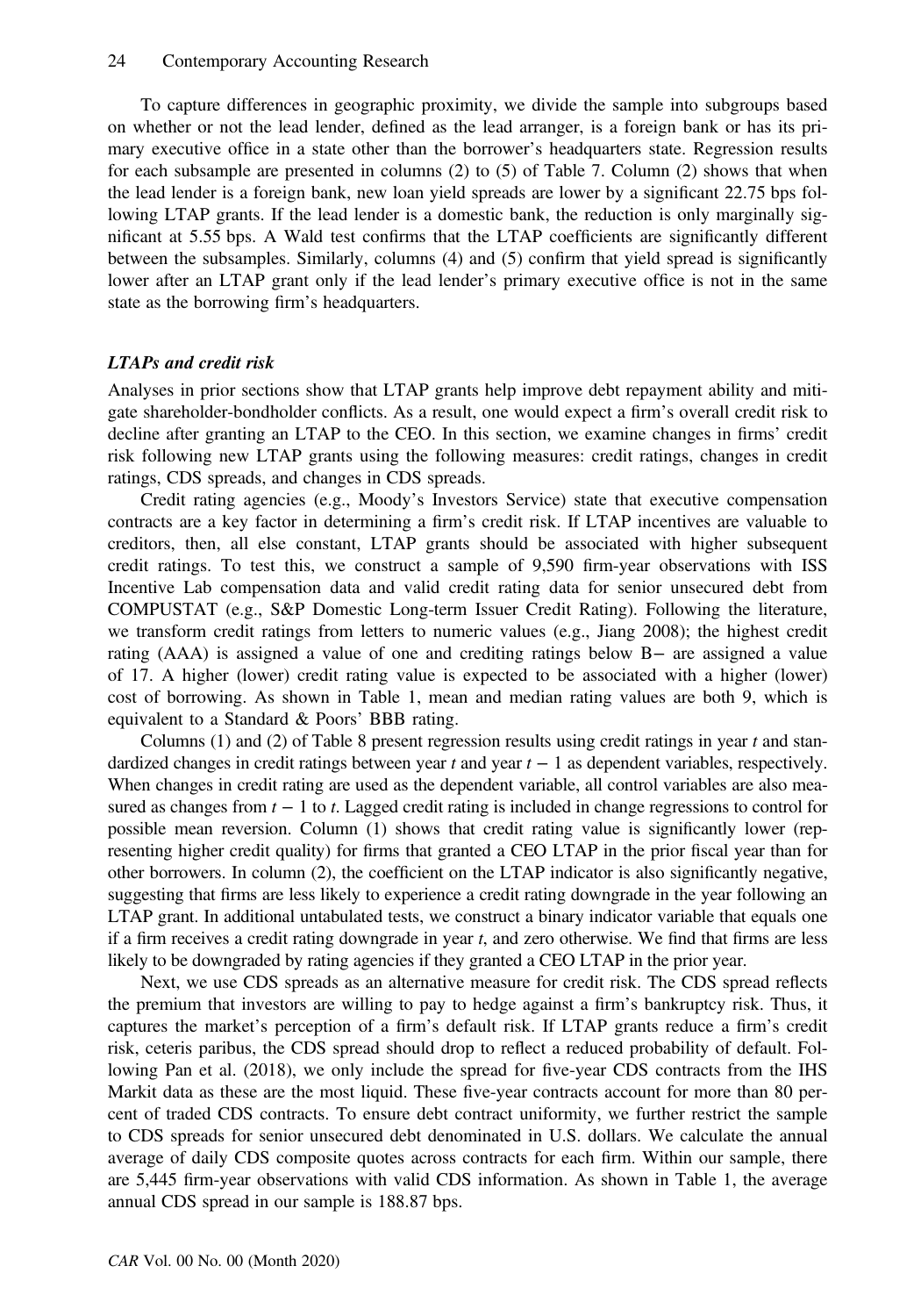To capture differences in geographic proximity, we divide the sample into subgroups based on whether or not the lead lender, defined as the lead arranger, is a foreign bank or has its primary executive office in a state other than the borrower's headquarters state. Regression results for each subsample are presented in columns (2) to (5) of Table 7. Column (2) shows that when the lead lender is a foreign bank, new loan yield spreads are lower by a significant 22.75 bps following LTAP grants. If the lead lender is a domestic bank, the reduction is only marginally significant at 5.55 bps. A Wald test confirms that the LTAP coefficients are significantly different between the subsamples. Similarly, columns (4) and (5) confirm that yield spread is significantly lower after an LTAP grant only if the lead lender's primary executive office is not in the same state as the borrowing firm's headquarters.

### *LTAPs and credit risk*

Analyses in prior sections show that LTAP grants help improve debt repayment ability and mitigate shareholder-bondholder conflicts. As a result, one would expect a firm's overall credit risk to decline after granting an LTAP to the CEO. In this section, we examine changes in firms' credit risk following new LTAP grants using the following measures: credit ratings, changes in credit ratings, CDS spreads, and changes in CDS spreads.

Credit rating agencies (e.g., Moody's Investors Service) state that executive compensation contracts are a key factor in determining a firm's credit risk. If LTAP incentives are valuable to creditors, then, all else constant, LTAP grants should be associated with higher subsequent credit ratings. To test this, we construct a sample of 9,590 firm-year observations with ISS Incentive Lab compensation data and valid credit rating data for senior unsecured debt from COMPUSTAT (e.g., S&P Domestic Long-term Issuer Credit Rating). Following the literature, we transform credit ratings from letters to numeric values (e.g., Jiang 2008); the highest credit rating (AAA) is assigned a value of one and crediting ratings below B− are assigned a value of 17. A higher (lower) credit rating value is expected to be associated with a higher (lower) cost of borrowing. As shown in Table 1, mean and median rating values are both 9, which is equivalent to a Standard & Poors' BBB rating.

Columns (1) and (2) of Table 8 present regression results using credit ratings in year $t$ and standardized changes in credit ratings between year $t$ and year $t-1$ as dependent variables, respectively. When changes in credit rating are used as the dependent variable, all control variables are also measured as changes from $t-1$ to $t$. Lagged credit rating is included in change regressions to control for possible mean reversion. Column (1) shows that credit rating value is significantly lower (representing higher credit quality) for firms that granted a CEO LTAP in the prior fiscal year than for other borrowers. In column (2), the coefficient on the LTAP indicator is also significantly negative, suggesting that firms are less likely to experience a credit rating downgrade in the year following an LTAP grant. In additional untabulated tests, we construct a binary indicator variable that equals one if a firm receives a credit rating downgrade in year $t$, and zero otherwise. We find that firms are less likely to be downgraded by rating agencies if they granted a CEO LTAP in the prior year.

Next, we use CDS spreads as an alternative measure for credit risk. The CDS spread reflects the premium that investors are willing to pay to hedge against a firm's bankruptcy risk. Thus, it captures the market's perception of a firm's default risk. If LTAP grants reduce a firm's credit risk, ceteris paribus, the CDS spread should drop to reflect a reduced probability of default. Following Pan et al. (2018), we only include the spread for five-year CDS contracts from the IHS Markit data as these are the most liquid. These five-year contracts account for more than 80 percent of traded CDS contracts. To ensure debt contract uniformity, we further restrict the sample to CDS spreads for senior unsecured debt denominated in U.S. dollars. We calculate the annual average of daily CDS composite quotes across contracts for each firm. Within our sample, there are 5,445 firm-year observations with valid CDS information. As shown in Table 1, the average annual CDS spread in our sample is 188.87 bps.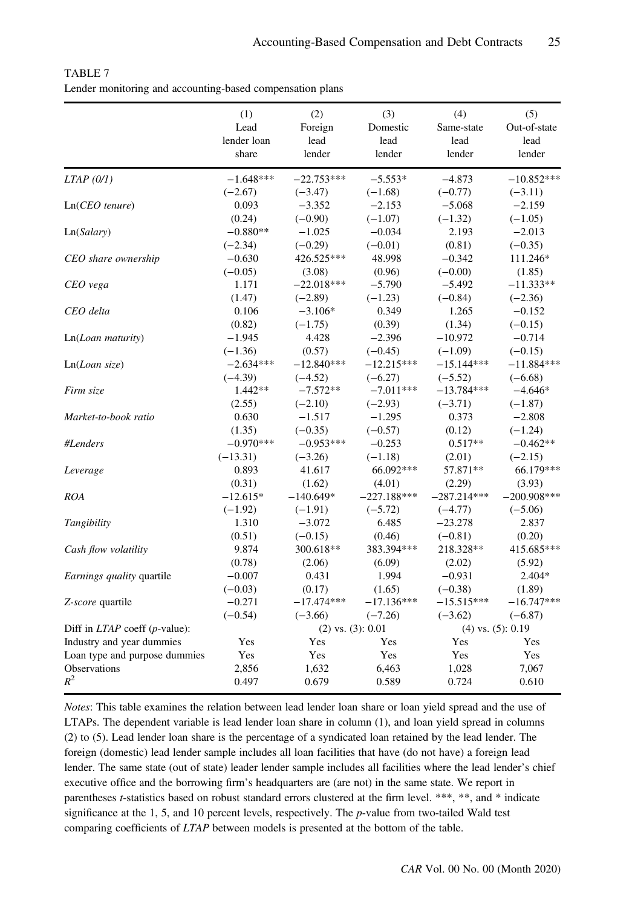TABLE 7

Lender monitoring and accounting-based compensation plans

| | (1) Lead lender loan share | (2) Foreign lead lender | (3) Domestic lead lender | (4) Same-state lead lender | (5) Out-of-state lead lender |
|---|---|---|---|---|---|
| *LTAP (0/1)* | −1.648*** | −22.753*** | −5.553* | −4.873 | −10.852*** |
| | (−2.67) | (−3.47) | (−1.68) | (−0.77) | (−3.11) |
| Ln(*CEO tenure*) | 0.093 | −3.352 | −2.153 | −5.068 | −2.159 |
| | (0.24) | (−0.90) | (−1.07) | (−1.32) | (−1.05) |
| Ln(*Salary*) | −0.880** | −1.025 | −0.034 | 2.193 | −2.013 |
| | (−2.34) | (−0.29) | (−0.01) | (0.81) | (−0.35) |
| *CEO share ownership* | −0.630 | 426.525*** | 48.998 | −0.342 | 111.246* |
| | (−0.05) | (3.08) | (0.96) | (−0.00) | (1.85) |
| *CEO vega* | 1.171 | −22.018*** | −5.790 | −5.492 | −11.333** |
| | (1.47) | (−2.89) | (−1.23) | (−0.84) | (−2.36) |
| *CEO delta* | 0.106 | −3.106* | 0.349 | 1.265 | −0.152 |
| | (0.82) | (−1.75) | (0.39) | (1.34) | (−0.15) |
| Ln(*Loan maturity*) | −1.945 | 4.428 | −2.396 | −10.972 | −0.714 |
| | (−1.36) | (0.57) | (−0.45) | (−1.09) | (−0.15) |
| Ln(*Loan size*) | −2.634*** | −12.840*** | −12.215*** | −15.144*** | −11.884*** |
| | (−4.39) | (−4.52) | (−6.27) | (−5.52) | (−6.68) |
| *Firm size* | 1.442** | −7.572** | −7.011*** | −13.784*** | −4.646* |
| | (2.55) | (−2.10) | (−2.93) | (−3.71) | (−1.87) |
| *Market-to-book ratio* | 0.630 | −1.517 | −1.295 | 0.373 | −2.808 |
| | (1.35) | (−0.35) | (−0.57) | (0.12) | (−1.24) |
| *#Lenders* | −0.970*** | −0.953*** | −0.253 | 0.517** | −0.462** |
| | (−13.31) | (−3.26) | (−1.18) | (2.01) | (−2.15) |
| *Leverage* | 0.893 | 41.617 | 66.092*** | 57.871** | 66.179*** |
| | (0.31) | (1.62) | (4.01) | (2.29) | (3.93) |
| *ROA* | −12.615* | −140.649* | −227.188*** | −287.214*** | −200.908*** |
| | (−1.92) | (−1.91) | (−5.72) | (−4.77) | (−5.06) |
| *Tangibility* | 1.310 | −3.072 | 6.485 | −23.278 | 2.837 |
| | (0.51) | (−0.15) | (0.46) | (−0.81) | (0.20) |
| *Cash flow volatility* | 9.874 | 300.618** | 383.394*** | 218.328** | 415.685*** |
| | (0.78) | (2.06) | (6.09) | (2.02) | (5.92) |
| *Earnings quality* quartile | −0.007 | 0.431 | 1.994 | −0.931 | 2.404* |
| | (−0.03) | (0.17) | (1.65) | (−0.38) | (1.89) |
| *Z-score* quartile | −0.271 | −17.474*** | −17.136*** | −15.515*** | −16.747*** |
| | (−0.54) | (−3.66) | (−7.26) | (−3.62) | (−6.87) |
| Diff in *LTAP* coeff (*p*-value): | | (2) vs. (3): 0.01 | | (4) vs. (5): 0.19 | |
| Industry and year dummies | Yes | Yes | Yes | Yes | Yes |
| Loan type and purpose dummies | Yes | Yes | Yes | Yes | Yes |
| Observations | 2,856 | 1,632 | 6,463 | 1,028 | 7,067 |
| $R^2$ | 0.497 | 0.679 | 0.589 | 0.724 | 0.610 |

*Notes*: This table examines the relation between lead lender loan share or loan yield spread and the use of LTAPs. The dependent variable is lead lender loan share in column (1), and loan yield spread in columns (2) to (5). Lead lender loan share is the percentage of a syndicated loan retained by the lead lender. The foreign (domestic) lead lender sample includes all loan facilities that have (do not have) a foreign lead lender. The same state (out of state) leader lender sample includes all facilities where the lead lender's chief executive office and the borrowing firm's headquarters are (are not) in the same state. We report in parentheses *t*-statistics based on robust standard errors clustered at the firm level. ***, **, and * indicate significance at the 1, 5, and 10 percent levels, respectively. The *p*-value from two-tailed Wald test comparing coefficients of *LTAP* between models is presented at the bottom of the table.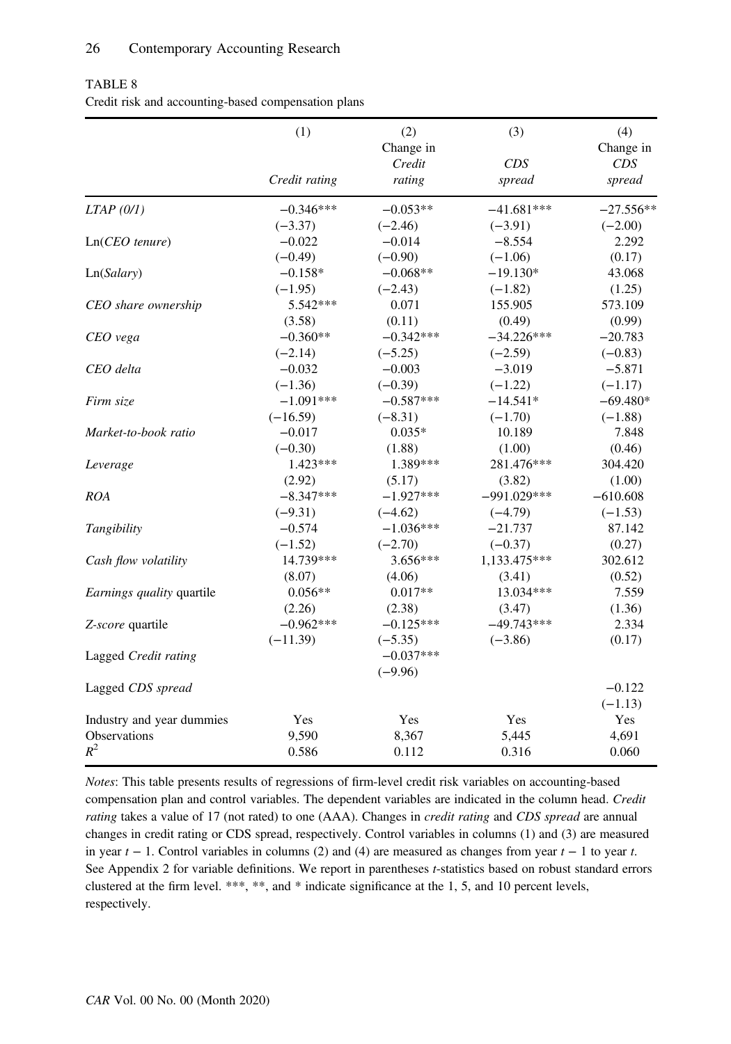TABLE 8

Credit risk and accounting-based compensation plans

| | (1) | (2) | (3) | (4) |
|---|---|---|---|---|
| | *Credit rating* | Change in *Credit rating* | *CDS spread* | Change in *CDS spread* |
| *LTAP (0/1)* | −0.346*** | −0.053** | −41.681*** | −27.556** |
| | (−3.37) | (−2.46) | (−3.91) | (−2.00) |
| Ln(*CEO tenure*) | −0.022 | −0.014 | −8.554 | 2.292 |
| | (−0.49) | (−0.90) | (−1.06) | (0.17) |
| Ln(*Salary*) | −0.158* | −0.068** | −19.130* | 43.068 |
| | (−1.95) | (−2.43) | (−1.82) | (1.25) |
| *CEO share ownership* | 5.542*** | 0.071 | 155.905 | 573.109 |
| | (3.58) | (0.11) | (0.49) | (0.99) |
| *CEO vega* | −0.360** | −0.342*** | −34.226*** | −20.783 |
| | (−2.14) | (−5.25) | (−2.59) | (−0.83) |
| *CEO delta* | −0.032 | −0.003 | −3.019 | −5.871 |
| | (−1.36) | (−0.39) | (−1.22) | (−1.17) |
| *Firm size* | −1.091*** | −0.587*** | −14.541* | −69.480* |
| | (−16.59) | (−8.31) | (−1.70) | (−1.88) |
| *Market-to-book ratio* | −0.017 | 0.035* | 10.189 | 7.848 |
| | (−0.30) | (1.88) | (1.00) | (0.46) |
| *Leverage* | 1.423*** | 1.389*** | 281.476*** | 304.420 |
| | (2.92) | (5.17) | (3.82) | (1.00) |
| *ROA* | −8.347*** | −1.927*** | −991.029*** | −610.608 |
| | (−9.31) | (−4.62) | (−4.79) | (−1.53) |
| *Tangibility* | −0.574 | −1.036*** | −21.737 | 87.142 |
| | (−1.52) | (−2.70) | (−0.37) | (0.27) |
| *Cash flow volatility* | 14.739*** | 3.656*** | 1,133.475*** | 302.612 |
| | (8.07) | (4.06) | (3.41) | (0.52) |
| *Earnings quality* quartile | 0.056** | 0.017** | 13.034*** | 7.559 |
| | (2.26) | (2.38) | (3.47) | (1.36) |
| *Z-score* quartile | −0.962*** | −0.125*** | −49.743*** | 2.334 |
| | (−11.39) | (−5.35) | (−3.86) | (0.17) |
| Lagged *Credit rating* | | −0.037*** | | |
| | | (−9.96) | | |
| Lagged *CDS spread* | | | | −0.122 |
| | | | | (−1.13) |
| Industry and year dummies | Yes | Yes | Yes | Yes |
| Observations | 9,590 | 8,367 | 5,445 | 4,691 |
| $R^2$ | 0.586 | 0.112 | 0.316 | 0.060 |

*Notes*: This table presents results of regressions of firm-level credit risk variables on accounting-based compensation plan and control variables. The dependent variables are indicated in the column head. *Credit rating* takes a value of 17 (not rated) to one (AAA). Changes in *credit rating* and *CDS spread* are annual changes in credit rating or CDS spread, respectively. Control variables in columns (1) and (3) are measured in year $t-1$. Control variables in columns (2) and (4) are measured as changes from year $t-1$ to year $t$. See Appendix 2 for variable definitions. We report in parentheses *t*-statistics based on robust standard errors clustered at the firm level. ***, **, and * indicate significance at the 1, 5, and 10 percent levels, respectively.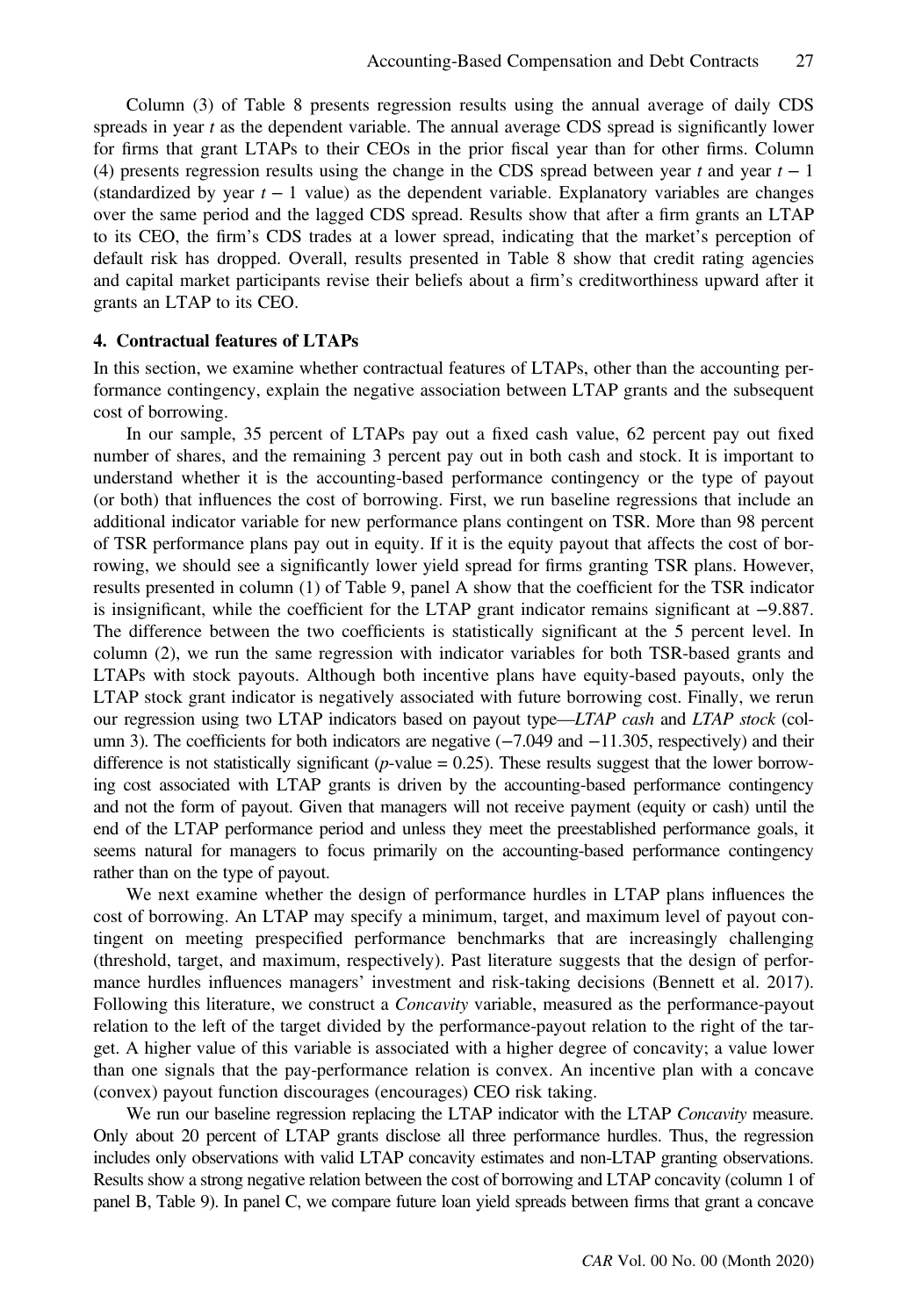Column (3) of Table 8 presents regression results using the annual average of daily CDS spreads in year $t$ as the dependent variable. The annual average CDS spread is significantly lower for firms that grant LTAPs to their CEOs in the prior fiscal year than for other firms. Column (4) presents regression results using the change in the CDS spread between year $t$ and year $t - 1$ (standardized by year $t - 1$ value) as the dependent variable. Explanatory variables are changes over the same period and the lagged CDS spread. Results show that after a firm grants an LTAP to its CEO, the firm's CDS trades at a lower spread, indicating that the market's perception of default risk has dropped. Overall, results presented in Table 8 show that credit rating agencies and capital market participants revise their beliefs about a firm's creditworthiness upward after it grants an LTAP to its CEO.

## 4. Contractual features of LTAPs

In this section, we examine whether contractual features of LTAPs, other than the accounting performance contingency, explain the negative association between LTAP grants and the subsequent cost of borrowing.

In our sample, 35 percent of LTAPs pay out a fixed cash value, 62 percent pay out fixed number of shares, and the remaining 3 percent pay out in both cash and stock. It is important to understand whether it is the accounting-based performance contingency or the type of payout (or both) that influences the cost of borrowing. First, we run baseline regressions that include an additional indicator variable for new performance plans contingent on TSR. More than 98 percent of TSR performance plans pay out in equity. If it is the equity payout that affects the cost of borrowing, we should see a significantly lower yield spread for firms granting TSR plans. However, results presented in column (1) of Table 9, panel A show that the coefficient for the TSR indicator is insignificant, while the coefficient for the LTAP grant indicator remains significant at −9.887. The difference between the two coefficients is statistically significant at the 5 percent level. In column (2), we run the same regression with indicator variables for both TSR-based grants and LTAPs with stock payouts. Although both incentive plans have equity-based payouts, only the LTAP stock grant indicator is negatively associated with future borrowing cost. Finally, we rerun our regression using two LTAP indicators based on payout type—*LTAP cash* and *LTAP stock* (column 3). The coefficients for both indicators are negative (−7.049 and −11.305, respectively) and their difference is not statistically significant ($p$-value = 0.25). These results suggest that the lower borrowing cost associated with LTAP grants is driven by the accounting-based performance contingency and not the form of payout. Given that managers will not receive payment (equity or cash) until the end of the LTAP performance period and unless they meet the preestablished performance goals, it seems natural for managers to focus primarily on the accounting-based performance contingency rather than on the type of payout.

We next examine whether the design of performance hurdles in LTAP plans influences the cost of borrowing. An LTAP may specify a minimum, target, and maximum level of payout contingent on meeting prespecified performance benchmarks that are increasingly challenging (threshold, target, and maximum, respectively). Past literature suggests that the design of performance hurdles influences managers' investment and risk-taking decisions (Bennett et al. 2017). Following this literature, we construct a *Concavity* variable, measured as the performance-payout relation to the left of the target divided by the performance-payout relation to the right of the target. A higher value of this variable is associated with a higher degree of concavity; a value lower than one signals that the pay-performance relation is convex. An incentive plan with a concave (convex) payout function discourages (encourages) CEO risk taking.

We run our baseline regression replacing the LTAP indicator with the LTAP *Concavity* measure. Only about 20 percent of LTAP grants disclose all three performance hurdles. Thus, the regression includes only observations with valid LTAP concavity estimates and non-LTAP granting observations. Results show a strong negative relation between the cost of borrowing and LTAP concavity (column 1 of panel B, Table 9). In panel C, we compare future loan yield spreads between firms that grant a concave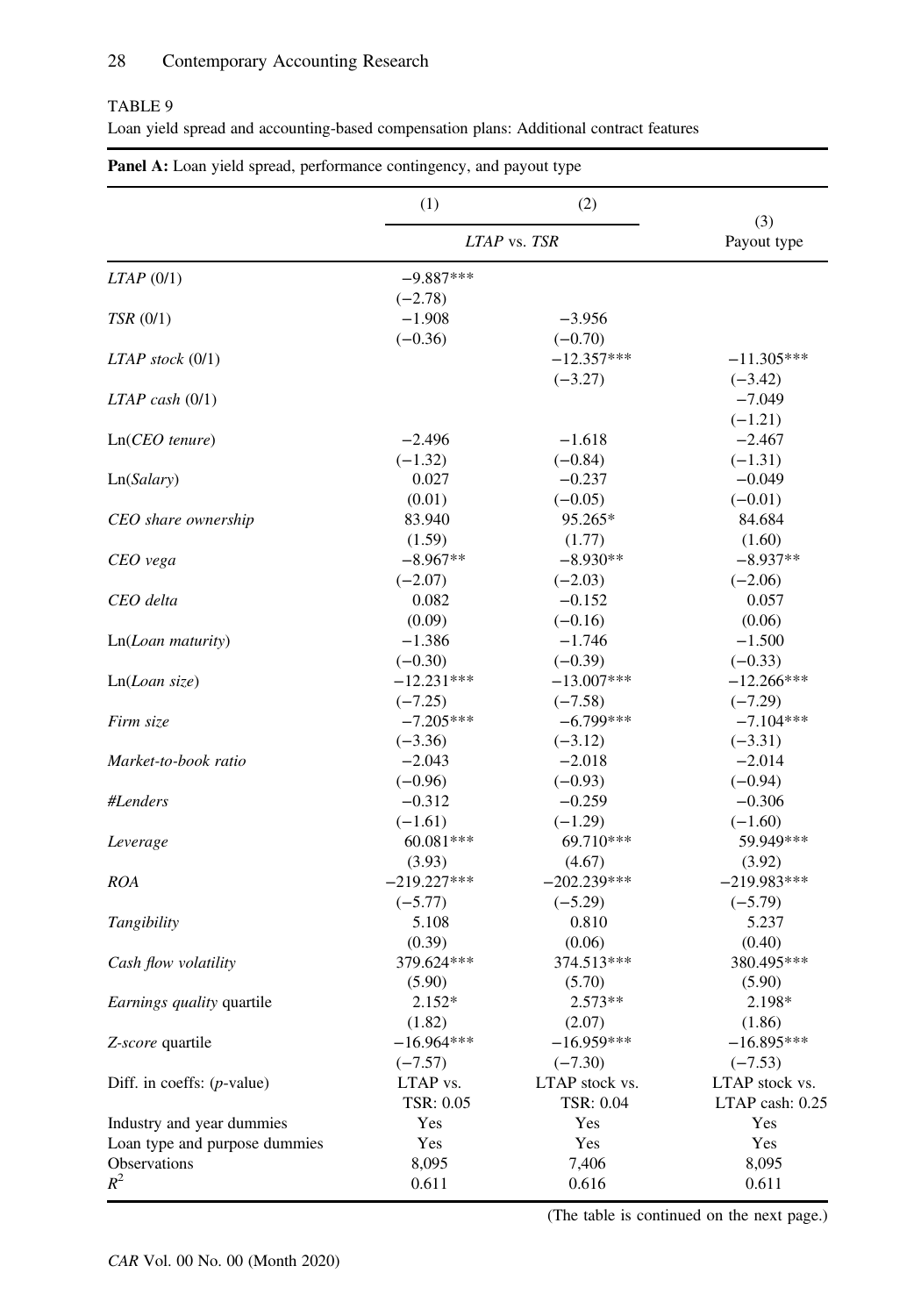TABLE 9

Loan yield spread and accounting-based compensation plans: Additional contract features

**Panel A:** Loan yield spread, performance contingency, and payout type

| | (1) | (2) | (3) |
|---|---|---|---|
| | *LTAP* vs. *TSR* | | Payout type |
| *LTAP* (0/1) | −9.887*** | | |
| | (−2.78) | | |
| *TSR* (0/1) | −1.908 | −3.956 | |
| | (−0.36) | (−0.70) | |
| *LTAP stock* (0/1) | | −12.357*** | −11.305*** |
| | | (−3.27) | (−3.42) |
| *LTAP cash* (0/1) | | | −7.049 |
| | | | (−1.21) |
| Ln(*CEO tenure*) | −2.496 | −1.618 | −2.467 |
| | (−1.32) | (−0.84) | (−1.31) |
| Ln(*Salary*) | 0.027 | −0.237 | −0.049 |
| | (0.01) | (−0.05) | (−0.01) |
| *CEO share ownership* | 83.940 | 95.265* | 84.684 |
| | (1.59) | (1.77) | (1.60) |
| *CEO vega* | −8.967** | −8.930** | −8.937** |
| | (−2.07) | (−2.03) | (−2.06) |
| *CEO delta* | 0.082 | −0.152 | 0.057 |
| | (0.09) | (−0.16) | (0.06) |
| Ln(*Loan maturity*) | −1.386 | −1.746 | −1.500 |
| | (−0.30) | (−0.39) | (−0.33) |
| Ln(*Loan size*) | −12.231*** | −13.007*** | −12.266*** |
| | (−7.25) | (−7.58) | (−7.29) |
| *Firm size* | −7.205*** | −6.799*** | −7.104*** |
| | (−3.36) | (−3.12) | (−3.31) |
| *Market-to-book ratio* | −2.043 | −2.018 | −2.014 |
| | (−0.96) | (−0.93) | (−0.94) |
| *#Lenders* | −0.312 | −0.259 | −0.306 |
| | (−1.61) | (−1.29) | (−1.60) |
| *Leverage* | 60.081*** | 69.710*** | 59.949*** |
| | (3.93) | (4.67) | (3.92) |
| *ROA* | −219.227*** | −202.239*** | −219.983*** |
| | (−5.77) | (−5.29) | (−5.79) |
| *Tangibility* | 5.108 | 0.810 | 5.237 |
| | (0.39) | (0.06) | (0.40) |
| *Cash flow volatility* | 379.624*** | 374.513*** | 380.495*** |
| | (5.90) | (5.70) | (5.90) |
| *Earnings quality* quartile | 2.152* | 2.573** | 2.198* |
| | (1.82) | (2.07) | (1.86) |
| *Z-score* quartile | −16.964*** | −16.959*** | −16.895*** |
| | (−7.57) | (−7.30) | (−7.53) |
| Diff. in coeffs: (*p*-value) | LTAP vs. TSR: 0.05 | LTAP stock vs. TSR: 0.04 | LTAP stock vs. LTAP cash: 0.25 |
| Industry and year dummies | Yes | Yes | Yes |
| Loan type and purpose dummies | Yes | Yes | Yes |
| Observations | 8,095 | 7,406 | 8,095 |
| $R^2$ | 0.611 | 0.616 | 0.611 |

(The table is continued on the next page.)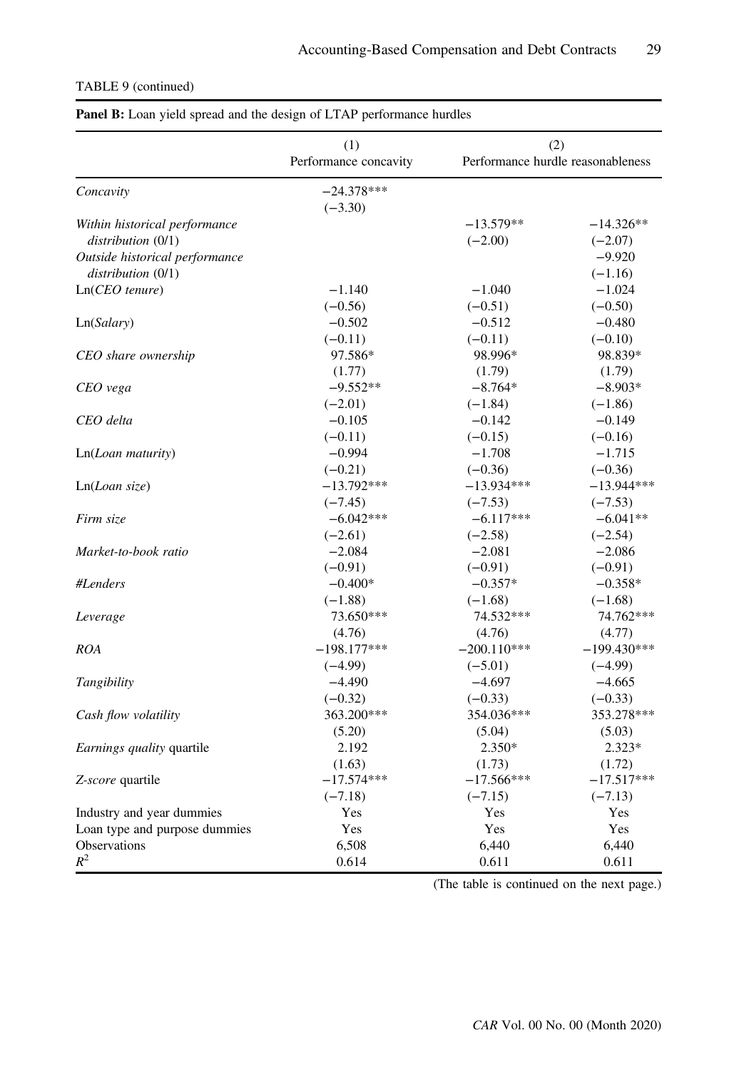TABLE 9 (continued)

**Panel B:** Loan yield spread and the design of LTAP performance hurdles

| | (1) | (2) | |
|---|---|---|---|
| | Performance concavity | Performance hurdle reasonableness | |
| *Concavity* | −24.378*** | | |
| | (−3.30) | | |
| *Within historical performance distribution* (0/1) | | −13.579** | −14.326** |
| | | (−2.00) | (−2.07) |
| *Outside historical performance distribution* (0/1) | | | −9.920 |
| | | | (−1.16) |
| Ln(*CEO tenure*) | −1.140 | −1.040 | −1.024 |
| | (−0.56) | (−0.51) | (−0.50) |
| Ln(*Salary*) | −0.502 | −0.512 | −0.480 |
| | (−0.11) | (−0.11) | (−0.10) |
| *CEO share ownership* | 97.586* | 98.996* | 98.839* |
| | (1.77) | (1.79) | (1.79) |
| *CEO vega* | −9.552** | −8.764* | −8.903* |
| | (−2.01) | (−1.84) | (−1.86) |
| *CEO delta* | −0.105 | −0.142 | −0.149 |
| | (−0.11) | (−0.15) | (−0.16) |
| Ln(*Loan maturity*) | −0.994 | −1.708 | −1.715 |
| | (−0.21) | (−0.36) | (−0.36) |
| Ln(*Loan size*) | −13.792*** | −13.934*** | −13.944*** |
| | (−7.45) | (−7.53) | (−7.53) |
| *Firm size* | −6.042*** | −6.117*** | −6.041** |
| | (−2.61) | (−2.58) | (−2.54) |
| *Market-to-book ratio* | −2.084 | −2.081 | −2.086 |
| | (−0.91) | (−0.91) | (−0.91) |
| *#Lenders* | −0.400* | −0.357* | −0.358* |
| | (−1.88) | (−1.68) | (−1.68) |
| *Leverage* | 73.650*** | 74.532*** | 74.762*** |
| | (4.76) | (4.76) | (4.77) |
| *ROA* | −198.177*** | −200.110*** | −199.430*** |
| | (−4.99) | (−5.01) | (−4.99) |
| *Tangibility* | −4.490 | −4.697 | −4.665 |
| | (−0.32) | (−0.33) | (−0.33) |
| *Cash flow volatility* | 363.200*** | 354.036*** | 353.278*** |
| | (5.20) | (5.04) | (5.03) |
| *Earnings quality* quartile | 2.192 | 2.350* | 2.323* |
| | (1.63) | (1.73) | (1.72) |
| *Z-score* quartile | −17.574*** | −17.566*** | −17.517*** |
| | (−7.18) | (−7.15) | (−7.13) |
| Industry and year dummies | Yes | Yes | Yes |
| Loan type and purpose dummies | Yes | Yes | Yes |
| Observations | 6,508 | 6,440 | 6,440 |
| $R^2$ | 0.614 | 0.611 | 0.611 |

(The table is continued on the next page.)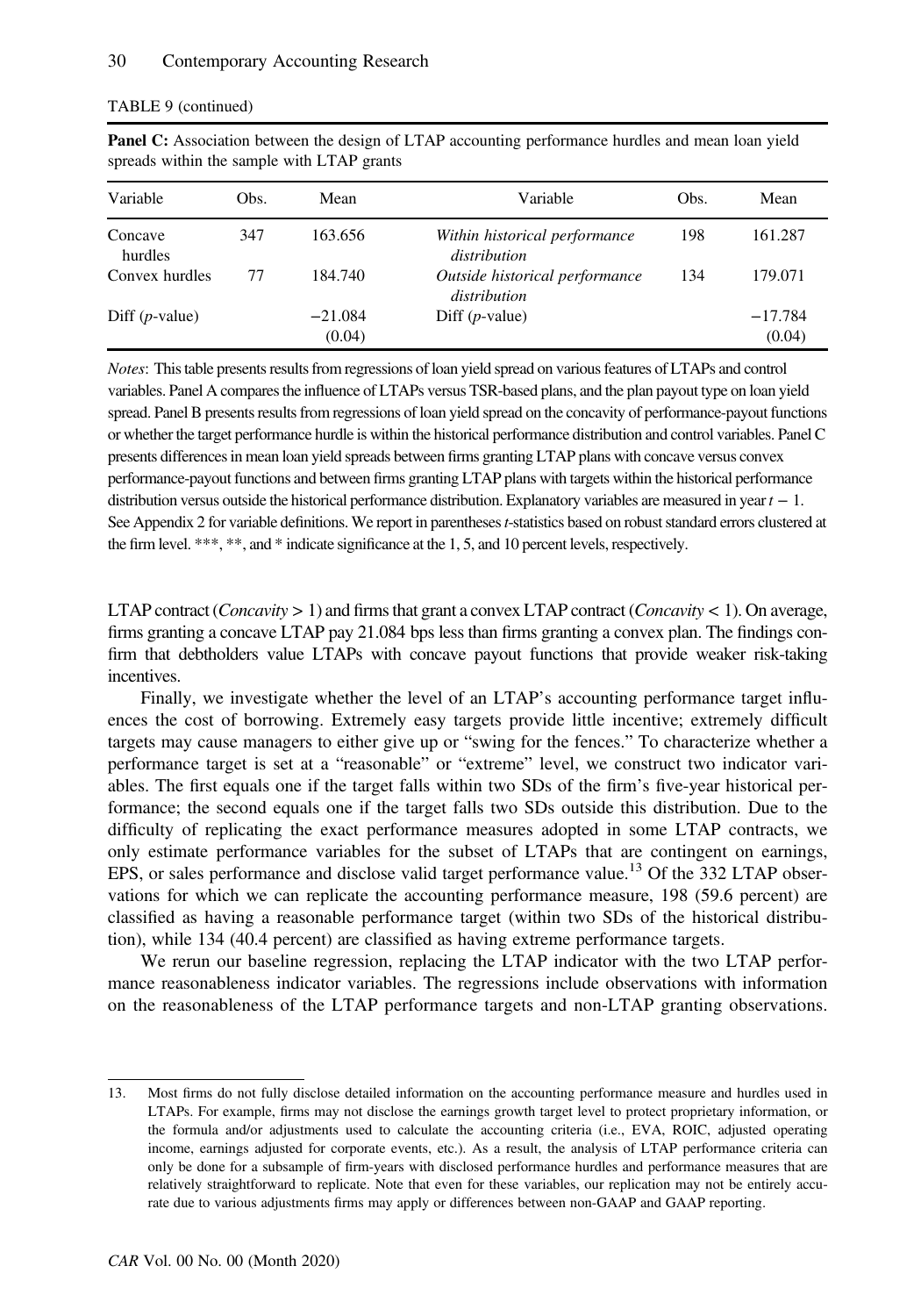TABLE 9 (continued)

**Panel C:** Association between the design of LTAP accounting performance hurdles and mean loan yield spreads within the sample with LTAP grants

| Variable | Obs. | Mean | Variable | Obs. | Mean |
|---|---|---|---|---|---|
| Concave hurdles | 347 | 163.656 | *Within historical performance distribution* | 198 | 161.287 |
| Convex hurdles | 77 | 184.740 | *Outside historical performance distribution* | 134 | 179.071 |
| Diff (*p*-value) | | −21.084 (0.04) | Diff (*p*-value) | | −17.784 (0.04) |

*Notes*: This table presents results from regressions of loan yield spread on various features of LTAPs and control variables. Panel A compares the influence of LTAPs versus TSR-based plans, and the plan payout type on loan yield spread. Panel B presents results from regressions of loan yield spread on the concavity of performance-payout functions or whether the target performance hurdle is within the historical performance distribution and control variables. Panel C presents differences in mean loan yield spreads between firms granting LTAP plans with concave versus convex performance-payout functions and between firms granting LTAP plans with targets within the historical performance distribution versus outside the historical performance distribution. Explanatory variables are measured in year $t - 1$. See Appendix 2 for variable definitions. We report in parentheses *t*-statistics based on robust standard errors clustered at the firm level. \*\*\*, \*\*, and \* indicate significance at the 1, 5, and 10 percent levels, respectively.

LTAP contract (*Concavity* > 1) and firms that grant a convex LTAP contract (*Concavity* < 1). On average, firms granting a concave LTAP pay 21.084 bps less than firms granting a convex plan. The findings confirm that debtholders value LTAPs with concave payout functions that provide weaker risk-taking incentives.

Finally, we investigate whether the level of an LTAP's accounting performance target influences the cost of borrowing. Extremely easy targets provide little incentive; extremely difficult targets may cause managers to either give up or "swing for the fences." To characterize whether a performance target is set at a "reasonable" or "extreme" level, we construct two indicator variables. The first equals one if the target falls within two SDs of the firm's five-year historical performance; the second equals one if the target falls two SDs outside this distribution. Due to the difficulty of replicating the exact performance measures adopted in some LTAP contracts, we only estimate performance variables for the subset of LTAPs that are contingent on earnings, EPS, or sales performance and disclose valid target performance value.[13] Of the 332 LTAP observations for which we can replicate the accounting performance measure, 198 (59.6 percent) are classified as having a reasonable performance target (within two SDs of the historical distribution), while 134 (40.4 percent) are classified as having extreme performance targets.

We rerun our baseline regression, replacing the LTAP indicator with the two LTAP performance reasonableness indicator variables. The regressions include observations with information on the reasonableness of the LTAP performance targets and non-LTAP granting observations.

13. Most firms do not fully disclose detailed information on the accounting performance measure and hurdles used in LTAPs. For example, firms may not disclose the earnings growth target level to protect proprietary information, or the formula and/or adjustments used to calculate the accounting criteria (i.e., EVA, ROIC, adjusted operating income, earnings adjusted for corporate events, etc.). As a result, the analysis of LTAP performance criteria can only be done for a subsample of firm-years with disclosed performance hurdles and performance measures that are relatively straightforward to replicate. Note that even for these variables, our replication may not be entirely accurate due to various adjustments firms may apply or differences between non-GAAP and GAAP reporting.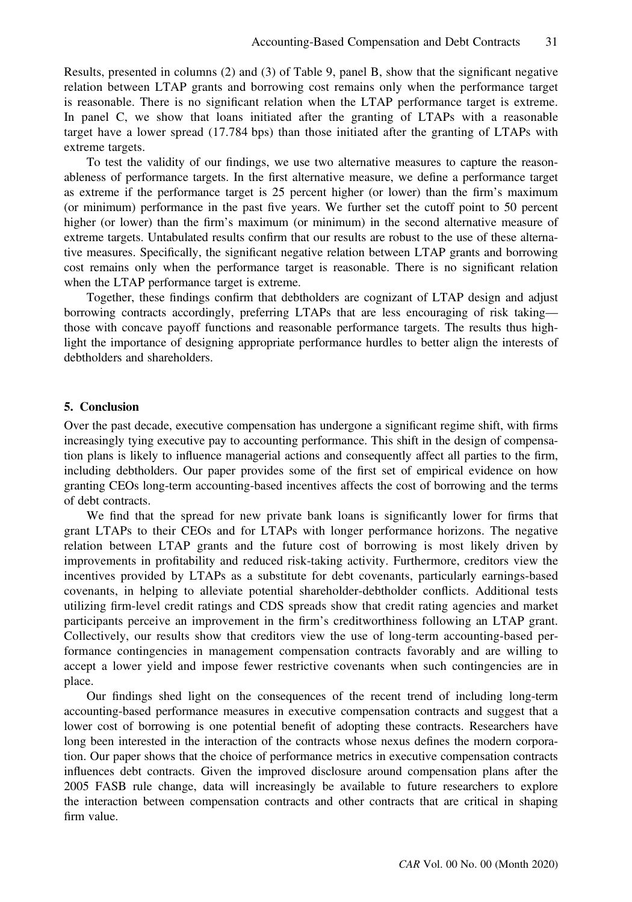Results, presented in columns (2) and (3) of Table 9, panel B, show that the significant negative relation between LTAP grants and borrowing cost remains only when the performance target is reasonable. There is no significant relation when the LTAP performance target is extreme. In panel C, we show that loans initiated after the granting of LTAPs with a reasonable target have a lower spread (17.784 bps) than those initiated after the granting of LTAPs with extreme targets.

To test the validity of our findings, we use two alternative measures to capture the reasonableness of performance targets. In the first alternative measure, we define a performance target as extreme if the performance target is 25 percent higher (or lower) than the firm's maximum (or minimum) performance in the past five years. We further set the cutoff point to 50 percent higher (or lower) than the firm's maximum (or minimum) in the second alternative measure of extreme targets. Untabulated results confirm that our results are robust to the use of these alternative measures. Specifically, the significant negative relation between LTAP grants and borrowing cost remains only when the performance target is reasonable. There is no significant relation when the LTAP performance target is extreme.

Together, these findings confirm that debtholders are cognizant of LTAP design and adjust borrowing contracts accordingly, preferring LTAPs that are less encouraging of risk taking—those with concave payoff functions and reasonable performance targets. The results thus highlight the importance of designing appropriate performance hurdles to better align the interests of debtholders and shareholders.

## 5. Conclusion

Over the past decade, executive compensation has undergone a significant regime shift, with firms increasingly tying executive pay to accounting performance. This shift in the design of compensation plans is likely to influence managerial actions and consequently affect all parties to the firm, including debtholders. Our paper provides some of the first set of empirical evidence on how granting CEOs long-term accounting-based incentives affects the cost of borrowing and the terms of debt contracts.

We find that the spread for new private bank loans is significantly lower for firms that grant LTAPs to their CEOs and for LTAPs with longer performance horizons. The negative relation between LTAP grants and the future cost of borrowing is most likely driven by improvements in profitability and reduced risk-taking activity. Furthermore, creditors view the incentives provided by LTAPs as a substitute for debt covenants, particularly earnings-based covenants, in helping to alleviate potential shareholder-debtholder conflicts. Additional tests utilizing firm-level credit ratings and CDS spreads show that credit rating agencies and market participants perceive an improvement in the firm's creditworthiness following an LTAP grant. Collectively, our results show that creditors view the use of long-term accounting-based performance contingencies in management compensation contracts favorably and are willing to accept a lower yield and impose fewer restrictive covenants when such contingencies are in place.

Our findings shed light on the consequences of the recent trend of including long-term accounting-based performance measures in executive compensation contracts and suggest that a lower cost of borrowing is one potential benefit of adopting these contracts. Researchers have long been interested in the interaction of the contracts whose nexus defines the modern corporation. Our paper shows that the choice of performance metrics in executive compensation contracts influences debt contracts. Given the improved disclosure around compensation plans after the 2005 FASB rule change, data will increasingly be available to future researchers to explore the interaction between compensation contracts and other contracts that are critical in shaping firm value.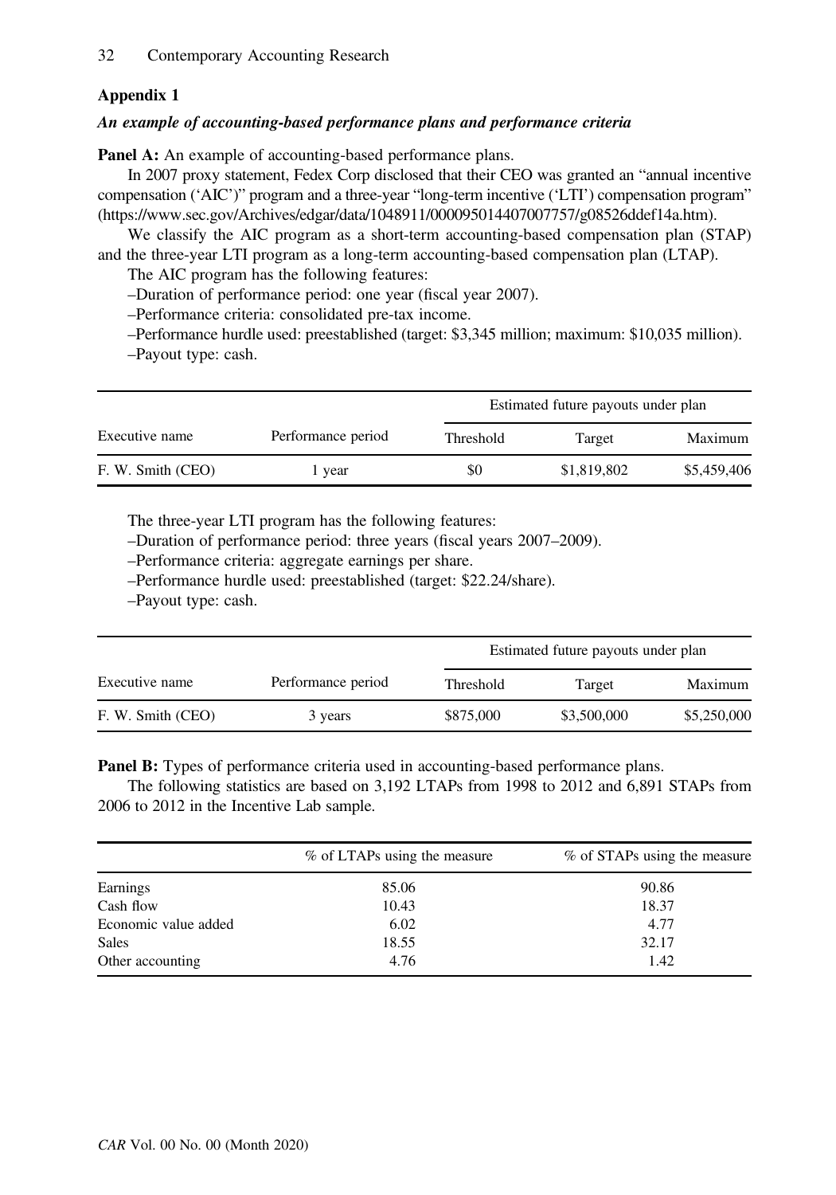## Appendix 1

### *An example of accounting-based performance plans and performance criteria*

**Panel A:** An example of accounting-based performance plans.

In 2007 proxy statement, Fedex Corp disclosed that their CEO was granted an "annual incentive compensation ('AIC')" program and a three-year "long-term incentive ('LTI') compensation program" (https://www.sec.gov/Archives/edgar/data/1048911/000095014407007757/g08526ddef14a.htm).

We classify the AIC program as a short-term accounting-based compensation plan (STAP) and the three-year LTI program as a long-term accounting-based compensation plan (LTAP).

The AIC program has the following features:

–Duration of performance period: one year (fiscal year 2007).

–Performance criteria: consolidated pre-tax income.

–Performance hurdle used: preestablished (target: \$3,345 million; maximum: \$10,035 million).

–Payout type: cash.

| | | Estimated future payouts under plan | | |
|---|---|---|---|---|
| Executive name | Performance period | Threshold | Target | Maximum |
| F. W. Smith (CEO) | 1 year | \$0 | \$1,819,802 | \$5,459,406 |

The three-year LTI program has the following features:

–Duration of performance period: three years (fiscal years 2007–2009).

–Performance criteria: aggregate earnings per share.

–Performance hurdle used: preestablished (target: \$22.24/share).

–Payout type: cash.

| | | Estimated future payouts under plan | | |
|---|---|---|---|---|
| Executive name | Performance period | Threshold | Target | Maximum |
| F. W. Smith (CEO) | 3 years | \$875,000 | \$3,500,000 | \$5,250,000 |

**Panel B:** Types of performance criteria used in accounting-based performance plans.

The following statistics are based on 3,192 LTAPs from 1998 to 2012 and 6,891 STAPs from 2006 to 2012 in the Incentive Lab sample.

| | % of LTAPs using the measure | % of STAPs using the measure |
|---|---|---|
| Earnings | 85.06 | 90.86 |
| Cash flow | 10.43 | 18.37 |
| Economic value added | 6.02 | 4.77 |
| Sales | 18.55 | 32.17 |
| Other accounting | 4.76 | 1.42 |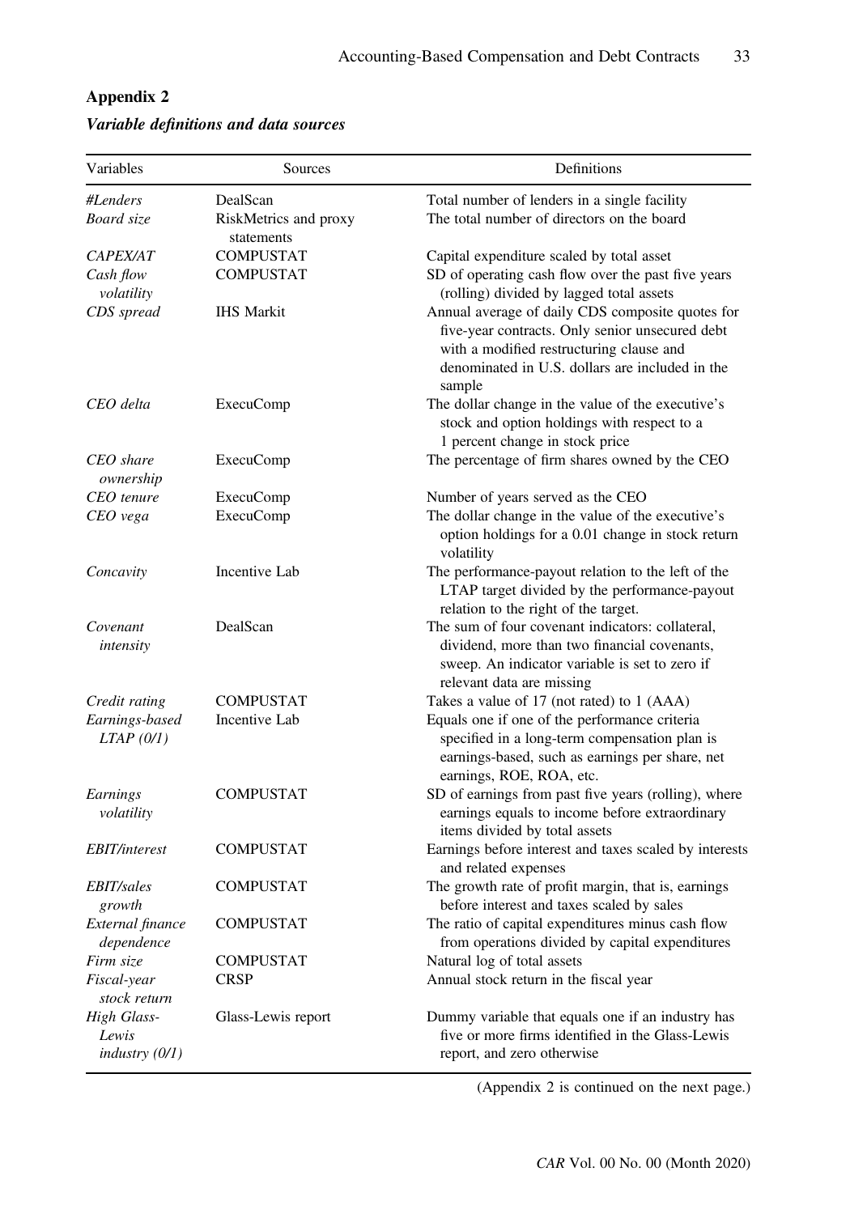## Appendix 2

### *Variable definitions and data sources*

| Variables | Sources | Definitions |
|---|---|---|
| *#Lenders* | DealScan | Total number of lenders in a single facility |
| *Board size* | RiskMetrics and proxy statements | The total number of directors on the board |
| *CAPEX/AT* | COMPUSTAT | Capital expenditure scaled by total asset |
| *Cash flow volatility* | COMPUSTAT | SD of operating cash flow over the past five years (rolling) divided by lagged total assets |
| *CDS spread* | IHS Markit | Annual average of daily CDS composite quotes for five-year contracts. Only senior unsecured debt with a modified restructuring clause and denominated in U.S. dollars are included in the sample |
| *CEO delta* | ExecuComp | The dollar change in the value of the executive's stock and option holdings with respect to a 1 percent change in stock price |
| *CEO share ownership* | ExecuComp | The percentage of firm shares owned by the CEO |
| *CEO tenure* | ExecuComp | Number of years served as the CEO |
| *CEO vega* | ExecuComp | The dollar change in the value of the executive's option holdings for a 0.01 change in stock return volatility |
| *Concavity* | Incentive Lab | The performance-payout relation to the left of the LTAP target divided by the performance-payout relation to the right of the target. |
| *Covenant intensity* | DealScan | The sum of four covenant indicators: collateral, dividend, more than two financial covenants, sweep. An indicator variable is set to zero if relevant data are missing |
| *Credit rating* | COMPUSTAT | Takes a value of 17 (not rated) to 1 (AAA) |
| *Earnings-based LTAP (0/1)* | Incentive Lab | Equals one if one of the performance criteria specified in a long-term compensation plan is earnings-based, such as earnings per share, net earnings, ROE, ROA, etc. |
| *Earnings volatility* | COMPUSTAT | SD of earnings from past five years (rolling), where earnings equals to income before extraordinary items divided by total assets |
| *EBIT/interest* | COMPUSTAT | Earnings before interest and taxes scaled by interests and related expenses |
| *EBIT/sales growth* | COMPUSTAT | The growth rate of profit margin, that is, earnings before interest and taxes scaled by sales |
| *External finance dependence* | COMPUSTAT | The ratio of capital expenditures minus cash flow from operations divided by capital expenditures |
| *Firm size* | COMPUSTAT | Natural log of total assets |
| *Fiscal-year stock return* | CRSP | Annual stock return in the fiscal year |
| *High Glass-Lewis industry (0/1)* | Glass-Lewis report | Dummy variable that equals one if an industry has five or more firms identified in the Glass-Lewis report, and zero otherwise |

(Appendix 2 is continued on the next page.)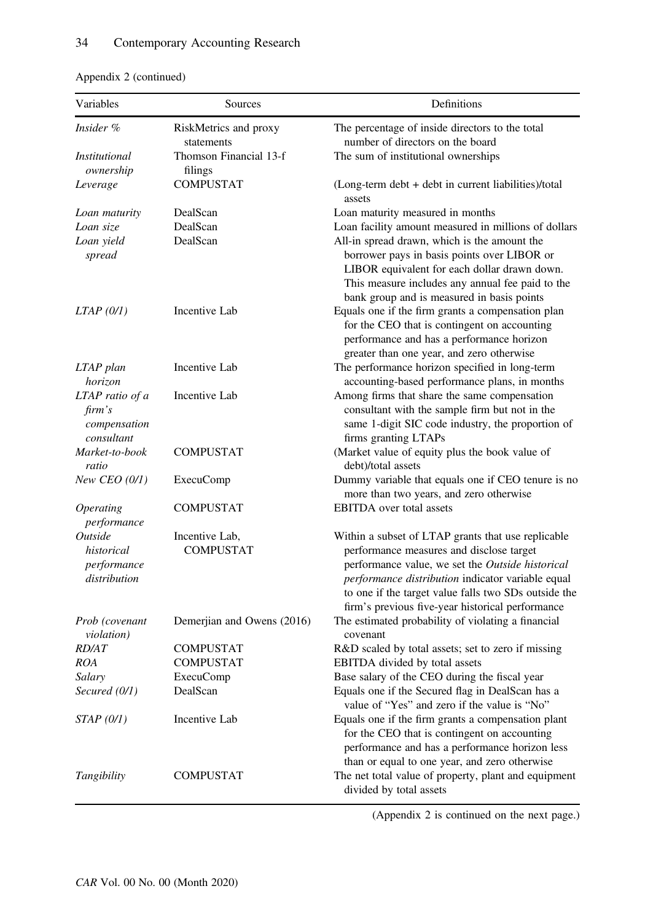Appendix 2 (continued)

| Variables | Sources | Definitions |
|---|---|---|
| *Insider %* | RiskMetrics and proxy statements | The percentage of inside directors to the total number of directors on the board |
| *Institutional ownership* | Thomson Financial 13-f filings | The sum of institutional ownerships |
| *Leverage* | COMPUSTAT | (Long-term debt + debt in current liabilities)/total assets |
| *Loan maturity* | DealScan | Loan maturity measured in months |
| *Loan size* | DealScan | Loan facility amount measured in millions of dollars |
| *Loan yield spread* | DealScan | All-in spread drawn, which is the amount the borrower pays in basis points over LIBOR or LIBOR equivalent for each dollar drawn down. This measure includes any annual fee paid to the bank group and is measured in basis points |
| *LTAP (0/1)* | Incentive Lab | Equals one if the firm grants a compensation plan for the CEO that is contingent on accounting performance and has a performance horizon greater than one year, and zero otherwise |
| *LTAP plan horizon* | Incentive Lab | The performance horizon specified in long-term accounting-based performance plans, in months |
| *LTAP ratio of a firm's compensation consultant* | Incentive Lab | Among firms that share the same compensation consultant with the sample firm but not in the same 1-digit SIC code industry, the proportion of firms granting LTAPs |
| *Market-to-book ratio* | COMPUSTAT | (Market value of equity plus the book value of debt)/total assets |
| *New CEO (0/1)* | ExecuComp | Dummy variable that equals one if CEO tenure is no more than two years, and zero otherwise |
| *Operating performance* | COMPUSTAT | EBITDA over total assets |
| *Outside historical performance distribution* | Incentive Lab, COMPUSTAT | Within a subset of LTAP grants that use replicable performance measures and disclose target performance value, we set the *Outside historical performance distribution* indicator variable equal to one if the target value falls two SDs outside the firm's previous five-year historical performance |
| *Prob (covenant violation)* | Demerjian and Owens (2016) | The estimated probability of violating a financial covenant |
| *RD/AT* | COMPUSTAT | R&D scaled by total assets; set to zero if missing |
| *ROA* | COMPUSTAT | EBITDA divided by total assets |
| *Salary* | ExecuComp | Base salary of the CEO during the fiscal year |
| *Secured (0/1)* | DealScan | Equals one if the Secured flag in DealScan has a value of "Yes" and zero if the value is "No" |
| *STAP (0/1)* | Incentive Lab | Equals one if the firm grants a compensation plant for the CEO that is contingent on accounting performance and has a performance horizon less than or equal to one year, and zero otherwise |
| *Tangibility* | COMPUSTAT | The net total value of property, plant and equipment divided by total assets |

(Appendix 2 is continued on the next page.)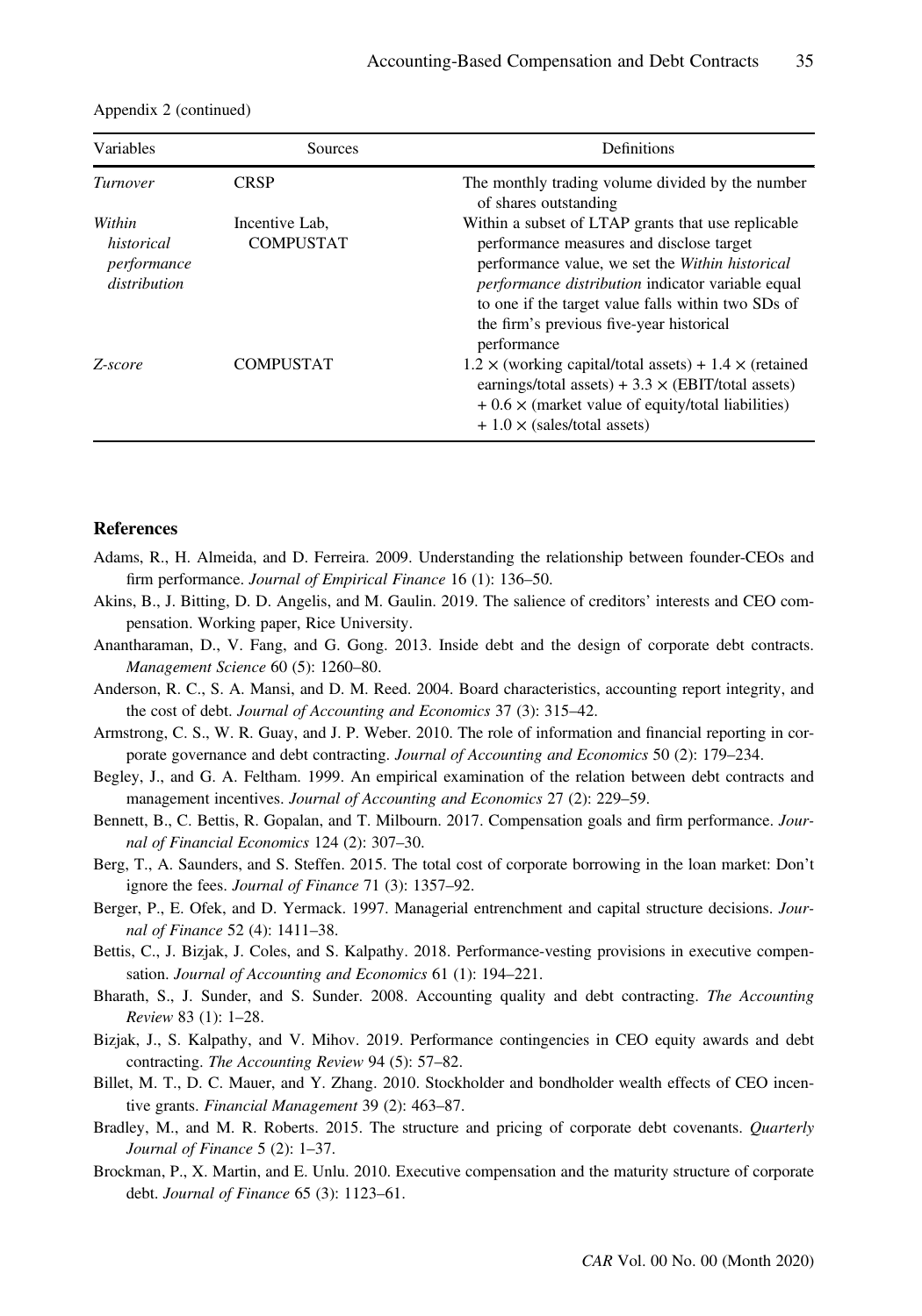Appendix 2 (continued)

| Variables | Sources | Definitions |
|---|---|---|
| *Turnover* | CRSP | The monthly trading volume divided by the number of shares outstanding |
| *Within historical performance distribution* | Incentive Lab, COMPUSTAT | Within a subset of LTAP grants that use replicable performance measures and disclose target performance value, we set the *Within historical performance distribution* indicator variable equal to one if the target value falls within two SDs of the firm's previous five-year historical performance |
| *Z-score* | COMPUSTAT | $1.2 \times$ (working capital/total assets) + $1.4 \times$ (retained earnings/total assets) + $3.3 \times$ (EBIT/total assets) + $0.6 \times$ (market value of equity/total liabilities) + $1.0 \times$ (sales/total assets) |

## References

Adams, R., H. Almeida, and D. Ferreira. 2009. Understanding the relationship between founder-CEOs and firm performance. *Journal of Empirical Finance* 16 (1): 136–50.

Akins, B., J. Bitting, D. D. Angelis, and M. Gaulin. 2019. The salience of creditors' interests and CEO compensation. Working paper, Rice University.

Anantharaman, D., V. Fang, and G. Gong. 2013. Inside debt and the design of corporate debt contracts. *Management Science* 60 (5): 1260–80.

Anderson, R. C., S. A. Mansi, and D. M. Reed. 2004. Board characteristics, accounting report integrity, and the cost of debt. *Journal of Accounting and Economics* 37 (3): 315–42.

Armstrong, C. S., W. R. Guay, and J. P. Weber. 2010. The role of information and financial reporting in corporate governance and debt contracting. *Journal of Accounting and Economics* 50 (2): 179–234.

Begley, J., and G. A. Feltham. 1999. An empirical examination of the relation between debt contracts and management incentives. *Journal of Accounting and Economics* 27 (2): 229–59.

Bennett, B., C. Bettis, R. Gopalan, and T. Milbourn. 2017. Compensation goals and firm performance. *Journal of Financial Economics* 124 (2): 307–30.

Berg, T., A. Saunders, and S. Steffen. 2015. The total cost of corporate borrowing in the loan market: Don't ignore the fees. *Journal of Finance* 71 (3): 1357–92.

Berger, P., E. Ofek, and D. Yermack. 1997. Managerial entrenchment and capital structure decisions. *Journal of Finance* 52 (4): 1411–38.

Bettis, C., J. Bizjak, J. Coles, and S. Kalpathy. 2018. Performance-vesting provisions in executive compensation. *Journal of Accounting and Economics* 61 (1): 194–221.

Bharath, S., J. Sunder, and S. Sunder. 2008. Accounting quality and debt contracting. *The Accounting Review* 83 (1): 1–28.

Bizjak, J., S. Kalpathy, and V. Mihov. 2019. Performance contingencies in CEO equity awards and debt contracting. *The Accounting Review* 94 (5): 57–82.

Billet, M. T., D. C. Mauer, and Y. Zhang. 2010. Stockholder and bondholder wealth effects of CEO incentive grants. *Financial Management* 39 (2): 463–87.

Bradley, M., and M. R. Roberts. 2015. The structure and pricing of corporate debt covenants. *Quarterly Journal of Finance* 5 (2): 1–37.

Brockman, P., X. Martin, and E. Unlu. 2010. Executive compensation and the maturity structure of corporate debt. *Journal of Finance* 65 (3): 1123–61.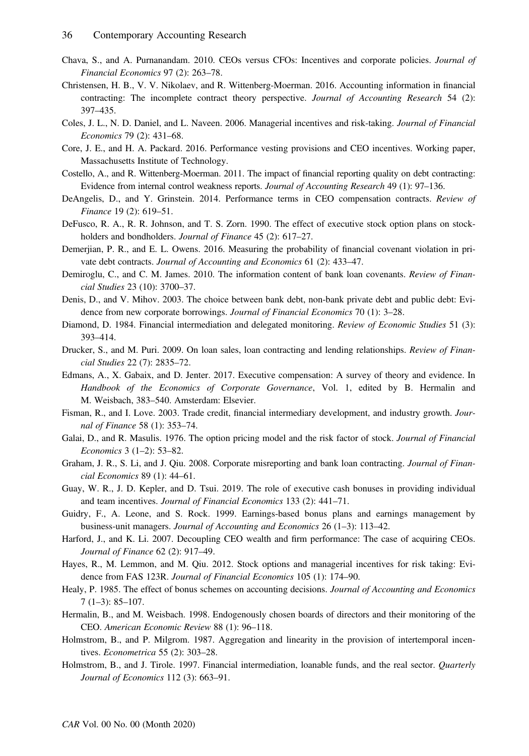Chava, S., and A. Purnanandam. 2010. CEOs versus CFOs: Incentives and corporate policies. *Journal of Financial Economics* 97 (2): 263–78.

Christensen, H. B., V. V. Nikolaev, and R. Wittenberg-Moerman. 2016. Accounting information in financial contracting: The incomplete contract theory perspective. *Journal of Accounting Research* 54 (2): 397–435.

Coles, J. L., N. D. Daniel, and L. Naveen. 2006. Managerial incentives and risk-taking. *Journal of Financial Economics* 79 (2): 431–68.

Core, J. E., and H. A. Packard. 2016. Performance vesting provisions and CEO incentives. Working paper, Massachusetts Institute of Technology.

Costello, A., and R. Wittenberg-Moerman. 2011. The impact of financial reporting quality on debt contracting: Evidence from internal control weakness reports. *Journal of Accounting Research* 49 (1): 97–136.

DeAngelis, D., and Y. Grinstein. 2014. Performance terms in CEO compensation contracts. *Review of Finance* 19 (2): 619–51.

DeFusco, R. A., R. R. Johnson, and T. S. Zorn. 1990. The effect of executive stock option plans on stockholders and bondholders. *Journal of Finance* 45 (2): 617–27.

Demerjian, P. R., and E. L. Owens. 2016. Measuring the probability of financial covenant violation in private debt contracts. *Journal of Accounting and Economics* 61 (2): 433–47.

Demiroglu, C., and C. M. James. 2010. The information content of bank loan covenants. *Review of Financial Studies* 23 (10): 3700–37.

Denis, D., and V. Mihov. 2003. The choice between bank debt, non-bank private debt and public debt: Evidence from new corporate borrowings. *Journal of Financial Economics* 70 (1): 3–28.

Diamond, D. 1984. Financial intermediation and delegated monitoring. *Review of Economic Studies* 51 (3): 393–414.

Drucker, S., and M. Puri. 2009. On loan sales, loan contracting and lending relationships. *Review of Financial Studies* 22 (7): 2835–72.

Edmans, A., X. Gabaix, and D. Jenter. 2017. Executive compensation: A survey of theory and evidence. In *Handbook of the Economics of Corporate Governance*, Vol. 1, edited by B. Hermalin and M. Weisbach, 383–540. Amsterdam: Elsevier.

Fisman, R., and I. Love. 2003. Trade credit, financial intermediary development, and industry growth. *Journal of Finance* 58 (1): 353–74.

Galai, D., and R. Masulis. 1976. The option pricing model and the risk factor of stock. *Journal of Financial Economics* 3 (1–2): 53–82.

Graham, J. R., S. Li, and J. Qiu. 2008. Corporate misreporting and bank loan contracting. *Journal of Financial Economics* 89 (1): 44–61.

Guay, W. R., J. D. Kepler, and D. Tsui. 2019. The role of executive cash bonuses in providing individual and team incentives. *Journal of Financial Economics* 133 (2): 441–71.

Guidry, F., A. Leone, and S. Rock. 1999. Earnings-based bonus plans and earnings management by business-unit managers. *Journal of Accounting and Economics* 26 (1–3): 113–42.

Harford, J., and K. Li. 2007. Decoupling CEO wealth and firm performance: The case of acquiring CEOs. *Journal of Finance* 62 (2): 917–49.

Hayes, R., M. Lemmon, and M. Qiu. 2012. Stock options and managerial incentives for risk taking: Evidence from FAS 123R. *Journal of Financial Economics* 105 (1): 174–90.

Healy, P. 1985. The effect of bonus schemes on accounting decisions. *Journal of Accounting and Economics* 7 (1–3): 85–107.

Hermalin, B., and M. Weisbach. 1998. Endogenously chosen boards of directors and their monitoring of the CEO. *American Economic Review* 88 (1): 96–118.

Holmstrom, B., and P. Milgrom. 1987. Aggregation and linearity in the provision of intertemporal incentives. *Econometrica* 55 (2): 303–28.

Holmstrom, B., and J. Tirole. 1997. Financial intermediation, loanable funds, and the real sector. *Quarterly Journal of Economics* 112 (3): 663–91.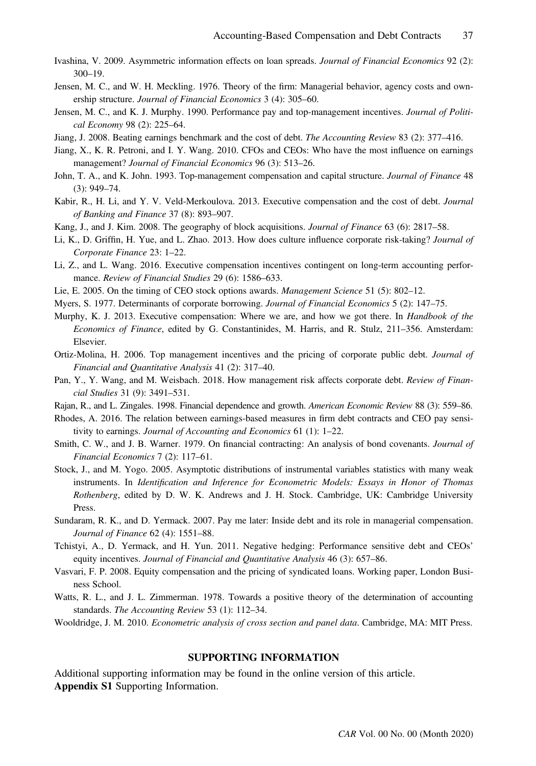Ivashina, V. 2009. Asymmetric information effects on loan spreads. *Journal of Financial Economics* 92 (2): 300–19.

Jensen, M. C., and W. H. Meckling. 1976. Theory of the firm: Managerial behavior, agency costs and ownership structure. *Journal of Financial Economics* 3 (4): 305–60.

Jensen, M. C., and K. J. Murphy. 1990. Performance pay and top-management incentives. *Journal of Political Economy* 98 (2): 225–64.

Jiang, J. 2008. Beating earnings benchmark and the cost of debt. *The Accounting Review* 83 (2): 377–416.

Jiang, X., K. R. Petroni, and I. Y. Wang. 2010. CFOs and CEOs: Who have the most influence on earnings management? *Journal of Financial Economics* 96 (3): 513–26.

John, T. A., and K. John. 1993. Top-management compensation and capital structure. *Journal of Finance* 48 (3): 949–74.

Kabir, R., H. Li, and Y. V. Veld-Merkoulova. 2013. Executive compensation and the cost of debt. *Journal of Banking and Finance* 37 (8): 893–907.

Kang, J., and J. Kim. 2008. The geography of block acquisitions. *Journal of Finance* 63 (6): 2817–58.

Li, K., D. Griffin, H. Yue, and L. Zhao. 2013. How does culture influence corporate risk-taking? *Journal of Corporate Finance* 23: 1–22.

Li, Z., and L. Wang. 2016. Executive compensation incentives contingent on long-term accounting performance. *Review of Financial Studies* 29 (6): 1586–633.

Lie, E. 2005. On the timing of CEO stock options awards. *Management Science* 51 (5): 802–12.

Myers, S. 1977. Determinants of corporate borrowing. *Journal of Financial Economics* 5 (2): 147–75.

Murphy, K. J. 2013. Executive compensation: Where we are, and how we got there. In *Handbook of the Economics of Finance*, edited by G. Constantinides, M. Harris, and R. Stulz, 211–356. Amsterdam: Elsevier.

Ortiz-Molina, H. 2006. Top management incentives and the pricing of corporate public debt. *Journal of Financial and Quantitative Analysis* 41 (2): 317–40.

Pan, Y., Y. Wang, and M. Weisbach. 2018. How management risk affects corporate debt. *Review of Financial Studies* 31 (9): 3491–531.

Rajan, R., and L. Zingales. 1998. Financial dependence and growth. *American Economic Review* 88 (3): 559–86.

Rhodes, A. 2016. The relation between earnings-based measures in firm debt contracts and CEO pay sensitivity to earnings. *Journal of Accounting and Economics* 61 (1): 1–22.

Smith, C. W., and J. B. Warner. 1979. On financial contracting: An analysis of bond covenants. *Journal of Financial Economics* 7 (2): 117–61.

Stock, J., and M. Yogo. 2005. Asymptotic distributions of instrumental variables statistics with many weak instruments. In *Identification and Inference for Econometric Models: Essays in Honor of Thomas Rothenberg*, edited by D. W. K. Andrews and J. H. Stock. Cambridge, UK: Cambridge University Press.

Sundaram, R. K., and D. Yermack. 2007. Pay me later: Inside debt and its role in managerial compensation. *Journal of Finance* 62 (4): 1551–88.

Tchistyi, A., D. Yermack, and H. Yun. 2011. Negative hedging: Performance sensitive debt and CEOs' equity incentives. *Journal of Financial and Quantitative Analysis* 46 (3): 657–86.

Vasvari, F. P. 2008. Equity compensation and the pricing of syndicated loans. Working paper, London Business School.

Watts, R. L., and J. L. Zimmerman. 1978. Towards a positive theory of the determination of accounting standards. *The Accounting Review* 53 (1): 112–34.

Wooldridge, J. M. 2010. *Econometric analysis of cross section and panel data*. Cambridge, MA: MIT Press.

## SUPPORTING INFORMATION

Additional supporting information may be found in the online version of this article.

**Appendix S1** Supporting Information.